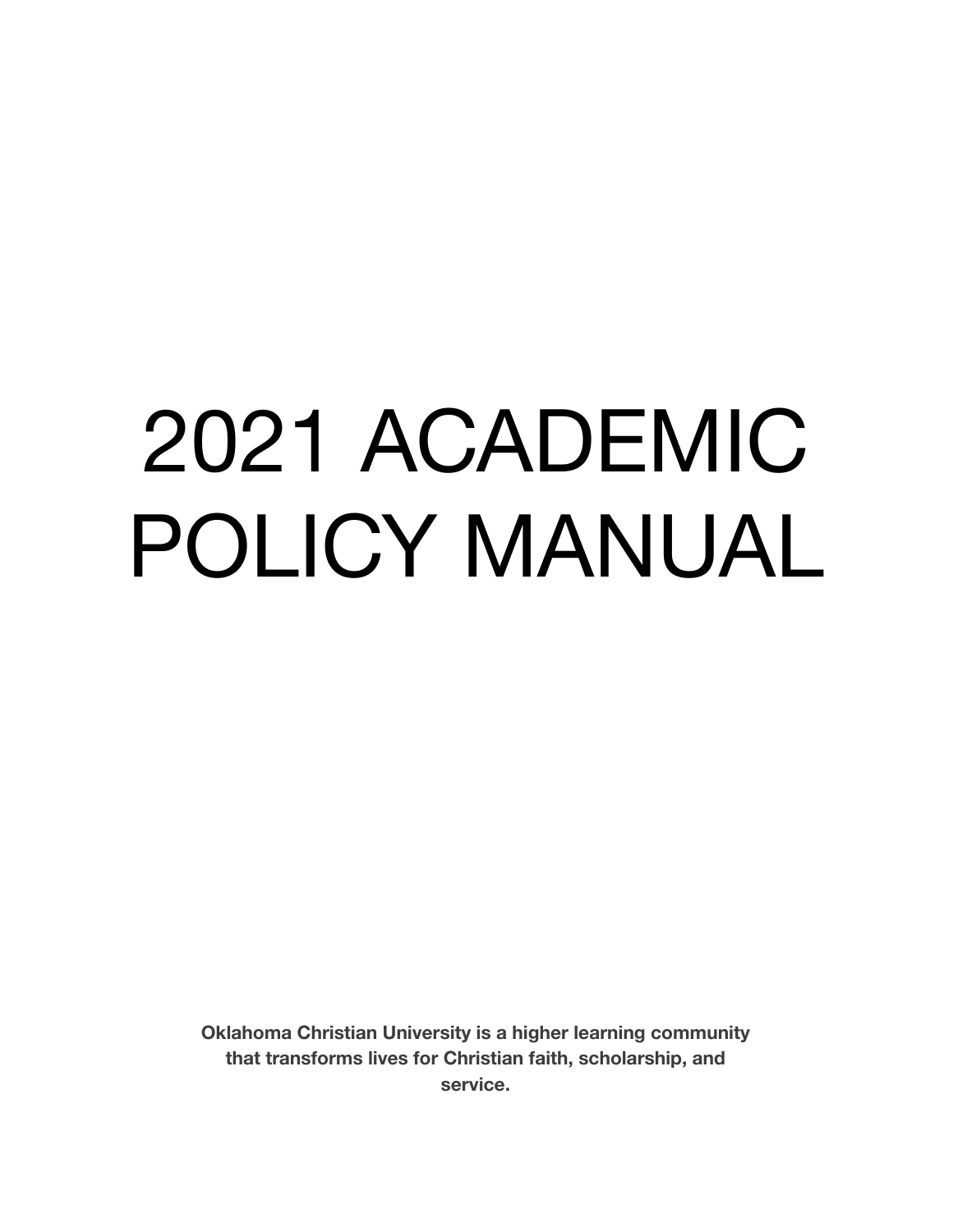# 2021 ACADEMIC POLICY MANUAL

**Oklahoma Christian University is a higher learning community that transforms lives for Christian faith, scholarship, and service.**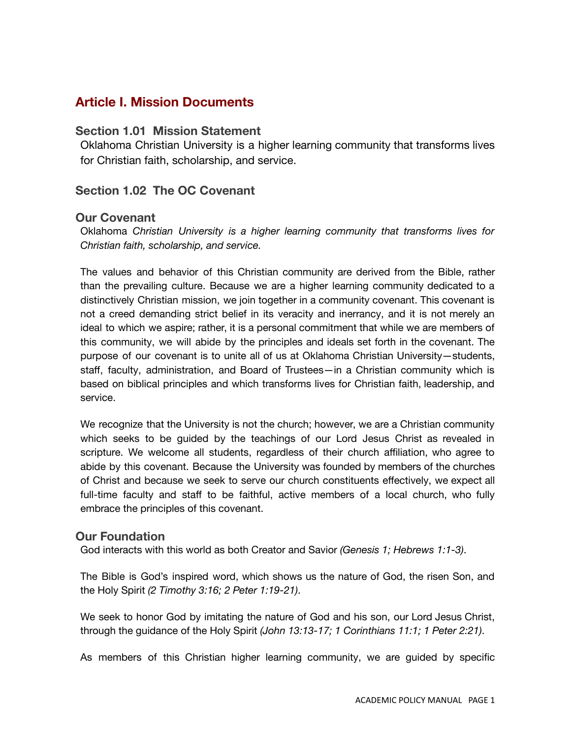# Article I. Mission Documents

## Section 1.01 Mission Statement

Oklahoma Christian University is a higher learning community that transforms lives for Christian faith, scholarship, and service.

## Section 1.02 The OC Covenant

### Our Covenant

Oklahoma *Christian University is a higher learning community that transforms lives for Christian faith, scholarship, and service.*

The values and behavior of this Christian community are derived from the Bible, rather than the prevailing culture. Because we are a higher learning community dedicated to a distinctively Christian mission, we join together in a community covenant. This covenant is not a creed demanding strict belief in its veracity and inerrancy, and it is not merely an ideal to which we aspire; rather, it is a personal commitment that while we are members of this community, we will abide by the principles and ideals set forth in the covenant. The purpose of our covenant is to unite all of us at Oklahoma Christian University—students, staff, faculty, administration, and Board of Trustees—in a Christian community which is based on biblical principles and which transforms lives for Christian faith, leadership, and service.

We recognize that the University is not the church; however, we are a Christian community which seeks to be guided by the teachings of our Lord Jesus Christ as revealed in scripture. We welcome all students, regardless of their church affiliation, who agree to abide by this covenant. Because the University was founded by members of the churches of Christ and because we seek to serve our church constituents effectively, we expect all full-time faculty and staff to be faithful, active members of a local church, who fully embrace the principles of this covenant.

### Our Foundation

God interacts with this world as both Creator and Savior *(Genesis 1; Hebrews 1:1-3)*.

The Bible is God's inspired word, which shows us the nature of God, the risen Son, and the Holy Spirit *(2 Timothy 3:16; 2 Peter 1:19-21)*.

We seek to honor God by imitating the nature of God and his son, our Lord Jesus Christ, through the guidance of the Holy Spirit *(John 13:13-17; 1 Corinthians 11:1; 1 Peter 2:21)*.

As members of this Christian higher learning community, we are guided by specific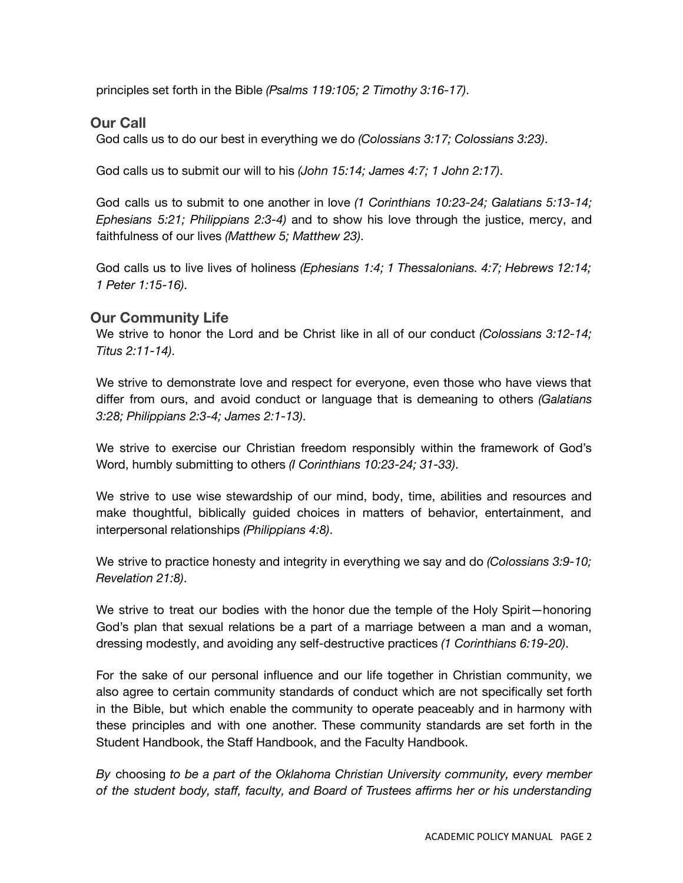principles set forth in the Bible *(Psalms 119:105; 2 Timothy 3:16-17)*.

## Our Call

God calls us to do our best in everything we do *(Colossians 3:17; Colossians 3:23)*.

God calls us to submit our will to his *(John 15:14; James 4:7; 1 John 2:17)*.

God calls us to submit to one another in love *(1 Corinthians 10:23-24; Galatians 5:13-14; Ephesians 5:21; Philippians 2:3-4)* and to show his love through the justice, mercy, and faithfulness of our lives *(Matthew 5; Matthew 23)*.

God calls us to live lives of holiness *(Ephesians 1:4; 1 Thessalonians. 4:7; Hebrews 12:14; 1 Peter 1:15-16)*.

## Our Community Life

We strive to honor the Lord and be Christ like in all of our conduct *(Colossians 3:12-14; Titus 2:11-14)*.

We strive to demonstrate love and respect for everyone, even those who have views that differ from ours, and avoid conduct or language that is demeaning to others *(Galatians 3:28; Philippians 2:3-4; James 2:1-13)*.

We strive to exercise our Christian freedom responsibly within the framework of God's Word, humbly submitting to others *(I Corinthians 10:23-24; 31-33)*.

We strive to use wise stewardship of our mind, body, time, abilities and resources and make thoughtful, biblically guided choices in matters of behavior, entertainment, and interpersonal relationships *(Philippians 4:8)*.

We strive to practice honesty and integrity in everything we say and do *(Colossians 3:9-10; Revelation 21:8)*.

We strive to treat our bodies with the honor due the temple of the Holy Spirit—honoring God's plan that sexual relations be a part of a marriage between a man and a woman, dressing modestly, and avoiding any self-destructive practices *(1 Corinthians 6:19-20)*.

For the sake of our personal influence and our life together in Christian community, we also agree to certain community standards of conduct which are not specifically set forth in the Bible, but which enable the community to operate peaceably and in harmony with these principles and with one another. These community standards are set forth in the Student Handbook, the Staff Handbook, and the Faculty Handbook.

*By* choosing *to be a part of the Oklahoma Christian University community, every member of the student body, staff, faculty, and Board of Trustees affirms her or his understanding*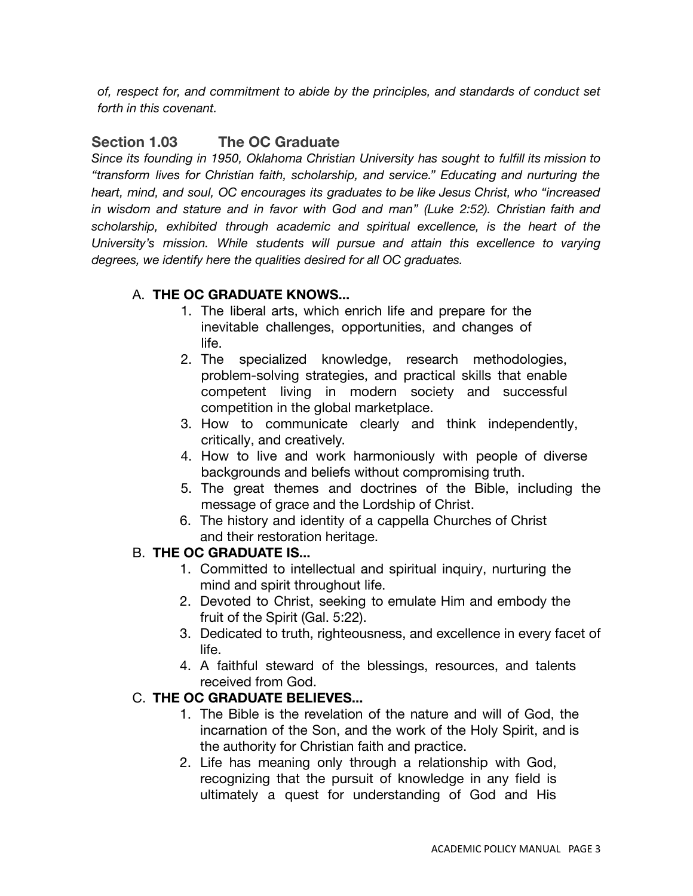*of, respect for, and commitment to abide by the principles, and standards of conduct set forth in this covenant.*

## Section 1.03 The OC Graduate

*Since its founding in 1950, Oklahoma Christian University has sought to fulfill its mission to "transform lives for Christian faith, scholarship, and service." Educating and nurturing the heart, mind, and soul, OC encourages its graduates to be like Jesus Christ, who "increased in wisdom and stature and in favor with God and man" (Luke 2:52). Christian faith and scholarship, exhibited through academic and spiritual excellence, is the heart of the University's mission. While students will pursue and attain this excellence to varying degrees, we identify here the qualities desired for all OC graduates.*

A. **THE OC GRADUATE KNOWS...**
   1. The liberal arts, which enrich life and prepare for the inevitable challenges, opportunities, and changes of life.
   2. The specialized knowledge, research methodologies, problem-solving strategies, and practical skills that enable competent living in modern society and successful competition in the global marketplace.
   3. How to communicate clearly and think independently, critically, and creatively.
   4. How to live and work harmoniously with people of diverse backgrounds and beliefs without compromising truth.
   5. The great themes and doctrines of the Bible, including the message of grace and the Lordship of Christ.
   6. The history and identity of a cappella Churches of Christ and their restoration heritage.

B. **THE OC GRADUATE IS...**
   1. Committed to intellectual and spiritual inquiry, nurturing the mind and spirit throughout life.
   2. Devoted to Christ, seeking to emulate Him and embody the fruit of the Spirit (Gal. 5:22).
   3. Dedicated to truth, righteousness, and excellence in every facet of life.
   4. A faithful steward of the blessings, resources, and talents received from God.

C. **THE OC GRADUATE BELIEVES...**
   1. The Bible is the revelation of the nature and will of God, the incarnation of the Son, and the work of the Holy Spirit, and is the authority for Christian faith and practice.
   2. Life has meaning only through a relationship with God, recognizing that the pursuit of knowledge in any field is ultimately a quest for understanding of God and His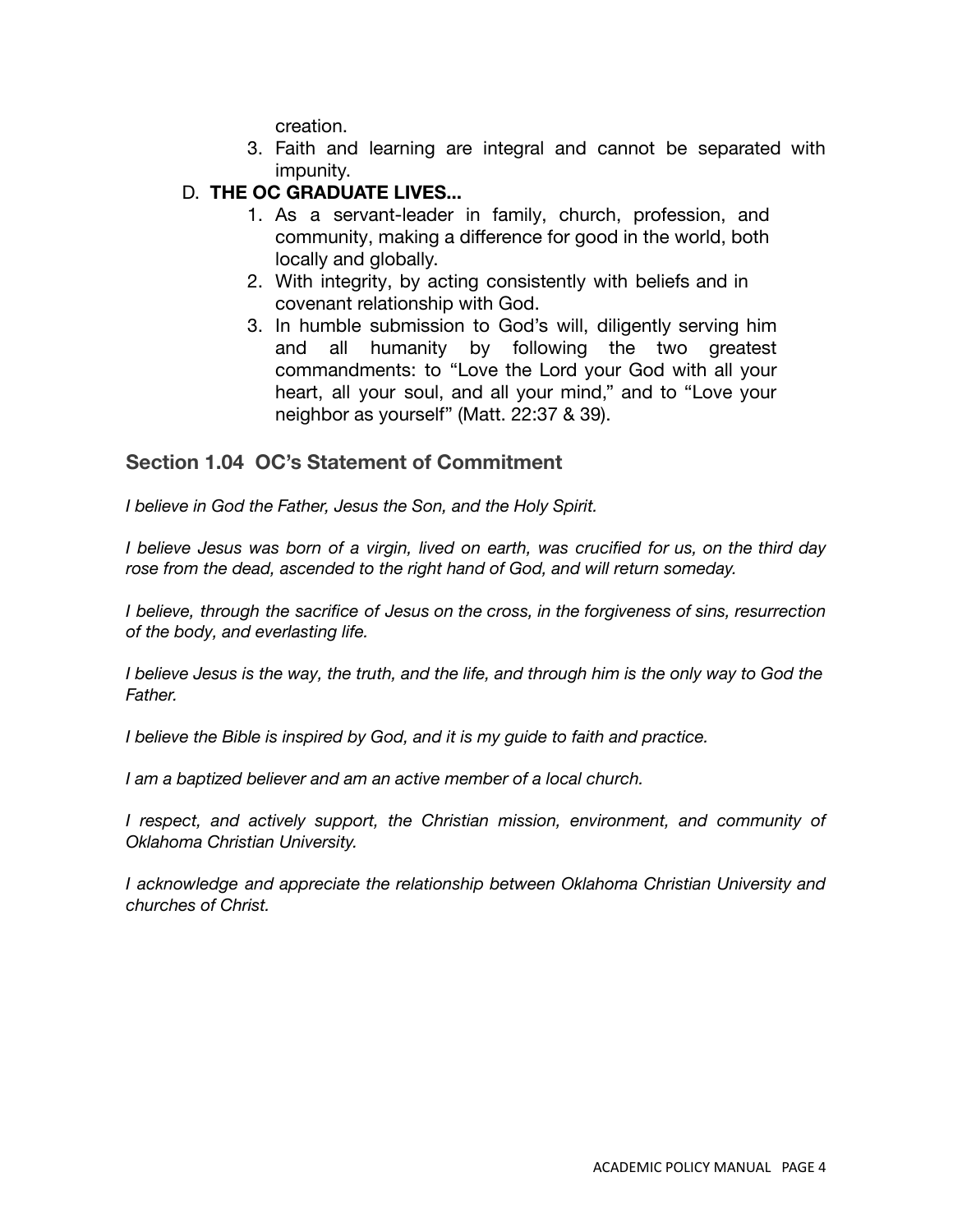creation.

3. Faith and learning are integral and cannot be separated with impunity.

D. **THE OC GRADUATE LIVES...**

1. As a servant-leader in family, church, profession, and community, making a difference for good in the world, both locally and globally.
2. With integrity, by acting consistently with beliefs and in covenant relationship with God.
3. In humble submission to God's will, diligently serving him and all humanity by following the two greatest commandments: to "Love the Lord your God with all your heart, all your soul, and all your mind," and to "Love your neighbor as yourself" (Matt. 22:37 & 39).

## Section 1.04 OC's Statement of Commitment

*I believe in God the Father, Jesus the Son, and the Holy Spirit.*

*I believe Jesus was born of a virgin, lived on earth, was crucified for us, on the third day rose from the dead, ascended to the right hand of God, and will return someday.*

*I believe, through the sacrifice of Jesus on the cross, in the forgiveness of sins, resurrection of the body, and everlasting life.*

*I believe Jesus is the way, the truth, and the life, and through him is the only way to God the Father.*

*I believe the Bible is inspired by God, and it is my guide to faith and practice.*

*I am a baptized believer and am an active member of a local church.*

*I respect, and actively support, the Christian mission, environment, and community of Oklahoma Christian University.*

*I acknowledge and appreciate the relationship between Oklahoma Christian University and churches of Christ.*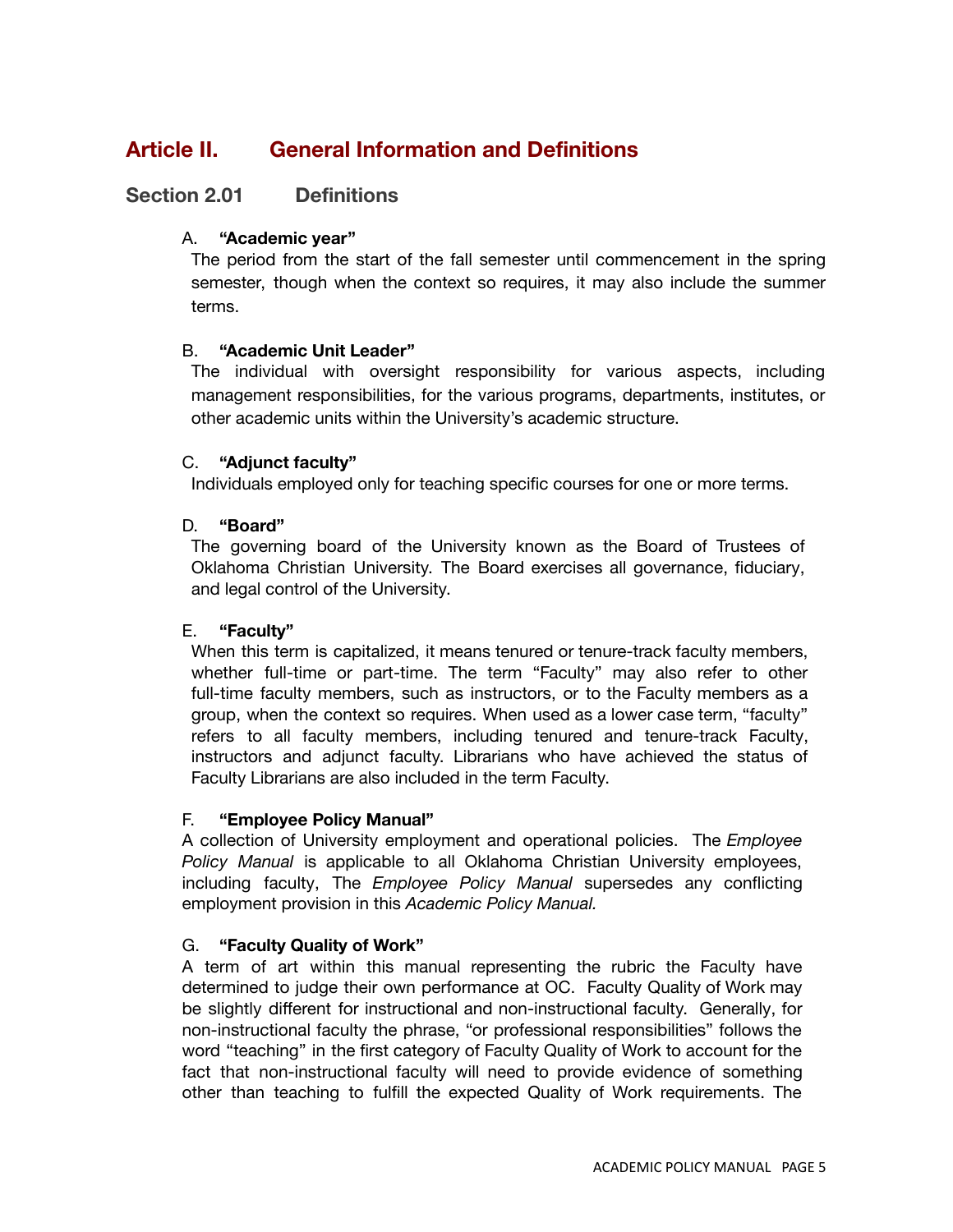# Article II. General Information and Definitions

## Section 2.01 Definitions

A. **"Academic year"**

The period from the start of the fall semester until commencement in the spring semester, though when the context so requires, it may also include the summer terms.

B. **"Academic Unit Leader"**

The individual with oversight responsibility for various aspects, including management responsibilities, for the various programs, departments, institutes, or other academic units within the University's academic structure.

C. **"Adjunct faculty"**

Individuals employed only for teaching specific courses for one or more terms.

D. **"Board"**

The governing board of the University known as the Board of Trustees of Oklahoma Christian University. The Board exercises all governance, fiduciary, and legal control of the University.

E. **"Faculty"**

When this term is capitalized, it means tenured or tenure-track faculty members, whether full-time or part-time. The term "Faculty" may also refer to other full-time faculty members, such as instructors, or to the Faculty members as a group, when the context so requires. When used as a lower case term, "faculty" refers to all faculty members, including tenured and tenure-track Faculty, instructors and adjunct faculty. Librarians who have achieved the status of Faculty Librarians are also included in the term Faculty.

F. **"Employee Policy Manual"**

A collection of University employment and operational policies. The *Employee Policy Manual* is applicable to all Oklahoma Christian University employees, including faculty, The *Employee Policy Manual* supersedes any conflicting employment provision in this *Academic Policy Manual.*

G. **"Faculty Quality of Work"**

A term of art within this manual representing the rubric the Faculty have determined to judge their own performance at OC. Faculty Quality of Work may be slightly different for instructional and non-instructional faculty. Generally, for non-instructional faculty the phrase, "or professional responsibilities" follows the word "teaching" in the first category of Faculty Quality of Work to account for the fact that non-instructional faculty will need to provide evidence of something other than teaching to fulfill the expected Quality of Work requirements. The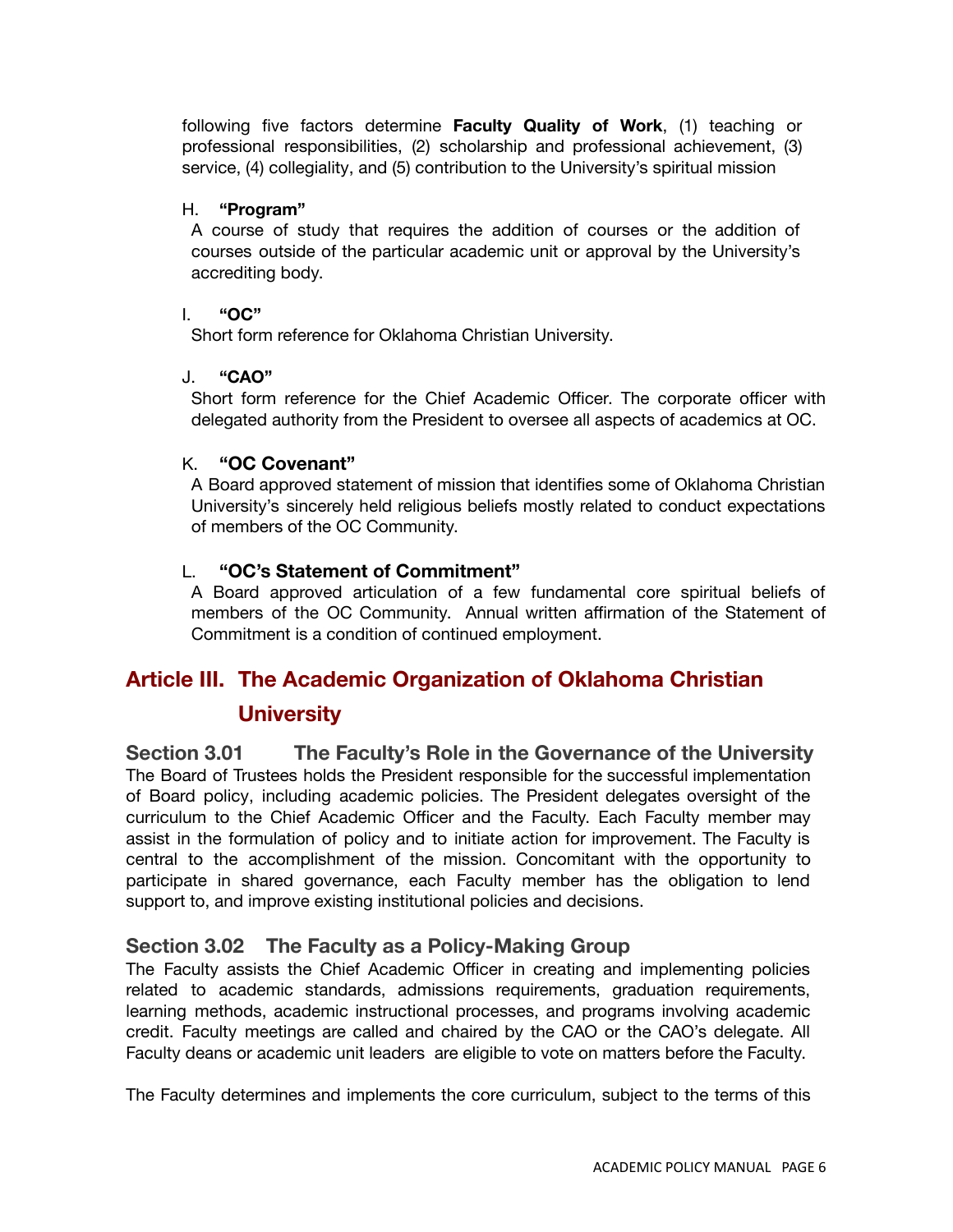following five factors determine **Faculty Quality of Work**, (1) teaching or professional responsibilities, (2) scholarship and professional achievement, (3) service, (4) collegiality, and (5) contribution to the University's spiritual mission

H. **"Program"**

A course of study that requires the addition of courses or the addition of courses outside of the particular academic unit or approval by the University's accrediting body.

I. **"OC"**

Short form reference for Oklahoma Christian University.

J. **"CAO"**

Short form reference for the Chief Academic Officer. The corporate officer with delegated authority from the President to oversee all aspects of academics at OC.

K. **"OC Covenant"**

A Board approved statement of mission that identifies some of Oklahoma Christian University's sincerely held religious beliefs mostly related to conduct expectations of members of the OC Community.

L. **"OC's Statement of Commitment"**

A Board approved articulation of a few fundamental core spiritual beliefs of members of the OC Community. Annual written affirmation of the Statement of Commitment is a condition of continued employment.

# Article III. The Academic Organization of Oklahoma Christian University

## Section 3.01 The Faculty's Role in the Governance of the University

The Board of Trustees holds the President responsible for the successful implementation of Board policy, including academic policies. The President delegates oversight of the curriculum to the Chief Academic Officer and the Faculty. Each Faculty member may assist in the formulation of policy and to initiate action for improvement. The Faculty is central to the accomplishment of the mission. Concomitant with the opportunity to participate in shared governance, each Faculty member has the obligation to lend support to, and improve existing institutional policies and decisions.

## Section 3.02 The Faculty as a Policy-Making Group

The Faculty assists the Chief Academic Officer in creating and implementing policies related to academic standards, admissions requirements, graduation requirements, learning methods, academic instructional processes, and programs involving academic credit. Faculty meetings are called and chaired by the CAO or the CAO's delegate. All Faculty deans or academic unit leaders are eligible to vote on matters before the Faculty.

The Faculty determines and implements the core curriculum, subject to the terms of this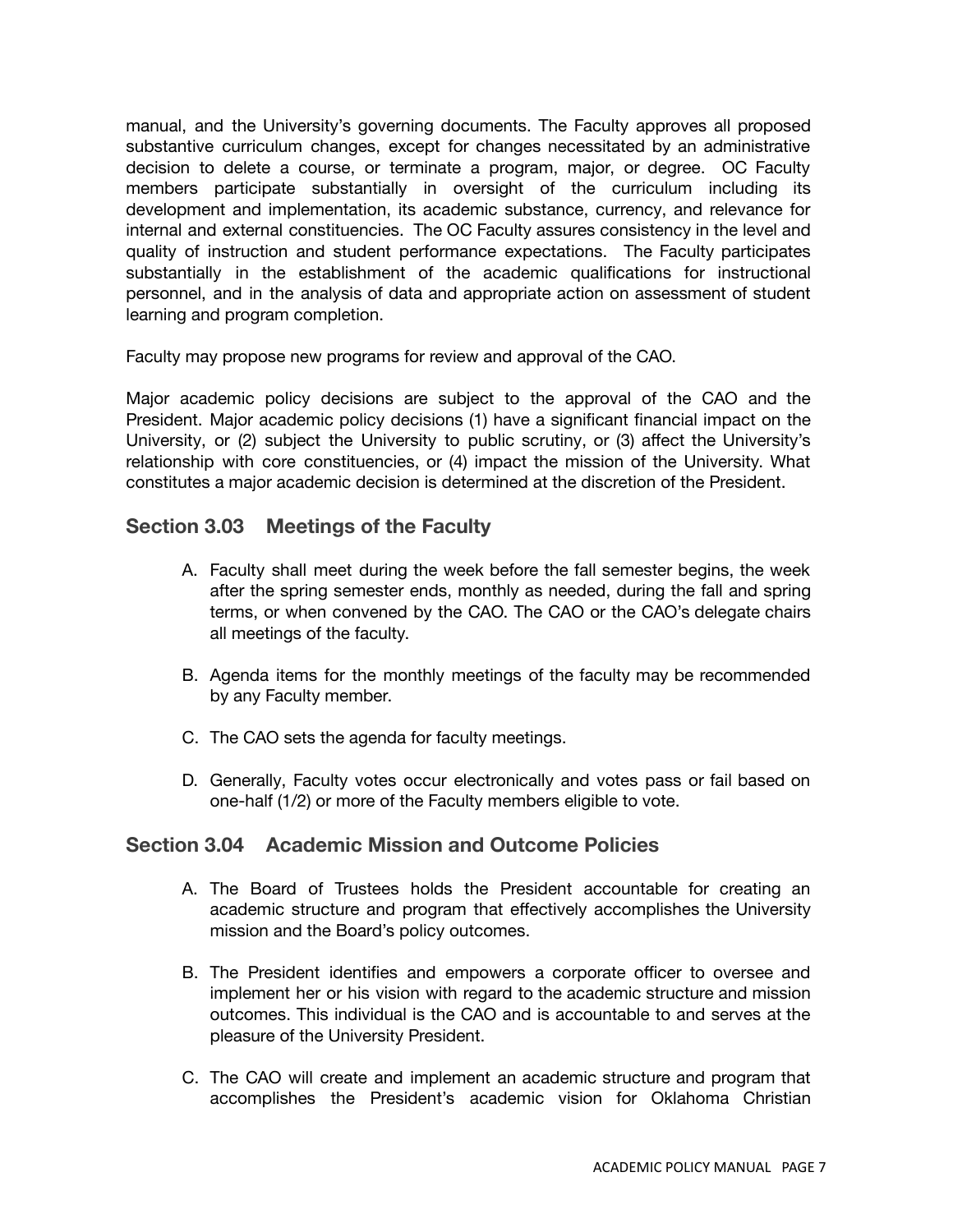manual, and the University's governing documents. The Faculty approves all proposed substantive curriculum changes, except for changes necessitated by an administrative decision to delete a course, or terminate a program, major, or degree. OC Faculty members participate substantially in oversight of the curriculum including its development and implementation, its academic substance, currency, and relevance for internal and external constituencies. The OC Faculty assures consistency in the level and quality of instruction and student performance expectations. The Faculty participates substantially in the establishment of the academic qualifications for instructional personnel, and in the analysis of data and appropriate action on assessment of student learning and program completion.

Faculty may propose new programs for review and approval of the CAO.

Major academic policy decisions are subject to the approval of the CAO and the President. Major academic policy decisions (1) have a significant financial impact on the University, or (2) subject the University to public scrutiny, or (3) affect the University's relationship with core constituencies, or (4) impact the mission of the University. What constitutes a major academic decision is determined at the discretion of the President.

### Section 3.03 Meetings of the Faculty

A. Faculty shall meet during the week before the fall semester begins, the week after the spring semester ends, monthly as needed, during the fall and spring terms, or when convened by the CAO. The CAO or the CAO's delegate chairs all meetings of the faculty.

B. Agenda items for the monthly meetings of the faculty may be recommended by any Faculty member.

C. The CAO sets the agenda for faculty meetings.

D. Generally, Faculty votes occur electronically and votes pass or fail based on one-half (1/2) or more of the Faculty members eligible to vote.

### Section 3.04 Academic Mission and Outcome Policies

A. The Board of Trustees holds the President accountable for creating an academic structure and program that effectively accomplishes the University mission and the Board's policy outcomes.

B. The President identifies and empowers a corporate officer to oversee and implement her or his vision with regard to the academic structure and mission outcomes. This individual is the CAO and is accountable to and serves at the pleasure of the University President.

C. The CAO will create and implement an academic structure and program that accomplishes the President's academic vision for Oklahoma Christian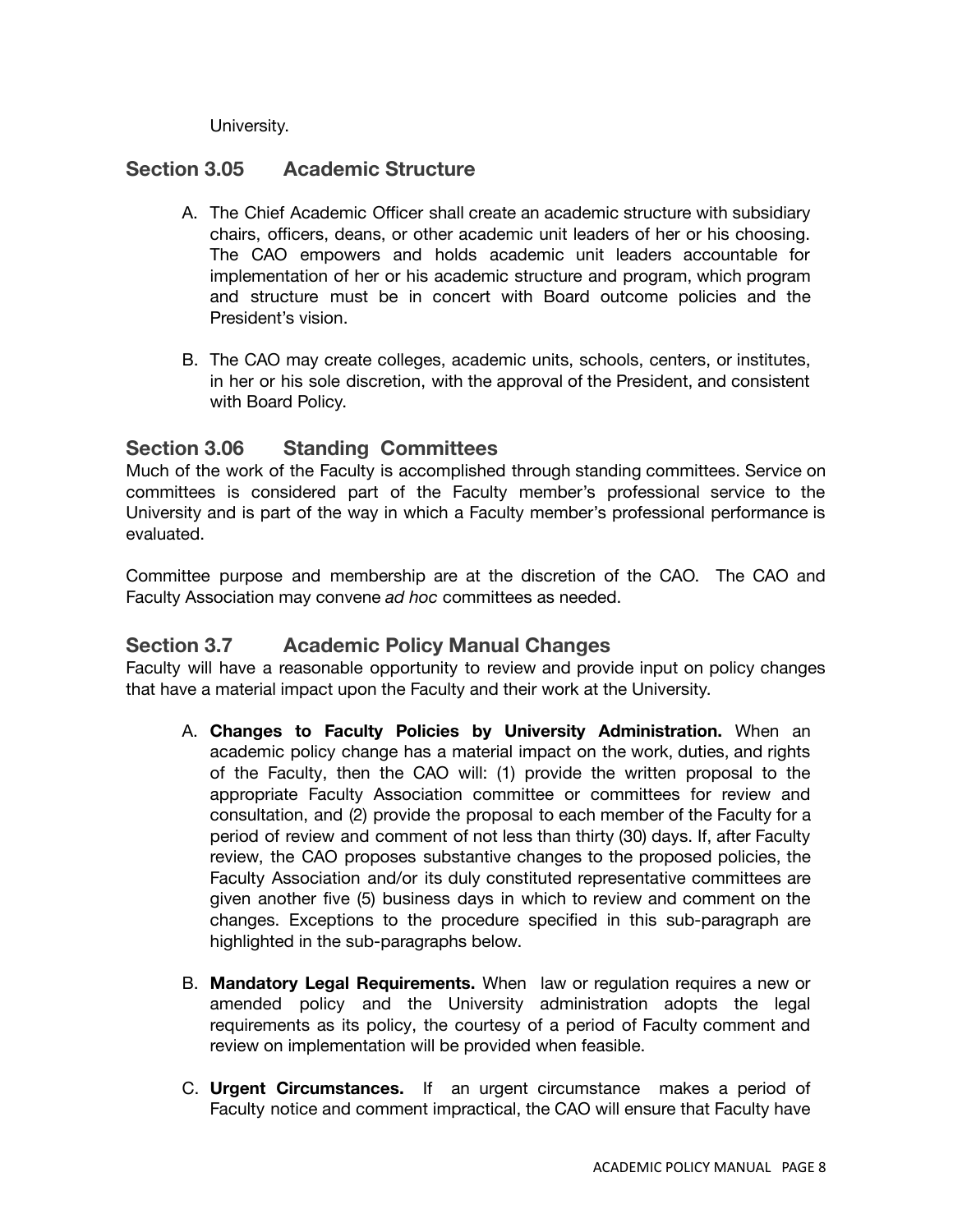University.

## Section 3.05 Academic Structure

A. The Chief Academic Officer shall create an academic structure with subsidiary chairs, officers, deans, or other academic unit leaders of her or his choosing. The CAO empowers and holds academic unit leaders accountable for implementation of her or his academic structure and program, which program and structure must be in concert with Board outcome policies and the President's vision.

B. The CAO may create colleges, academic units, schools, centers, or institutes, in her or his sole discretion, with the approval of the President, and consistent with Board Policy.

## Section 3.06 Standing Committees

Much of the work of the Faculty is accomplished through standing committees. Service on committees is considered part of the Faculty member's professional service to the University and is part of the way in which a Faculty member's professional performance is evaluated.

Committee purpose and membership are at the discretion of the CAO. The CAO and Faculty Association may convene *ad hoc* committees as needed.

## Section 3.7 Academic Policy Manual Changes

Faculty will have a reasonable opportunity to review and provide input on policy changes that have a material impact upon the Faculty and their work at the University.

A. **Changes to Faculty Policies by University Administration.** When an academic policy change has a material impact on the work, duties, and rights of the Faculty, then the CAO will: (1) provide the written proposal to the appropriate Faculty Association committee or committees for review and consultation, and (2) provide the proposal to each member of the Faculty for a period of review and comment of not less than thirty (30) days. If, after Faculty review, the CAO proposes substantive changes to the proposed policies, the Faculty Association and/or its duly constituted representative committees are given another five (5) business days in which to review and comment on the changes. Exceptions to the procedure specified in this sub-paragraph are highlighted in the sub-paragraphs below.

B. **Mandatory Legal Requirements.** When law or regulation requires a new or amended policy and the University administration adopts the legal requirements as its policy, the courtesy of a period of Faculty comment and review on implementation will be provided when feasible.

C. **Urgent Circumstances.** If an urgent circumstance makes a period of Faculty notice and comment impractical, the CAO will ensure that Faculty have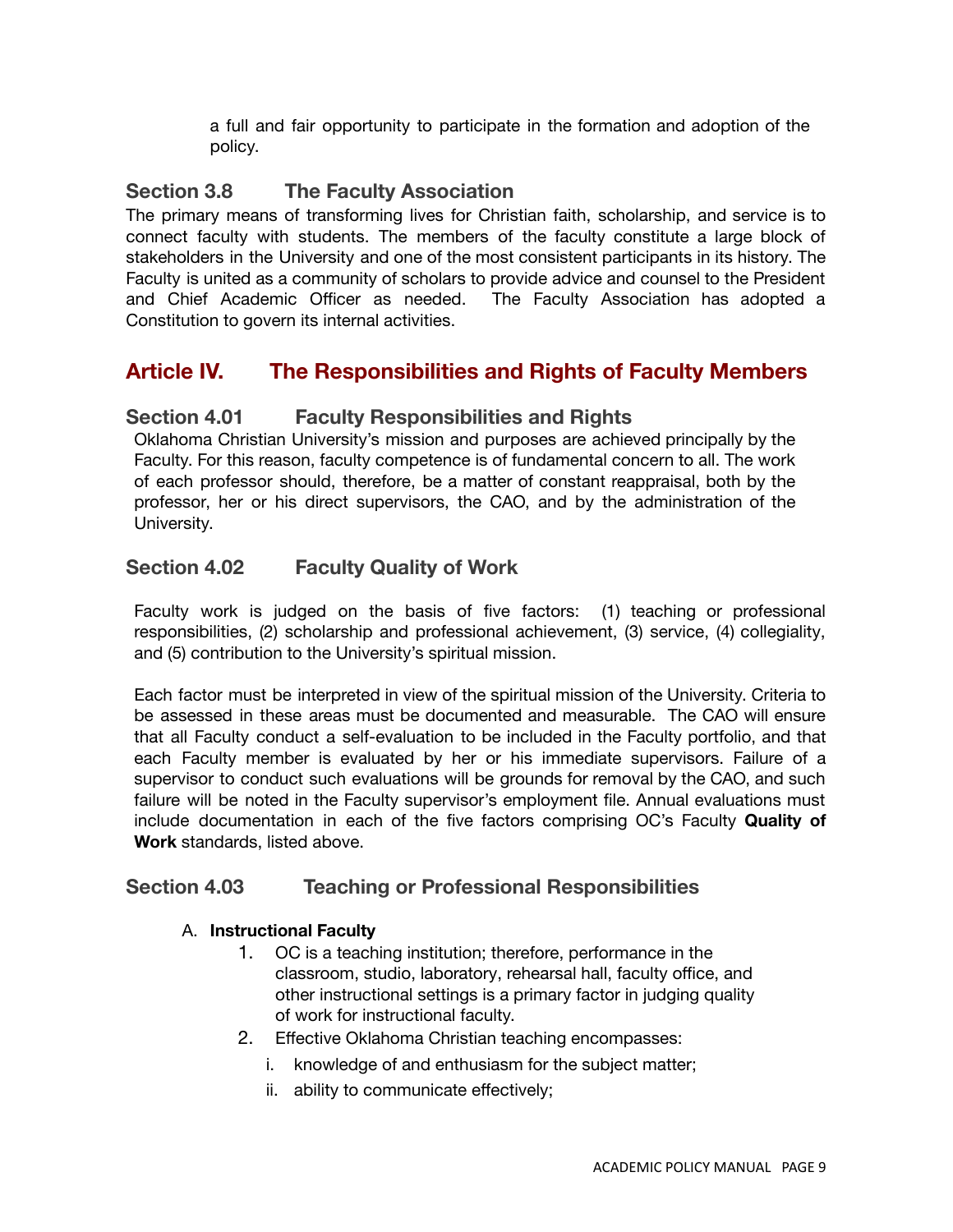a full and fair opportunity to participate in the formation and adoption of the policy.

### Section 3.8 The Faculty Association

The primary means of transforming lives for Christian faith, scholarship, and service is to connect faculty with students. The members of the faculty constitute a large block of stakeholders in the University and one of the most consistent participants in its history. The Faculty is united as a community of scholars to provide advice and counsel to the President and Chief Academic Officer as needed. The Faculty Association has adopted a Constitution to govern its internal activities.

## Article IV. The Responsibilities and Rights of Faculty Members

### Section 4.01 Faculty Responsibilities and Rights

Oklahoma Christian University's mission and purposes are achieved principally by the Faculty. For this reason, faculty competence is of fundamental concern to all. The work of each professor should, therefore, be a matter of constant reappraisal, both by the professor, her or his direct supervisors, the CAO, and by the administration of the University.

### Section 4.02 Faculty Quality of Work

Faculty work is judged on the basis of five factors: (1) teaching or professional responsibilities, (2) scholarship and professional achievement, (3) service, (4) collegiality, and (5) contribution to the University's spiritual mission.

Each factor must be interpreted in view of the spiritual mission of the University. Criteria to be assessed in these areas must be documented and measurable. The CAO will ensure that all Faculty conduct a self-evaluation to be included in the Faculty portfolio, and that each Faculty member is evaluated by her or his immediate supervisors. Failure of a supervisor to conduct such evaluations will be grounds for removal by the CAO, and such failure will be noted in the Faculty supervisor's employment file. Annual evaluations must include documentation in each of the five factors comprising OC's Faculty **Quality of Work** standards, listed above.

### Section 4.03 Teaching or Professional Responsibilities

A. **Instructional Faculty**
   1. OC is a teaching institution; therefore, performance in the classroom, studio, laboratory, rehearsal hall, faculty office, and other instructional settings is a primary factor in judging quality of work for instructional faculty.
   2. Effective Oklahoma Christian teaching encompasses:
      i. knowledge of and enthusiasm for the subject matter;
      ii. ability to communicate effectively;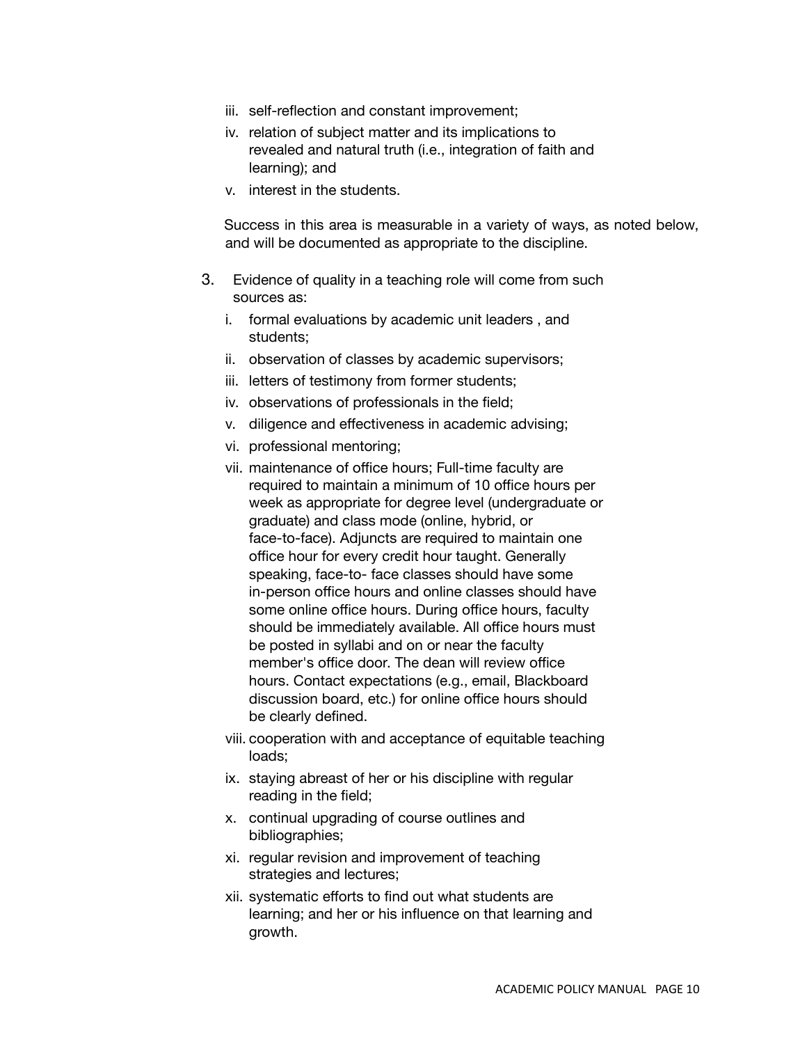iii. self-reflection and constant improvement;
iv. relation of subject matter and its implications to revealed and natural truth (i.e., integration of faith and learning); and
v. interest in the students.

Success in this area is measurable in a variety of ways, as noted below, and will be documented as appropriate to the discipline.

3. Evidence of quality in a teaching role will come from such sources as:
   i. formal evaluations by academic unit leaders , and students;
   ii. observation of classes by academic supervisors;
   iii. letters of testimony from former students;
   iv. observations of professionals in the field;
   v. diligence and effectiveness in academic advising;
   vi. professional mentoring;
   vii. maintenance of office hours; Full-time faculty are required to maintain a minimum of 10 office hours per week as appropriate for degree level (undergraduate or graduate) and class mode (online, hybrid, or face-to-face). Adjuncts are required to maintain one office hour for every credit hour taught. Generally speaking, face-to- face classes should have some in-person office hours and online classes should have some online office hours. During office hours, faculty should be immediately available. All office hours must be posted in syllabi and on or near the faculty member's office door. The dean will review office hours. Contact expectations (e.g., email, Blackboard discussion board, etc.) for online office hours should be clearly defined.
   viii. cooperation with and acceptance of equitable teaching loads;
   ix. staying abreast of her or his discipline with regular reading in the field;
   x. continual upgrading of course outlines and bibliographies;
   xi. regular revision and improvement of teaching strategies and lectures;
   xii. systematic efforts to find out what students are learning; and her or his influence on that learning and growth.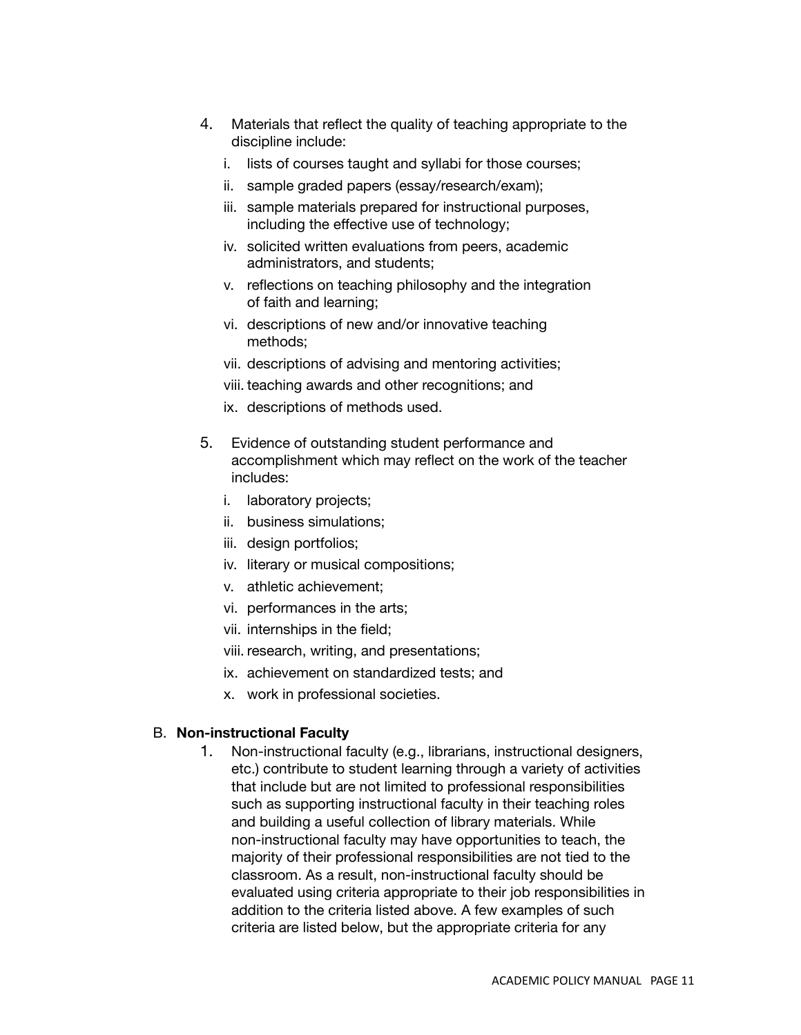4. Materials that reflect the quality of teaching appropriate to the discipline include:
   i. lists of courses taught and syllabi for those courses;
   ii. sample graded papers (essay/research/exam);
   iii. sample materials prepared for instructional purposes, including the effective use of technology;
   iv. solicited written evaluations from peers, academic administrators, and students;
   v. reflections on teaching philosophy and the integration of faith and learning;
   vi. descriptions of new and/or innovative teaching methods;
   vii. descriptions of advising and mentoring activities;
   viii. teaching awards and other recognitions; and
   ix. descriptions of methods used.

5. Evidence of outstanding student performance and accomplishment which may reflect on the work of the teacher includes:
   i. laboratory projects;
   ii. business simulations;
   iii. design portfolios;
   iv. literary or musical compositions;
   v. athletic achievement;
   vi. performances in the arts;
   vii. internships in the field;
   viii. research, writing, and presentations;
   ix. achievement on standardized tests; and
   x. work in professional societies.

B. **Non-instructional Faculty**

1. Non-instructional faculty (e.g., librarians, instructional designers, etc.) contribute to student learning through a variety of activities that include but are not limited to professional responsibilities such as supporting instructional faculty in their teaching roles and building a useful collection of library materials. While non-instructional faculty may have opportunities to teach, the majority of their professional responsibilities are not tied to the classroom. As a result, non-instructional faculty should be evaluated using criteria appropriate to their job responsibilities in addition to the criteria listed above. A few examples of such criteria are listed below, but the appropriate criteria for any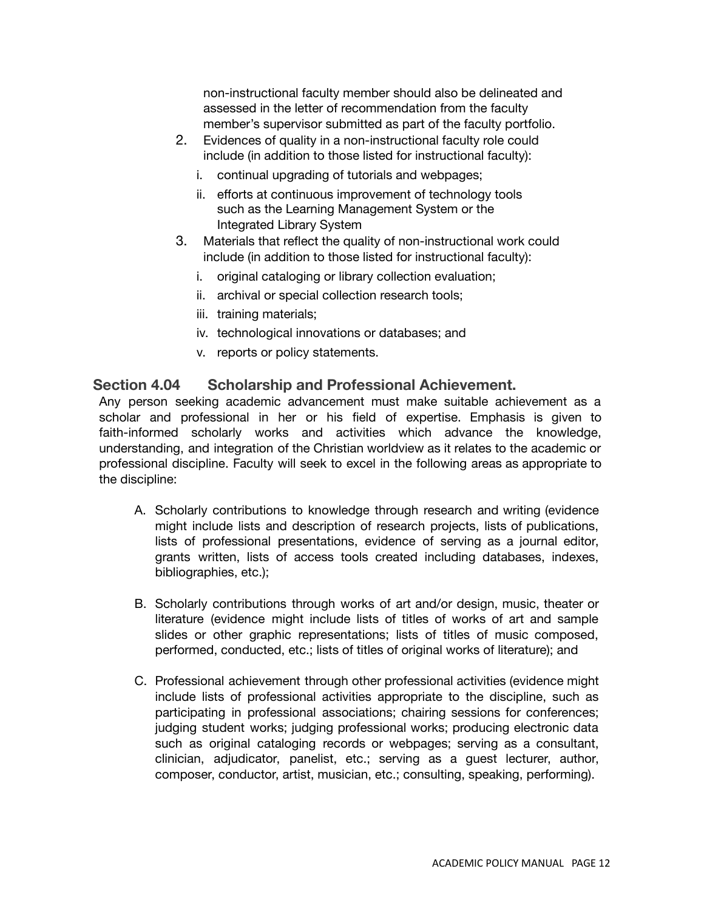non-instructional faculty member should also be delineated and assessed in the letter of recommendation from the faculty member's supervisor submitted as part of the faculty portfolio.

2. Evidences of quality in a non-instructional faculty role could include (in addition to those listed for instructional faculty):
   i. continual upgrading of tutorials and webpages;
   ii. efforts at continuous improvement of technology tools such as the Learning Management System or the Integrated Library System
3. Materials that reflect the quality of non-instructional work could include (in addition to those listed for instructional faculty):
   i. original cataloging or library collection evaluation;
   ii. archival or special collection research tools;
   iii. training materials;
   iv. technological innovations or databases; and
   v. reports or policy statements.

## Section 4.04 Scholarship and Professional Achievement.

Any person seeking academic advancement must make suitable achievement as a scholar and professional in her or his field of expertise. Emphasis is given to faith-informed scholarly works and activities which advance the knowledge, understanding, and integration of the Christian worldview as it relates to the academic or professional discipline. Faculty will seek to excel in the following areas as appropriate to the discipline:

A. Scholarly contributions to knowledge through research and writing (evidence might include lists and description of research projects, lists of publications, lists of professional presentations, evidence of serving as a journal editor, grants written, lists of access tools created including databases, indexes, bibliographies, etc.);

B. Scholarly contributions through works of art and/or design, music, theater or literature (evidence might include lists of titles of works of art and sample slides or other graphic representations; lists of titles of music composed, performed, conducted, etc.; lists of titles of original works of literature); and

C. Professional achievement through other professional activities (evidence might include lists of professional activities appropriate to the discipline, such as participating in professional associations; chairing sessions for conferences; judging student works; judging professional works; producing electronic data such as original cataloging records or webpages; serving as a consultant, clinician, adjudicator, panelist, etc.; serving as a guest lecturer, author, composer, conductor, artist, musician, etc.; consulting, speaking, performing).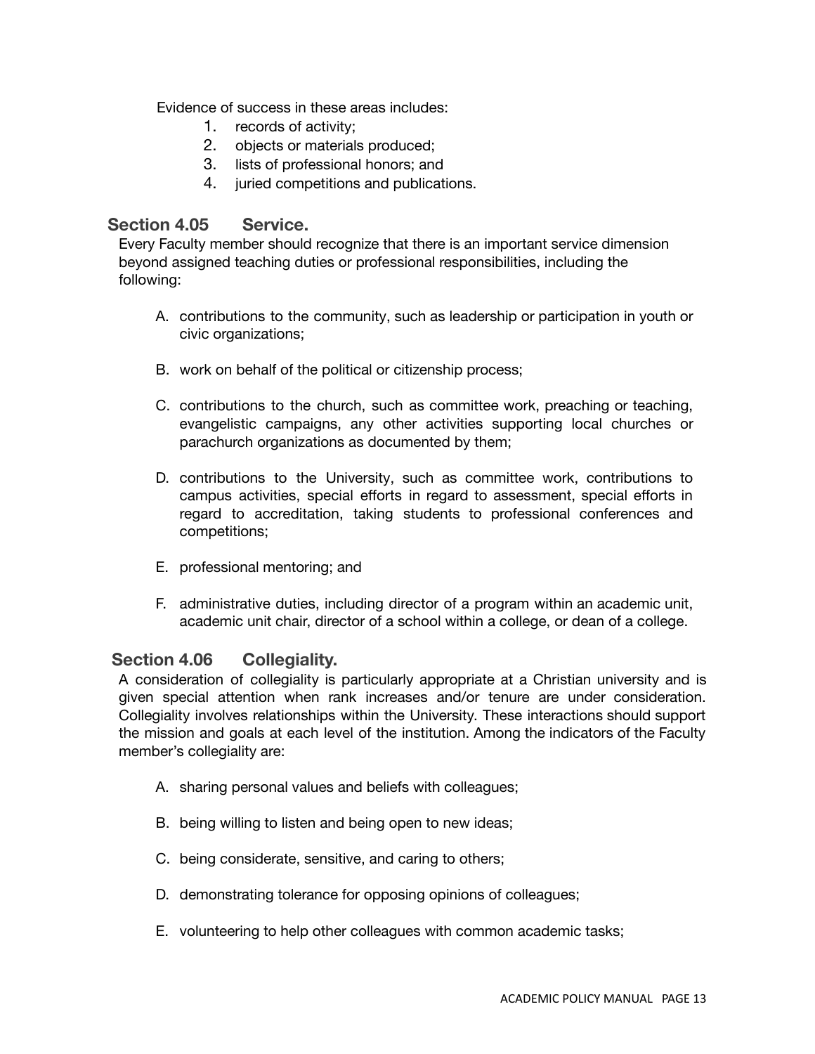Evidence of success in these areas includes:

1. records of activity;
2. objects or materials produced;
3. lists of professional honors; and
4. juried competitions and publications.

### Section 4.05 Service.

Every Faculty member should recognize that there is an important service dimension beyond assigned teaching duties or professional responsibilities, including the following:

A. contributions to the community, such as leadership or participation in youth or civic organizations;

B. work on behalf of the political or citizenship process;

C. contributions to the church, such as committee work, preaching or teaching, evangelistic campaigns, any other activities supporting local churches or parachurch organizations as documented by them;

D. contributions to the University, such as committee work, contributions to campus activities, special efforts in regard to assessment, special efforts in regard to accreditation, taking students to professional conferences and competitions;

E. professional mentoring; and

F. administrative duties, including director of a program within an academic unit, academic unit chair, director of a school within a college, or dean of a college.

### Section 4.06 Collegiality.

A consideration of collegiality is particularly appropriate at a Christian university and is given special attention when rank increases and/or tenure are under consideration. Collegiality involves relationships within the University. These interactions should support the mission and goals at each level of the institution. Among the indicators of the Faculty member's collegiality are:

A. sharing personal values and beliefs with colleagues;

B. being willing to listen and being open to new ideas;

C. being considerate, sensitive, and caring to others;

D. demonstrating tolerance for opposing opinions of colleagues;

E. volunteering to help other colleagues with common academic tasks;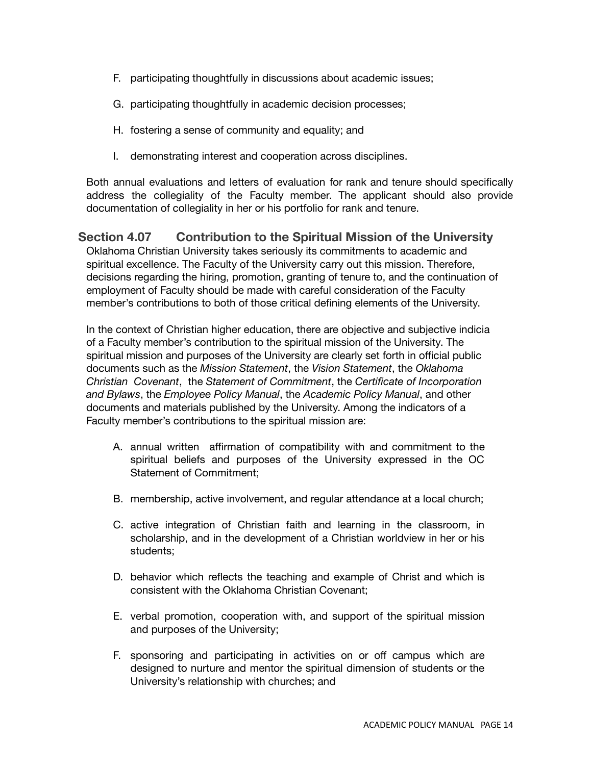F. participating thoughtfully in discussions about academic issues;

G. participating thoughtfully in academic decision processes;

H. fostering a sense of community and equality; and

I. demonstrating interest and cooperation across disciplines.

Both annual evaluations and letters of evaluation for rank and tenure should specifically address the collegiality of the Faculty member. The applicant should also provide documentation of collegiality in her or his portfolio for rank and tenure.

## Section 4.07 Contribution to the Spiritual Mission of the University

Oklahoma Christian University takes seriously its commitments to academic and spiritual excellence. The Faculty of the University carry out this mission. Therefore, decisions regarding the hiring, promotion, granting of tenure to, and the continuation of employment of Faculty should be made with careful consideration of the Faculty member's contributions to both of those critical defining elements of the University.

In the context of Christian higher education, there are objective and subjective indicia of a Faculty member's contribution to the spiritual mission of the University. The spiritual mission and purposes of the University are clearly set forth in official public documents such as the *Mission Statement*, the *Vision Statement*, the *Oklahoma Christian Covenant*, the *Statement of Commitment*, the *Certificate of Incorporation and Bylaws*, the *Employee Policy Manual*, the *Academic Policy Manual*, and other documents and materials published by the University. Among the indicators of a Faculty member's contributions to the spiritual mission are:

A. annual written affirmation of compatibility with and commitment to the spiritual beliefs and purposes of the University expressed in the OC Statement of Commitment;

B. membership, active involvement, and regular attendance at a local church;

C. active integration of Christian faith and learning in the classroom, in scholarship, and in the development of a Christian worldview in her or his students;

D. behavior which reflects the teaching and example of Christ and which is consistent with the Oklahoma Christian Covenant;

E. verbal promotion, cooperation with, and support of the spiritual mission and purposes of the University;

F. sponsoring and participating in activities on or off campus which are designed to nurture and mentor the spiritual dimension of students or the University's relationship with churches; and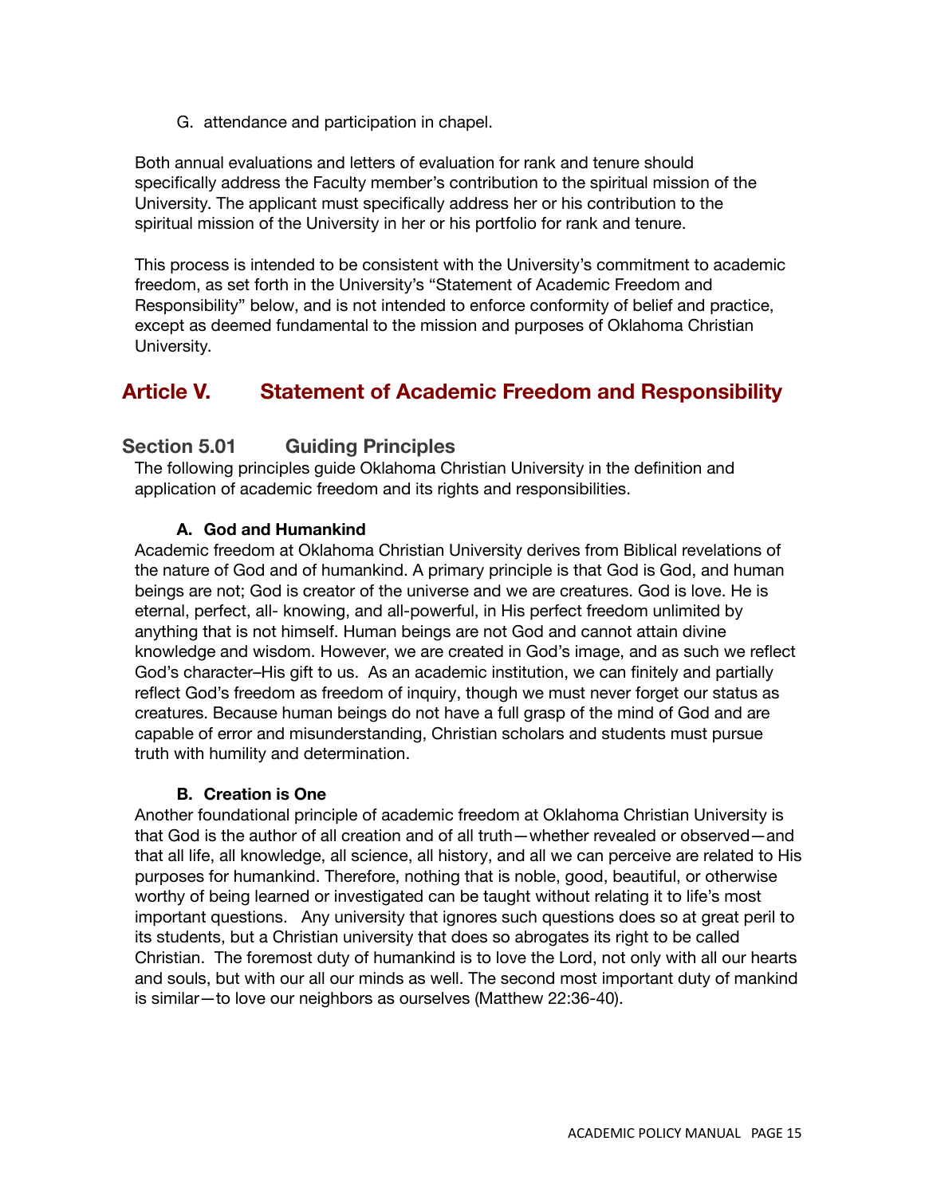G. attendance and participation in chapel.

Both annual evaluations and letters of evaluation for rank and tenure should specifically address the Faculty member's contribution to the spiritual mission of the University. The applicant must specifically address her or his contribution to the spiritual mission of the University in her or his portfolio for rank and tenure.

This process is intended to be consistent with the University's commitment to academic freedom, as set forth in the University's "Statement of Academic Freedom and Responsibility" below, and is not intended to enforce conformity of belief and practice, except as deemed fundamental to the mission and purposes of Oklahoma Christian University.

## Article V. Statement of Academic Freedom and Responsibility

### Section 5.01 Guiding Principles

The following principles guide Oklahoma Christian University in the definition and application of academic freedom and its rights and responsibilities.

#### A. God and Humankind

Academic freedom at Oklahoma Christian University derives from Biblical revelations of the nature of God and of humankind. A primary principle is that God is God, and human beings are not; God is creator of the universe and we are creatures. God is love. He is eternal, perfect, all- knowing, and all-powerful, in His perfect freedom unlimited by anything that is not himself. Human beings are not God and cannot attain divine knowledge and wisdom. However, we are created in God's image, and as such we reflect God's character–His gift to us. As an academic institution, we can finitely and partially reflect God's freedom as freedom of inquiry, though we must never forget our status as creatures. Because human beings do not have a full grasp of the mind of God and are capable of error and misunderstanding, Christian scholars and students must pursue truth with humility and determination.

#### B. Creation is One

Another foundational principle of academic freedom at Oklahoma Christian University is that God is the author of all creation and of all truth—whether revealed or observed—and that all life, all knowledge, all science, all history, and all we can perceive are related to His purposes for humankind. Therefore, nothing that is noble, good, beautiful, or otherwise worthy of being learned or investigated can be taught without relating it to life's most important questions. Any university that ignores such questions does so at great peril to its students, but a Christian university that does so abrogates its right to be called Christian. The foremost duty of humankind is to love the Lord, not only with all our hearts and souls, but with our all our minds as well. The second most important duty of mankind is similar—to love our neighbors as ourselves (Matthew 22:36-40).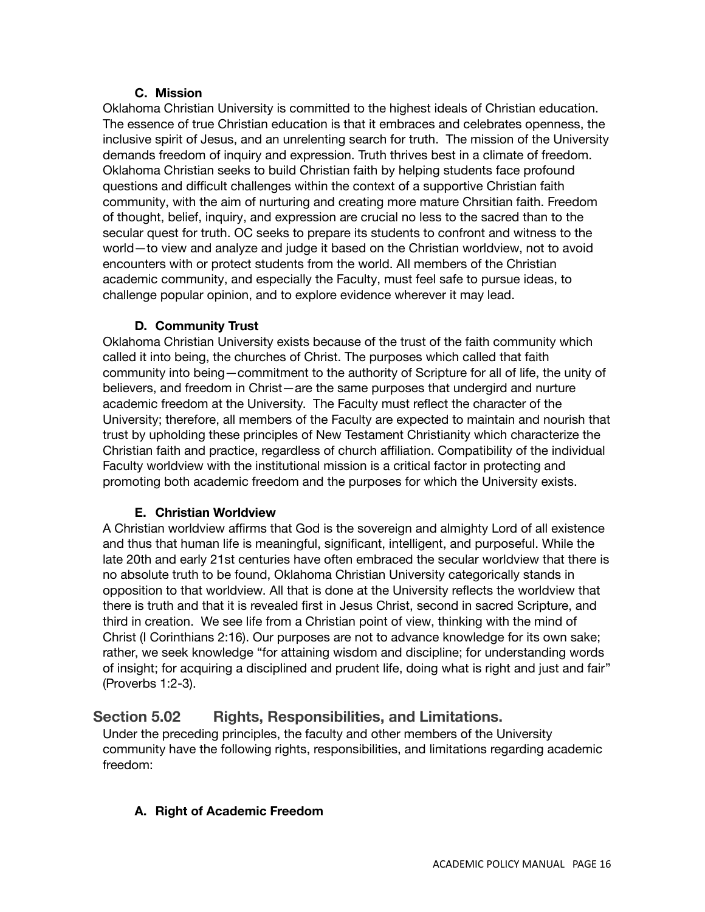#### C. Mission

Oklahoma Christian University is committed to the highest ideals of Christian education. The essence of true Christian education is that it embraces and celebrates openness, the inclusive spirit of Jesus, and an unrelenting search for truth. The mission of the University demands freedom of inquiry and expression. Truth thrives best in a climate of freedom. Oklahoma Christian seeks to build Christian faith by helping students face profound questions and difficult challenges within the context of a supportive Christian faith community, with the aim of nurturing and creating more mature Chrsitian faith. Freedom of thought, belief, inquiry, and expression are crucial no less to the sacred than to the secular quest for truth. OC seeks to prepare its students to confront and witness to the world—to view and analyze and judge it based on the Christian worldview, not to avoid encounters with or protect students from the world. All members of the Christian academic community, and especially the Faculty, must feel safe to pursue ideas, to challenge popular opinion, and to explore evidence wherever it may lead.

#### D. Community Trust

Oklahoma Christian University exists because of the trust of the faith community which called it into being, the churches of Christ. The purposes which called that faith community into being—commitment to the authority of Scripture for all of life, the unity of believers, and freedom in Christ—are the same purposes that undergird and nurture academic freedom at the University. The Faculty must reflect the character of the University; therefore, all members of the Faculty are expected to maintain and nourish that trust by upholding these principles of New Testament Christianity which characterize the Christian faith and practice, regardless of church affiliation. Compatibility of the individual Faculty worldview with the institutional mission is a critical factor in protecting and promoting both academic freedom and the purposes for which the University exists.

#### E. Christian Worldview

A Christian worldview affirms that God is the sovereign and almighty Lord of all existence and thus that human life is meaningful, significant, intelligent, and purposeful. While the late 20th and early 21st centuries have often embraced the secular worldview that there is no absolute truth to be found, Oklahoma Christian University categorically stands in opposition to that worldview. All that is done at the University reflects the worldview that there is truth and that it is revealed first in Jesus Christ, second in sacred Scripture, and third in creation. We see life from a Christian point of view, thinking with the mind of Christ (I Corinthians 2:16). Our purposes are not to advance knowledge for its own sake; rather, we seek knowledge "for attaining wisdom and discipline; for understanding words of insight; for acquiring a disciplined and prudent life, doing what is right and just and fair" (Proverbs 1:2-3).

### Section 5.02 Rights, Responsibilities, and Limitations.

Under the preceding principles, the faculty and other members of the University community have the following rights, responsibilities, and limitations regarding academic freedom:

#### A. Right of Academic Freedom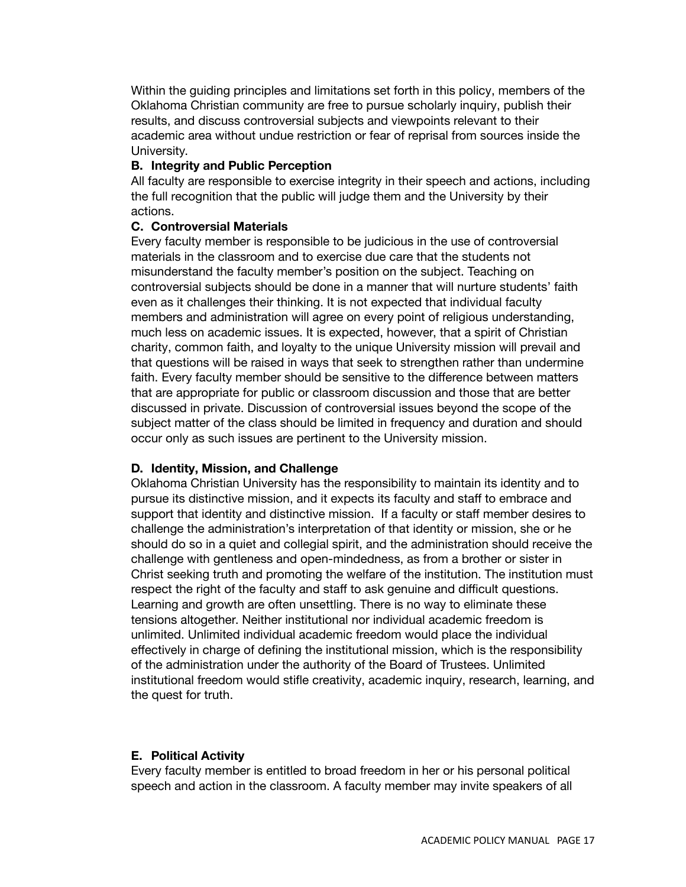Within the guiding principles and limitations set forth in this policy, members of the Oklahoma Christian community are free to pursue scholarly inquiry, publish their results, and discuss controversial subjects and viewpoints relevant to their academic area without undue restriction or fear of reprisal from sources inside the University.

**B. Integrity and Public Perception**

All faculty are responsible to exercise integrity in their speech and actions, including the full recognition that the public will judge them and the University by their actions.

**C. Controversial Materials**

Every faculty member is responsible to be judicious in the use of controversial materials in the classroom and to exercise due care that the students not misunderstand the faculty member's position on the subject. Teaching on controversial subjects should be done in a manner that will nurture students' faith even as it challenges their thinking. It is not expected that individual faculty members and administration will agree on every point of religious understanding, much less on academic issues. It is expected, however, that a spirit of Christian charity, common faith, and loyalty to the unique University mission will prevail and that questions will be raised in ways that seek to strengthen rather than undermine faith. Every faculty member should be sensitive to the difference between matters that are appropriate for public or classroom discussion and those that are better discussed in private. Discussion of controversial issues beyond the scope of the subject matter of the class should be limited in frequency and duration and should occur only as such issues are pertinent to the University mission.

**D. Identity, Mission, and Challenge**

Oklahoma Christian University has the responsibility to maintain its identity and to pursue its distinctive mission, and it expects its faculty and staff to embrace and support that identity and distinctive mission. If a faculty or staff member desires to challenge the administration's interpretation of that identity or mission, she or he should do so in a quiet and collegial spirit, and the administration should receive the challenge with gentleness and open-mindedness, as from a brother or sister in Christ seeking truth and promoting the welfare of the institution. The institution must respect the right of the faculty and staff to ask genuine and difficult questions. Learning and growth are often unsettling. There is no way to eliminate these tensions altogether. Neither institutional nor individual academic freedom is unlimited. Unlimited individual academic freedom would place the individual effectively in charge of defining the institutional mission, which is the responsibility of the administration under the authority of the Board of Trustees. Unlimited institutional freedom would stifle creativity, academic inquiry, research, learning, and the quest for truth.

**E. Political Activity**

Every faculty member is entitled to broad freedom in her or his personal political speech and action in the classroom. A faculty member may invite speakers of all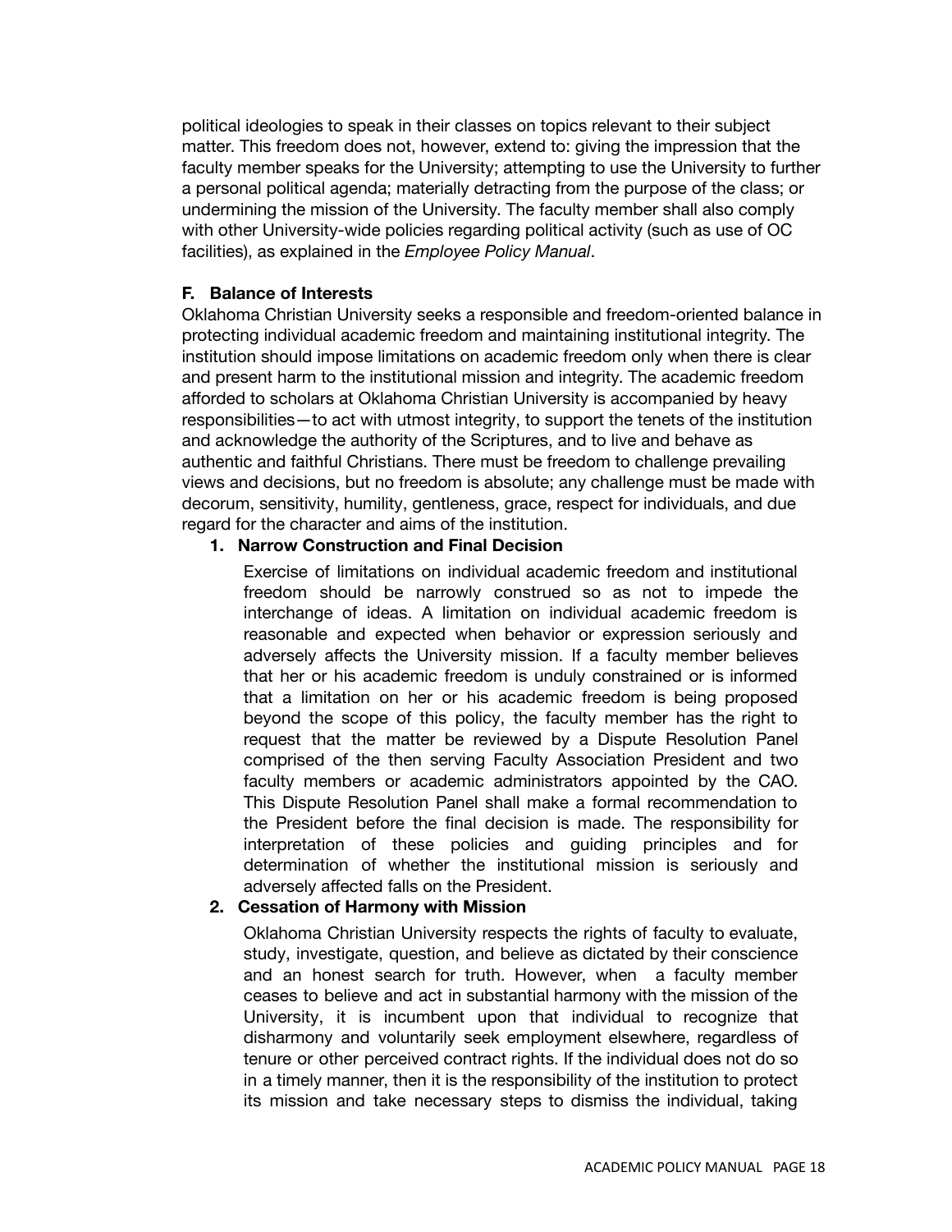political ideologies to speak in their classes on topics relevant to their subject matter. This freedom does not, however, extend to: giving the impression that the faculty member speaks for the University; attempting to use the University to further a personal political agenda; materially detracting from the purpose of the class; or undermining the mission of the University. The faculty member shall also comply with other University-wide policies regarding political activity (such as use of OC facilities), as explained in the *Employee Policy Manual*.

### F. Balance of Interests

Oklahoma Christian University seeks a responsible and freedom-oriented balance in protecting individual academic freedom and maintaining institutional integrity. The institution should impose limitations on academic freedom only when there is clear and present harm to the institutional mission and integrity. The academic freedom afforded to scholars at Oklahoma Christian University is accompanied by heavy responsibilities—to act with utmost integrity, to support the tenets of the institution and acknowledge the authority of the Scriptures, and to live and behave as authentic and faithful Christians. There must be freedom to challenge prevailing views and decisions, but no freedom is absolute; any challenge must be made with decorum, sensitivity, humility, gentleness, grace, respect for individuals, and due regard for the character and aims of the institution.

#### 1. Narrow Construction and Final Decision

Exercise of limitations on individual academic freedom and institutional freedom should be narrowly construed so as not to impede the interchange of ideas. A limitation on individual academic freedom is reasonable and expected when behavior or expression seriously and adversely affects the University mission. If a faculty member believes that her or his academic freedom is unduly constrained or is informed that a limitation on her or his academic freedom is being proposed beyond the scope of this policy, the faculty member has the right to request that the matter be reviewed by a Dispute Resolution Panel comprised of the then serving Faculty Association President and two faculty members or academic administrators appointed by the CAO. This Dispute Resolution Panel shall make a formal recommendation to the President before the final decision is made. The responsibility for interpretation of these policies and guiding principles and for determination of whether the institutional mission is seriously and adversely affected falls on the President.

#### 2. Cessation of Harmony with Mission

Oklahoma Christian University respects the rights of faculty to evaluate, study, investigate, question, and believe as dictated by their conscience and an honest search for truth. However, when a faculty member ceases to believe and act in substantial harmony with the mission of the University, it is incumbent upon that individual to recognize that disharmony and voluntarily seek employment elsewhere, regardless of tenure or other perceived contract rights. If the individual does not do so in a timely manner, then it is the responsibility of the institution to protect its mission and take necessary steps to dismiss the individual, taking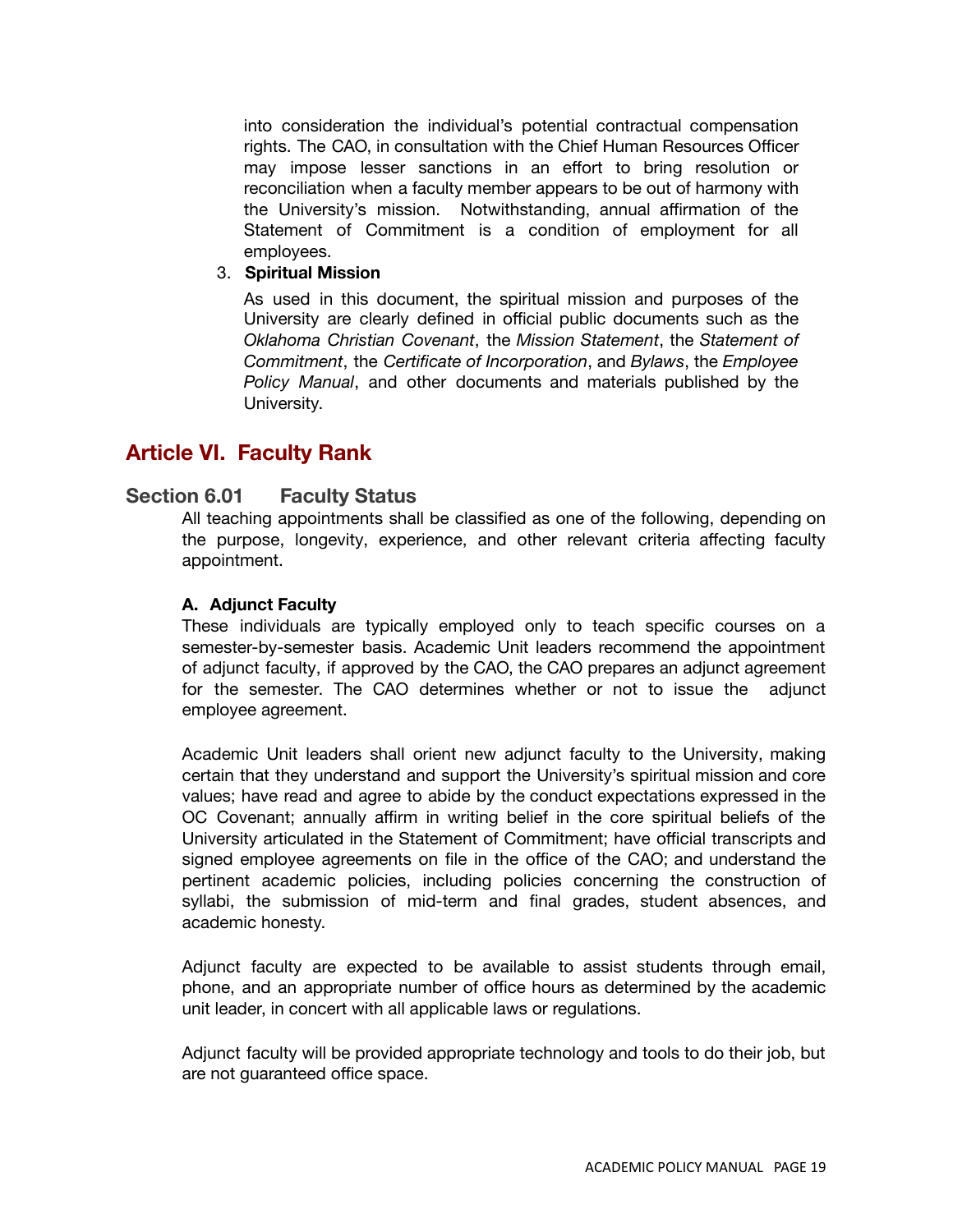into consideration the individual's potential contractual compensation rights. The CAO, in consultation with the Chief Human Resources Officer may impose lesser sanctions in an effort to bring resolution or reconciliation when a faculty member appears to be out of harmony with the University's mission. Notwithstanding, annual affirmation of the Statement of Commitment is a condition of employment for all employees.

3. **Spiritual Mission**

   As used in this document, the spiritual mission and purposes of the University are clearly defined in official public documents such as the *Oklahoma Christian Covenant*, the *Mission Statement*, the *Statement of Commitment*, the *Certificate of Incorporation*, and *Bylaws*, the *Employee Policy Manual*, and other documents and materials published by the University.

## Article VI. Faculty Rank

### Section 6.01 Faculty Status

All teaching appointments shall be classified as one of the following, depending on the purpose, longevity, experience, and other relevant criteria affecting faculty appointment.

**A. Adjunct Faculty**

These individuals are typically employed only to teach specific courses on a semester-by-semester basis. Academic Unit leaders recommend the appointment of adjunct faculty, if approved by the CAO, the CAO prepares an adjunct agreement for the semester. The CAO determines whether or not to issue the adjunct employee agreement.

Academic Unit leaders shall orient new adjunct faculty to the University, making certain that they understand and support the University's spiritual mission and core values; have read and agree to abide by the conduct expectations expressed in the OC Covenant; annually affirm in writing belief in the core spiritual beliefs of the University articulated in the Statement of Commitment; have official transcripts and signed employee agreements on file in the office of the CAO; and understand the pertinent academic policies, including policies concerning the construction of syllabi, the submission of mid-term and final grades, student absences, and academic honesty.

Adjunct faculty are expected to be available to assist students through email, phone, and an appropriate number of office hours as determined by the academic unit leader, in concert with all applicable laws or regulations.

Adjunct faculty will be provided appropriate technology and tools to do their job, but are not guaranteed office space.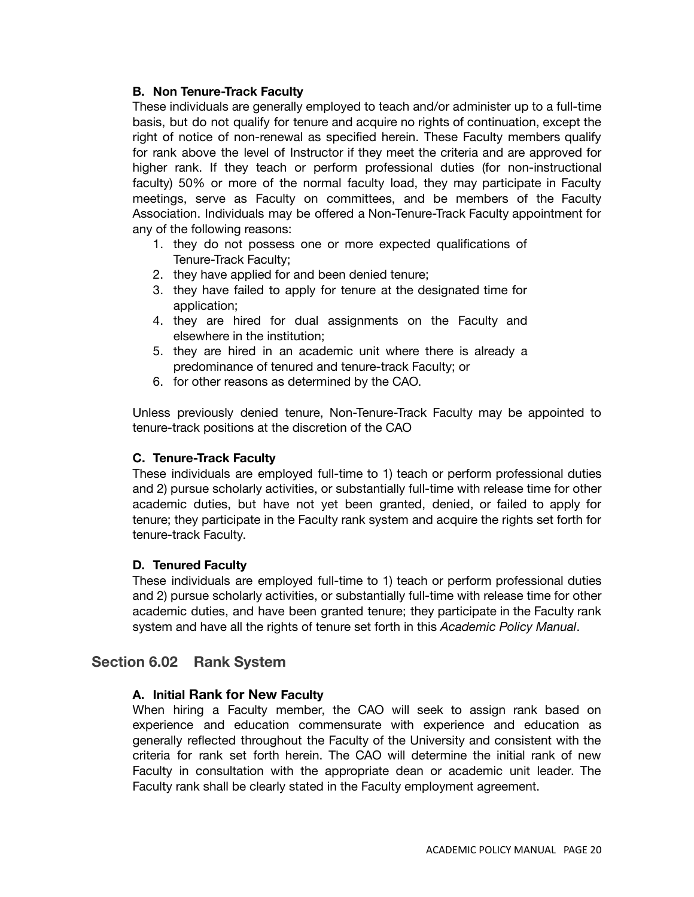### B. Non Tenure-Track Faculty

These individuals are generally employed to teach and/or administer up to a full-time basis, but do not qualify for tenure and acquire no rights of continuation, except the right of notice of non-renewal as specified herein. These Faculty members qualify for rank above the level of Instructor if they meet the criteria and are approved for higher rank. If they teach or perform professional duties (for non-instructional faculty) 50% or more of the normal faculty load, they may participate in Faculty meetings, serve as Faculty on committees, and be members of the Faculty Association. Individuals may be offered a Non-Tenure-Track Faculty appointment for any of the following reasons:

1. they do not possess one or more expected qualifications of Tenure-Track Faculty;
2. they have applied for and been denied tenure;
3. they have failed to apply for tenure at the designated time for application;
4. they are hired for dual assignments on the Faculty and elsewhere in the institution;
5. they are hired in an academic unit where there is already a predominance of tenured and tenure-track Faculty; or
6. for other reasons as determined by the CAO.

Unless previously denied tenure, Non-Tenure-Track Faculty may be appointed to tenure-track positions at the discretion of the CAO

### C. Tenure-Track Faculty

These individuals are employed full-time to 1) teach or perform professional duties and 2) pursue scholarly activities, or substantially full-time with release time for other academic duties, but have not yet been granted, denied, or failed to apply for tenure; they participate in the Faculty rank system and acquire the rights set forth for tenure-track Faculty.

### D. Tenured Faculty

These individuals are employed full-time to 1) teach or perform professional duties and 2) pursue scholarly activities, or substantially full-time with release time for other academic duties, and have been granted tenure; they participate in the Faculty rank system and have all the rights of tenure set forth in this *Academic Policy Manual*.

## Section 6.02 Rank System

### A. Initial Rank for New Faculty

When hiring a Faculty member, the CAO will seek to assign rank based on experience and education commensurate with experience and education as generally reflected throughout the Faculty of the University and consistent with the criteria for rank set forth herein. The CAO will determine the initial rank of new Faculty in consultation with the appropriate dean or academic unit leader. The Faculty rank shall be clearly stated in the Faculty employment agreement.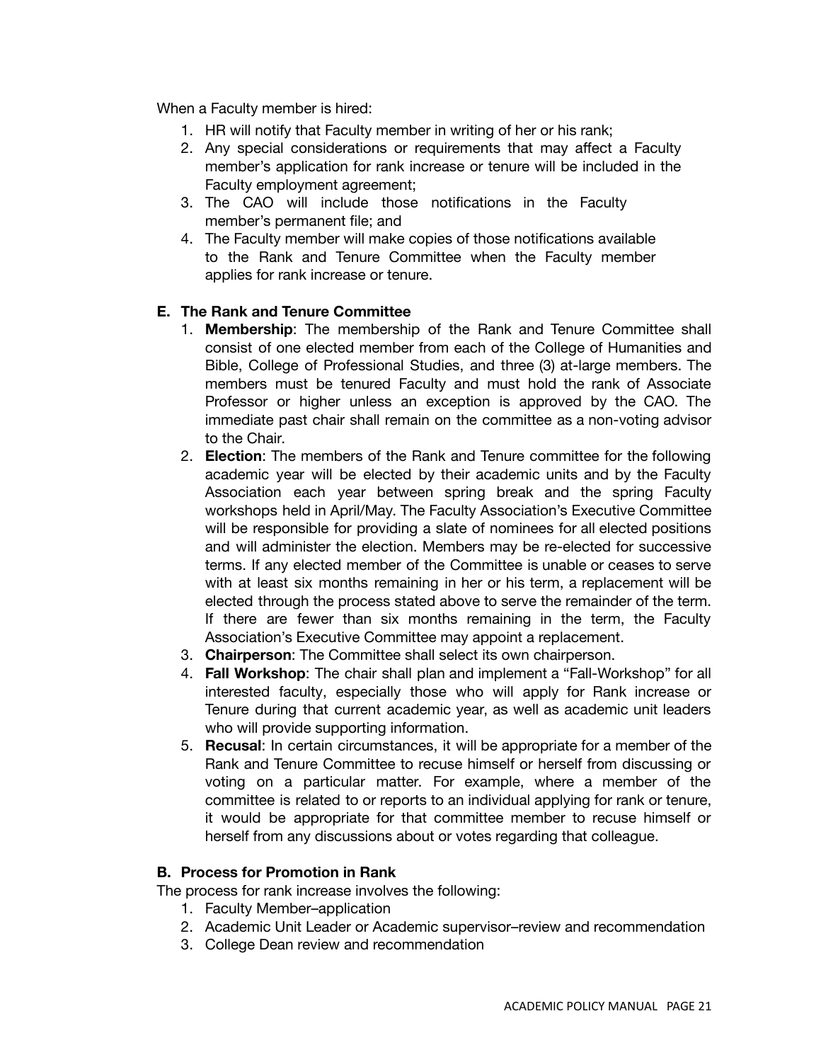When a Faculty member is hired:

1. HR will notify that Faculty member in writing of her or his rank;
2. Any special considerations or requirements that may affect a Faculty member's application for rank increase or tenure will be included in the Faculty employment agreement;
3. The CAO will include those notifications in the Faculty member's permanent file; and
4. The Faculty member will make copies of those notifications available to the Rank and Tenure Committee when the Faculty member applies for rank increase or tenure.

### E. The Rank and Tenure Committee

1. **Membership**: The membership of the Rank and Tenure Committee shall consist of one elected member from each of the College of Humanities and Bible, College of Professional Studies, and three (3) at-large members. The members must be tenured Faculty and must hold the rank of Associate Professor or higher unless an exception is approved by the CAO. The immediate past chair shall remain on the committee as a non-voting advisor to the Chair.
2. **Election**: The members of the Rank and Tenure committee for the following academic year will be elected by their academic units and by the Faculty Association each year between spring break and the spring Faculty workshops held in April/May. The Faculty Association's Executive Committee will be responsible for providing a slate of nominees for all elected positions and will administer the election. Members may be re-elected for successive terms. If any elected member of the Committee is unable or ceases to serve with at least six months remaining in her or his term, a replacement will be elected through the process stated above to serve the remainder of the term. If there are fewer than six months remaining in the term, the Faculty Association's Executive Committee may appoint a replacement.
3. **Chairperson**: The Committee shall select its own chairperson.
4. **Fall Workshop**: The chair shall plan and implement a "Fall-Workshop" for all interested faculty, especially those who will apply for Rank increase or Tenure during that current academic year, as well as academic unit leaders who will provide supporting information.
5. **Recusal**: In certain circumstances, it will be appropriate for a member of the Rank and Tenure Committee to recuse himself or herself from discussing or voting on a particular matter. For example, where a member of the committee is related to or reports to an individual applying for rank or tenure, it would be appropriate for that committee member to recuse himself or herself from any discussions about or votes regarding that colleague.

### B. Process for Promotion in Rank

The process for rank increase involves the following:

1. Faculty Member–application
2. Academic Unit Leader or Academic supervisor–review and recommendation
3. College Dean review and recommendation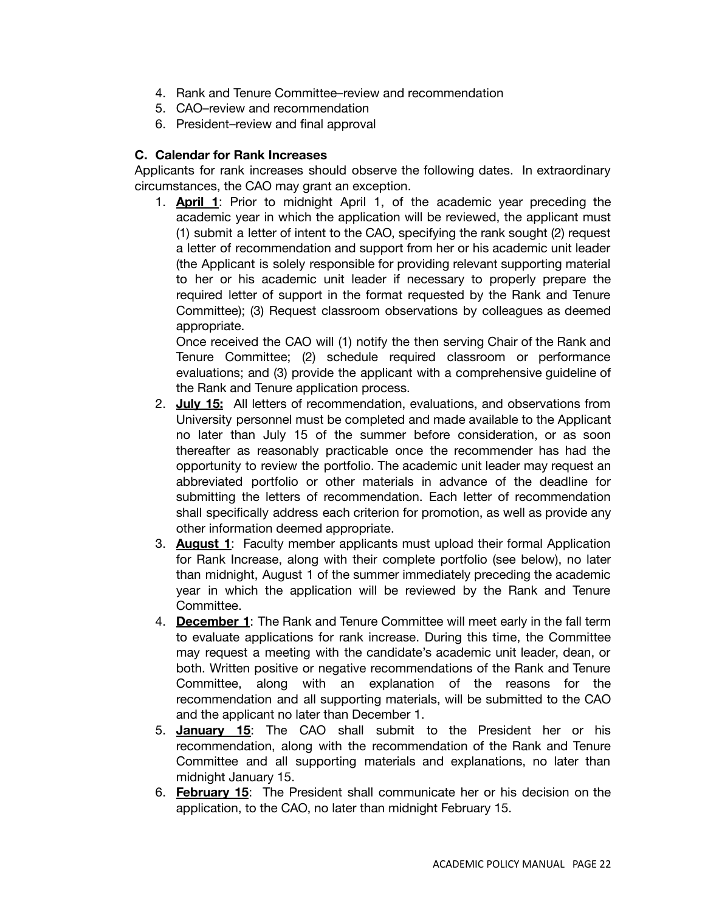4. Rank and Tenure Committee–review and recommendation
5. CAO–review and recommendation
6. President–review and final approval

### C. Calendar for Rank Increases

Applicants for rank increases should observe the following dates. In extraordinary circumstances, the CAO may grant an exception.

1. **April 1**: Prior to midnight April 1, of the academic year preceding the academic year in which the application will be reviewed, the applicant must (1) submit a letter of intent to the CAO, specifying the rank sought (2) request a letter of recommendation and support from her or his academic unit leader (the Applicant is solely responsible for providing relevant supporting material to her or his academic unit leader if necessary to properly prepare the required letter of support in the format requested by the Rank and Tenure Committee); (3) Request classroom observations by colleagues as deemed appropriate.
   Once received the CAO will (1) notify the then serving Chair of the Rank and Tenure Committee; (2) schedule required classroom or performance evaluations; and (3) provide the applicant with a comprehensive guideline of the Rank and Tenure application process.
2. **July 15:** All letters of recommendation, evaluations, and observations from University personnel must be completed and made available to the Applicant no later than July 15 of the summer before consideration, or as soon thereafter as reasonably practicable once the recommender has had the opportunity to review the portfolio. The academic unit leader may request an abbreviated portfolio or other materials in advance of the deadline for submitting the letters of recommendation. Each letter of recommendation shall specifically address each criterion for promotion, as well as provide any other information deemed appropriate.
3. **August 1**: Faculty member applicants must upload their formal Application for Rank Increase, along with their complete portfolio (see below), no later than midnight, August 1 of the summer immediately preceding the academic year in which the application will be reviewed by the Rank and Tenure Committee.
4. **December 1**: The Rank and Tenure Committee will meet early in the fall term to evaluate applications for rank increase. During this time, the Committee may request a meeting with the candidate's academic unit leader, dean, or both. Written positive or negative recommendations of the Rank and Tenure Committee, along with an explanation of the reasons for the recommendation and all supporting materials, will be submitted to the CAO and the applicant no later than December 1.
5. **January 15**: The CAO shall submit to the President her or his recommendation, along with the recommendation of the Rank and Tenure Committee and all supporting materials and explanations, no later than midnight January 15.
6. **February 15**: The President shall communicate her or his decision on the application, to the CAO, no later than midnight February 15.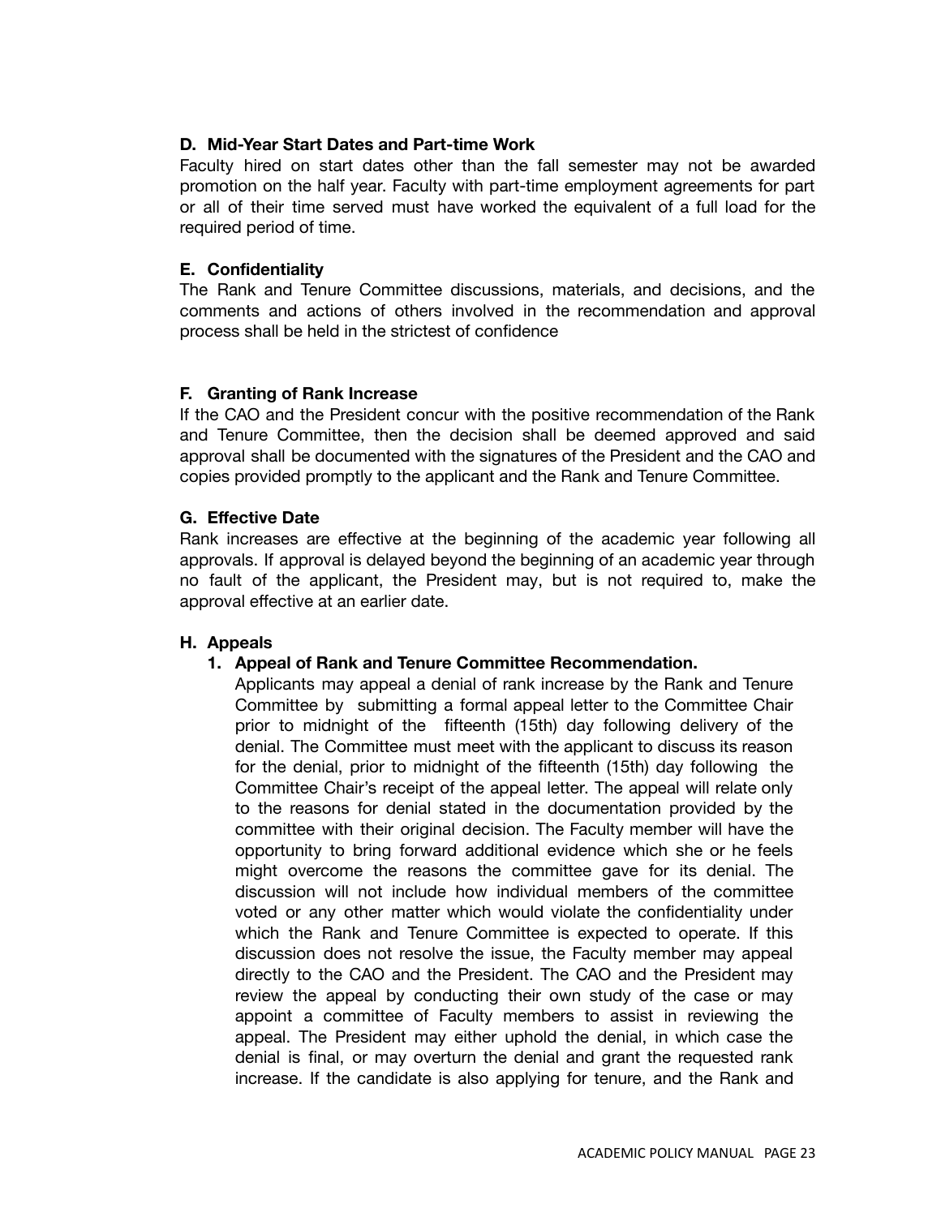### D. Mid-Year Start Dates and Part-time Work

Faculty hired on start dates other than the fall semester may not be awarded promotion on the half year. Faculty with part-time employment agreements for part or all of their time served must have worked the equivalent of a full load for the required period of time.

### E. Confidentiality

The Rank and Tenure Committee discussions, materials, and decisions, and the comments and actions of others involved in the recommendation and approval process shall be held in the strictest of confidence

### F. Granting of Rank Increase

If the CAO and the President concur with the positive recommendation of the Rank and Tenure Committee, then the decision shall be deemed approved and said approval shall be documented with the signatures of the President and the CAO and copies provided promptly to the applicant and the Rank and Tenure Committee.

### G. Effective Date

Rank increases are effective at the beginning of the academic year following all approvals. If approval is delayed beyond the beginning of an academic year through no fault of the applicant, the President may, but is not required to, make the approval effective at an earlier date.

### H. Appeals

#### 1. Appeal of Rank and Tenure Committee Recommendation.

Applicants may appeal a denial of rank increase by the Rank and Tenure Committee by submitting a formal appeal letter to the Committee Chair prior to midnight of the fifteenth (15th) day following delivery of the denial. The Committee must meet with the applicant to discuss its reason for the denial, prior to midnight of the fifteenth (15th) day following the Committee Chair's receipt of the appeal letter. The appeal will relate only to the reasons for denial stated in the documentation provided by the committee with their original decision. The Faculty member will have the opportunity to bring forward additional evidence which she or he feels might overcome the reasons the committee gave for its denial. The discussion will not include how individual members of the committee voted or any other matter which would violate the confidentiality under which the Rank and Tenure Committee is expected to operate. If this discussion does not resolve the issue, the Faculty member may appeal directly to the CAO and the President. The CAO and the President may review the appeal by conducting their own study of the case or may appoint a committee of Faculty members to assist in reviewing the appeal. The President may either uphold the denial, in which case the denial is final, or may overturn the denial and grant the requested rank increase. If the candidate is also applying for tenure, and the Rank and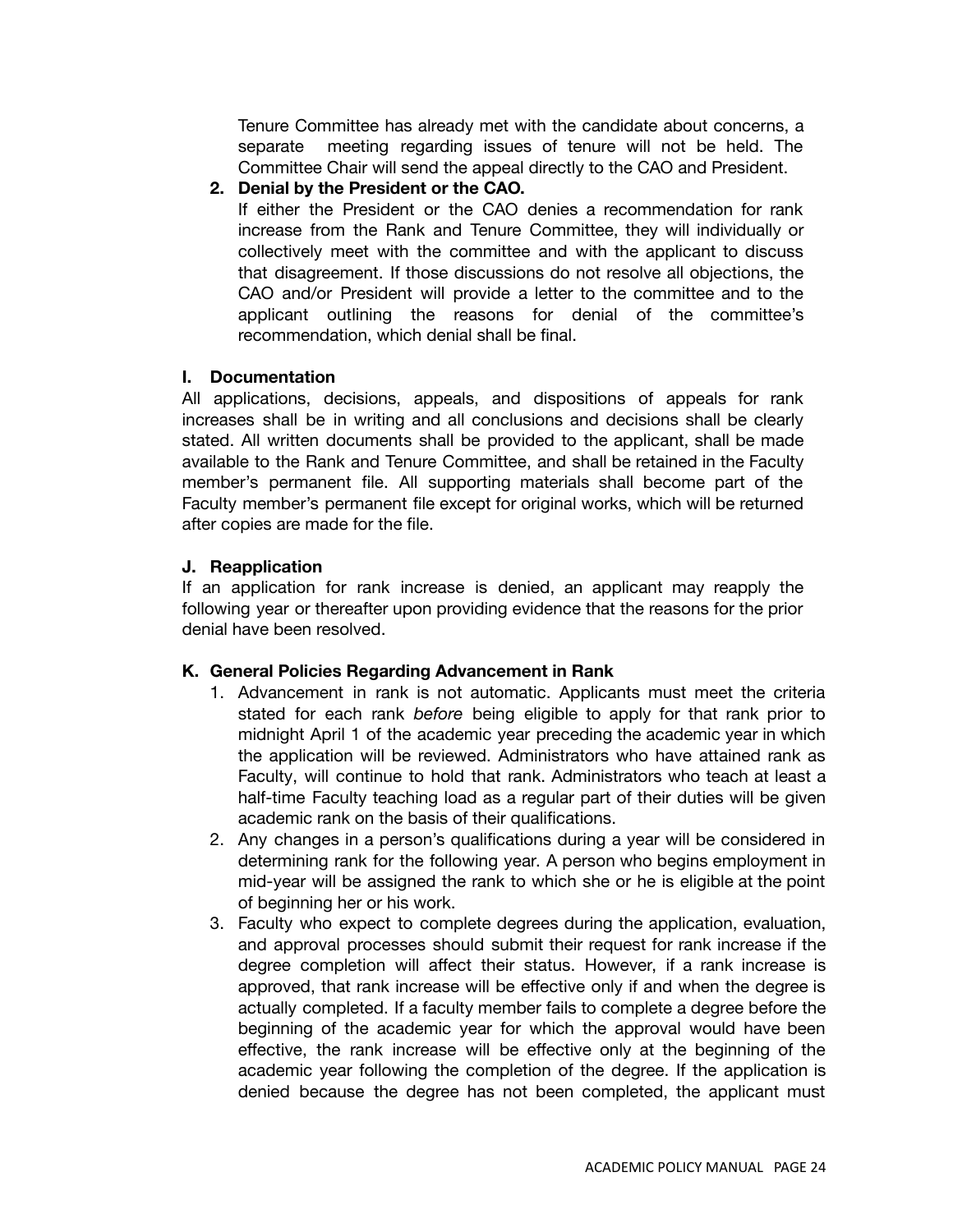Tenure Committee has already met with the candidate about concerns, a separate meeting regarding issues of tenure will not be held. The Committee Chair will send the appeal directly to the CAO and President.

2. **Denial by the President or the CAO.**
   If either the President or the CAO denies a recommendation for rank increase from the Rank and Tenure Committee, they will individually or collectively meet with the committee and with the applicant to discuss that disagreement. If those discussions do not resolve all objections, the CAO and/or President will provide a letter to the committee and to the applicant outlining the reasons for denial of the committee's recommendation, which denial shall be final.

### I. Documentation

All applications, decisions, appeals, and dispositions of appeals for rank increases shall be in writing and all conclusions and decisions shall be clearly stated. All written documents shall be provided to the applicant, shall be made available to the Rank and Tenure Committee, and shall be retained in the Faculty member's permanent file. All supporting materials shall become part of the Faculty member's permanent file except for original works, which will be returned after copies are made for the file.

### J. Reapplication

If an application for rank increase is denied, an applicant may reapply the following year or thereafter upon providing evidence that the reasons for the prior denial have been resolved.

### K. General Policies Regarding Advancement in Rank

1. Advancement in rank is not automatic. Applicants must meet the criteria stated for each rank *before* being eligible to apply for that rank prior to midnight April 1 of the academic year preceding the academic year in which the application will be reviewed. Administrators who have attained rank as Faculty, will continue to hold that rank. Administrators who teach at least a half-time Faculty teaching load as a regular part of their duties will be given academic rank on the basis of their qualifications.
2. Any changes in a person's qualifications during a year will be considered in determining rank for the following year. A person who begins employment in mid-year will be assigned the rank to which she or he is eligible at the point of beginning her or his work.
3. Faculty who expect to complete degrees during the application, evaluation, and approval processes should submit their request for rank increase if the degree completion will affect their status. However, if a rank increase is approved, that rank increase will be effective only if and when the degree is actually completed. If a faculty member fails to complete a degree before the beginning of the academic year for which the approval would have been effective, the rank increase will be effective only at the beginning of the academic year following the completion of the degree. If the application is denied because the degree has not been completed, the applicant must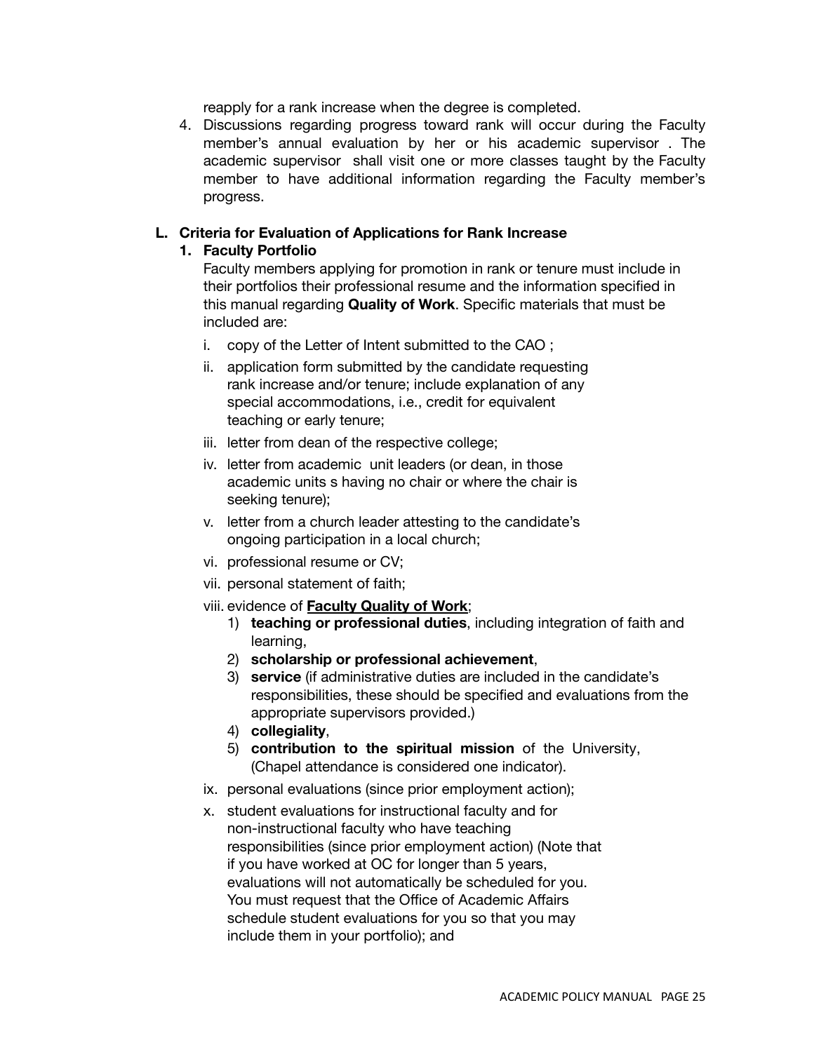reapply for a rank increase when the degree is completed.

4. Discussions regarding progress toward rank will occur during the Faculty member's annual evaluation by her or his academic supervisor . The academic supervisor shall visit one or more classes taught by the Faculty member to have additional information regarding the Faculty member's progress.

### L. Criteria for Evaluation of Applications for Rank Increase

#### 1. Faculty Portfolio

Faculty members applying for promotion in rank or tenure must include in their portfolios their professional resume and the information specified in this manual regarding **Quality of Work**. Specific materials that must be included are:

i. copy of the Letter of Intent submitted to the CAO ;

ii. application form submitted by the candidate requesting rank increase and/or tenure; include explanation of any special accommodations, i.e., credit for equivalent teaching or early tenure;

iii. letter from dean of the respective college;

iv. letter from academic unit leaders (or dean, in those academic units s having no chair or where the chair is seeking tenure);

v. letter from a church leader attesting to the candidate's ongoing participation in a local church;

vi. professional resume or CV;

vii. personal statement of faith;

viii. evidence of **<u>Faculty Quality of Work</u>**;

   1) **teaching or professional duties**, including integration of faith and learning,
   2) **scholarship or professional achievement**,
   3) **service** (if administrative duties are included in the candidate's responsibilities, these should be specified and evaluations from the appropriate supervisors provided.)
   4) **collegiality**,
   5) **contribution to the spiritual mission** of the University, (Chapel attendance is considered one indicator).

ix. personal evaluations (since prior employment action);

x. student evaluations for instructional faculty and for non-instructional faculty who have teaching responsibilities (since prior employment action) (Note that if you have worked at OC for longer than 5 years, evaluations will not automatically be scheduled for you. You must request that the Office of Academic Affairs schedule student evaluations for you so that you may include them in your portfolio); and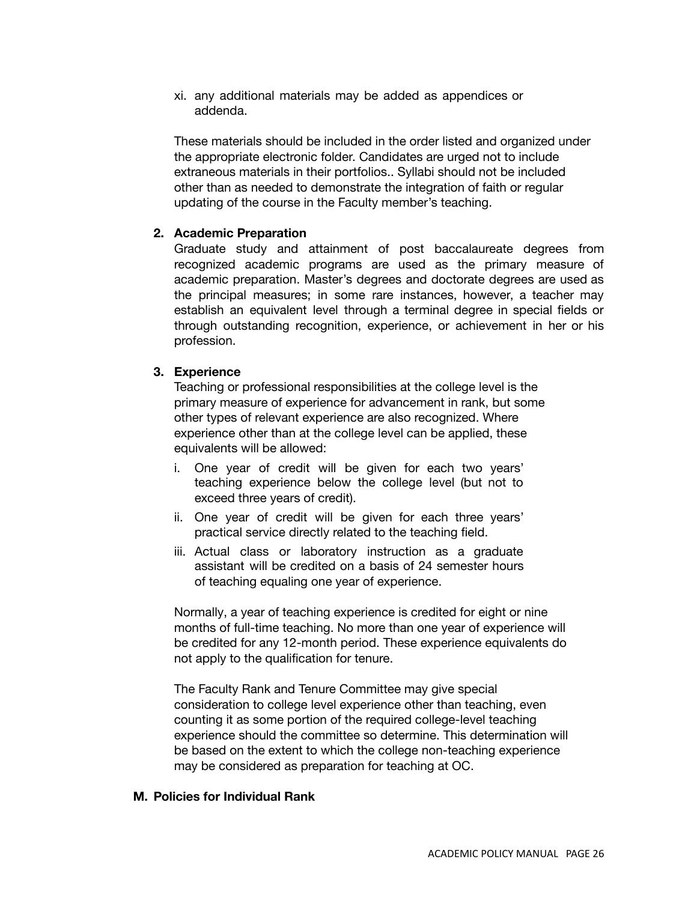xi. any additional materials may be added as appendices or addenda.

These materials should be included in the order listed and organized under the appropriate electronic folder. Candidates are urged not to include extraneous materials in their portfolios.. Syllabi should not be included other than as needed to demonstrate the integration of faith or regular updating of the course in the Faculty member's teaching.

**2. Academic Preparation**

Graduate study and attainment of post baccalaureate degrees from recognized academic programs are used as the primary measure of academic preparation. Master's degrees and doctorate degrees are used as the principal measures; in some rare instances, however, a teacher may establish an equivalent level through a terminal degree in special fields or through outstanding recognition, experience, or achievement in her or his profession.

**3. Experience**

Teaching or professional responsibilities at the college level is the primary measure of experience for advancement in rank, but some other types of relevant experience are also recognized. Where experience other than at the college level can be applied, these equivalents will be allowed:

i. One year of credit will be given for each two years' teaching experience below the college level (but not to exceed three years of credit).

ii. One year of credit will be given for each three years' practical service directly related to the teaching field.

iii. Actual class or laboratory instruction as a graduate assistant will be credited on a basis of 24 semester hours of teaching equaling one year of experience.

Normally, a year of teaching experience is credited for eight or nine months of full-time teaching. No more than one year of experience will be credited for any 12-month period. These experience equivalents do not apply to the qualification for tenure.

The Faculty Rank and Tenure Committee may give special consideration to college level experience other than teaching, even counting it as some portion of the required college-level teaching experience should the committee so determine. This determination will be based on the extent to which the college non-teaching experience may be considered as preparation for teaching at OC.

### M. Policies for Individual Rank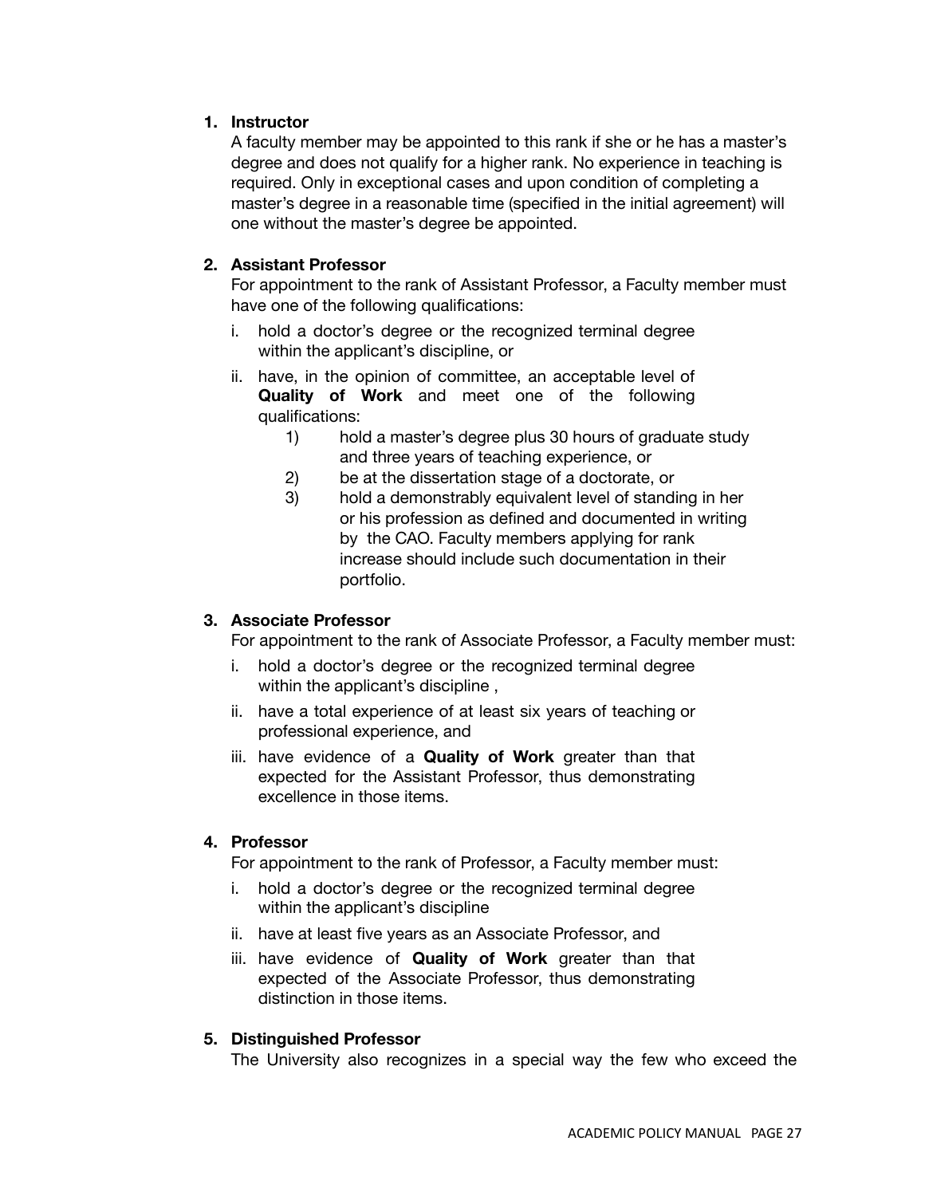1. **Instructor**

   A faculty member may be appointed to this rank if she or he has a master's degree and does not qualify for a higher rank. No experience in teaching is required. Only in exceptional cases and upon condition of completing a master's degree in a reasonable time (specified in the initial agreement) will one without the master's degree be appointed.

2. **Assistant Professor**

   For appointment to the rank of Assistant Professor, a Faculty member must have one of the following qualifications:

   i. hold a doctor's degree or the recognized terminal degree within the applicant's discipline, or

   ii. have, in the opinion of committee, an acceptable level of **Quality of Work** and meet one of the following qualifications:

      1) hold a master's degree plus 30 hours of graduate study and three years of teaching experience, or
      2) be at the dissertation stage of a doctorate, or
      3) hold a demonstrably equivalent level of standing in her or his profession as defined and documented in writing by the CAO. Faculty members applying for rank increase should include such documentation in their portfolio.

3. **Associate Professor**

   For appointment to the rank of Associate Professor, a Faculty member must:

   i. hold a doctor's degree or the recognized terminal degree within the applicant's discipline ,

   ii. have a total experience of at least six years of teaching or professional experience, and

   iii. have evidence of a **Quality of Work** greater than that expected for the Assistant Professor, thus demonstrating excellence in those items.

4. **Professor**

   For appointment to the rank of Professor, a Faculty member must:

   i. hold a doctor's degree or the recognized terminal degree within the applicant's discipline

   ii. have at least five years as an Associate Professor, and

   iii. have evidence of **Quality of Work** greater than that expected of the Associate Professor, thus demonstrating distinction in those items.

5. **Distinguished Professor**

   The University also recognizes in a special way the few who exceed the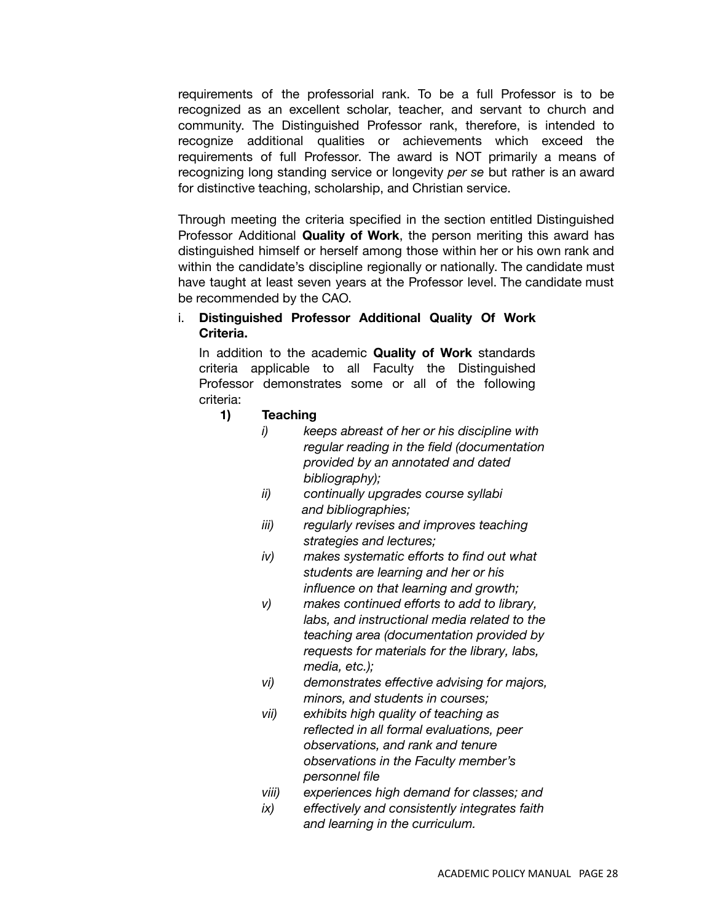requirements of the professorial rank. To be a full Professor is to be recognized as an excellent scholar, teacher, and servant to church and community. The Distinguished Professor rank, therefore, is intended to recognize additional qualities or achievements which exceed the requirements of full Professor. The award is NOT primarily a means of recognizing long standing service or longevity *per se* but rather is an award for distinctive teaching, scholarship, and Christian service.

Through meeting the criteria specified in the section entitled Distinguished Professor Additional **Quality of Work**, the person meriting this award has distinguished himself or herself among those within her or his own rank and within the candidate's discipline regionally or nationally. The candidate must have taught at least seven years at the Professor level. The candidate must be recommended by the CAO.

i. **Distinguished Professor Additional Quality Of Work Criteria.**

   In addition to the academic **Quality of Work** standards criteria applicable to all Faculty the Distinguished Professor demonstrates some or all of the following criteria:

   **1) Teaching**

   - *i) keeps abreast of her or his discipline with regular reading in the field (documentation provided by an annotated and dated bibliography);*
   - *ii) continually upgrades course syllabi and bibliographies;*
   - *iii) regularly revises and improves teaching strategies and lectures;*
   - *iv) makes systematic efforts to find out what students are learning and her or his influence on that learning and growth;*
   - *v) makes continued efforts to add to library, labs, and instructional media related to the teaching area (documentation provided by requests for materials for the library, labs, media, etc.);*
   - *vi) demonstrates effective advising for majors, minors, and students in courses;*
   - *vii) exhibits high quality of teaching as reflected in all formal evaluations, peer observations, and rank and tenure observations in the Faculty member's personnel file*
   - *viii) experiences high demand for classes; and*
   - *ix) effectively and consistently integrates faith and learning in the curriculum.*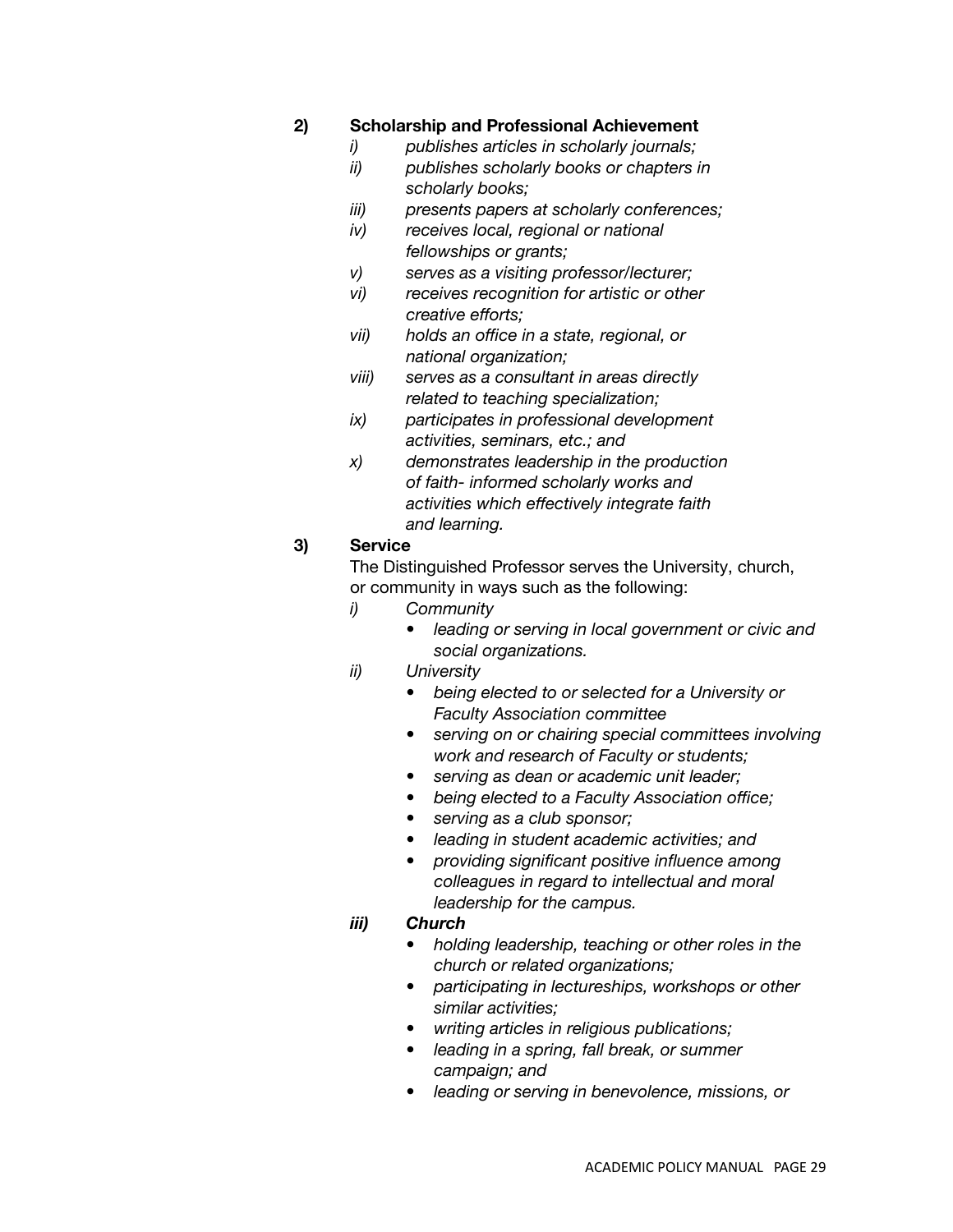**2) Scholarship and Professional Achievement**

- *i) publishes articles in scholarly journals;*
- *ii) publishes scholarly books or chapters in scholarly books;*
- *iii) presents papers at scholarly conferences;*
- *iv) receives local, regional or national fellowships or grants;*
- *v) serves as a visiting professor/lecturer;*
- *vi) receives recognition for artistic or other creative efforts;*
- *vii) holds an office in a state, regional, or national organization;*
- *viii) serves as a consultant in areas directly related to teaching specialization;*
- *ix) participates in professional development activities, seminars, etc.; and*
- *x) demonstrates leadership in the production of faith- informed scholarly works and activities which effectively integrate faith and learning.*

**3) Service**

The Distinguished Professor serves the University, church, or community in ways such as the following:

- *i) Community*
  - *leading or serving in local government or civic and social organizations.*
- *ii) University*
  - *being elected to or selected for a University or Faculty Association committee*
  - *serving on or chairing special committees involving work and research of Faculty or students;*
  - *serving as dean or academic unit leader;*
  - *being elected to a Faculty Association office;*
  - *serving as a club sponsor;*
  - *leading in student academic activities; and*
  - *providing significant positive influence among colleagues in regard to intellectual and moral leadership for the campus.*
- ***iii) Church***
  - *holding leadership, teaching or other roles in the church or related organizations;*
  - *participating in lectureships, workshops or other similar activities;*
  - *writing articles in religious publications;*
  - *leading in a spring, fall break, or summer campaign; and*
  - *leading or serving in benevolence, missions, or*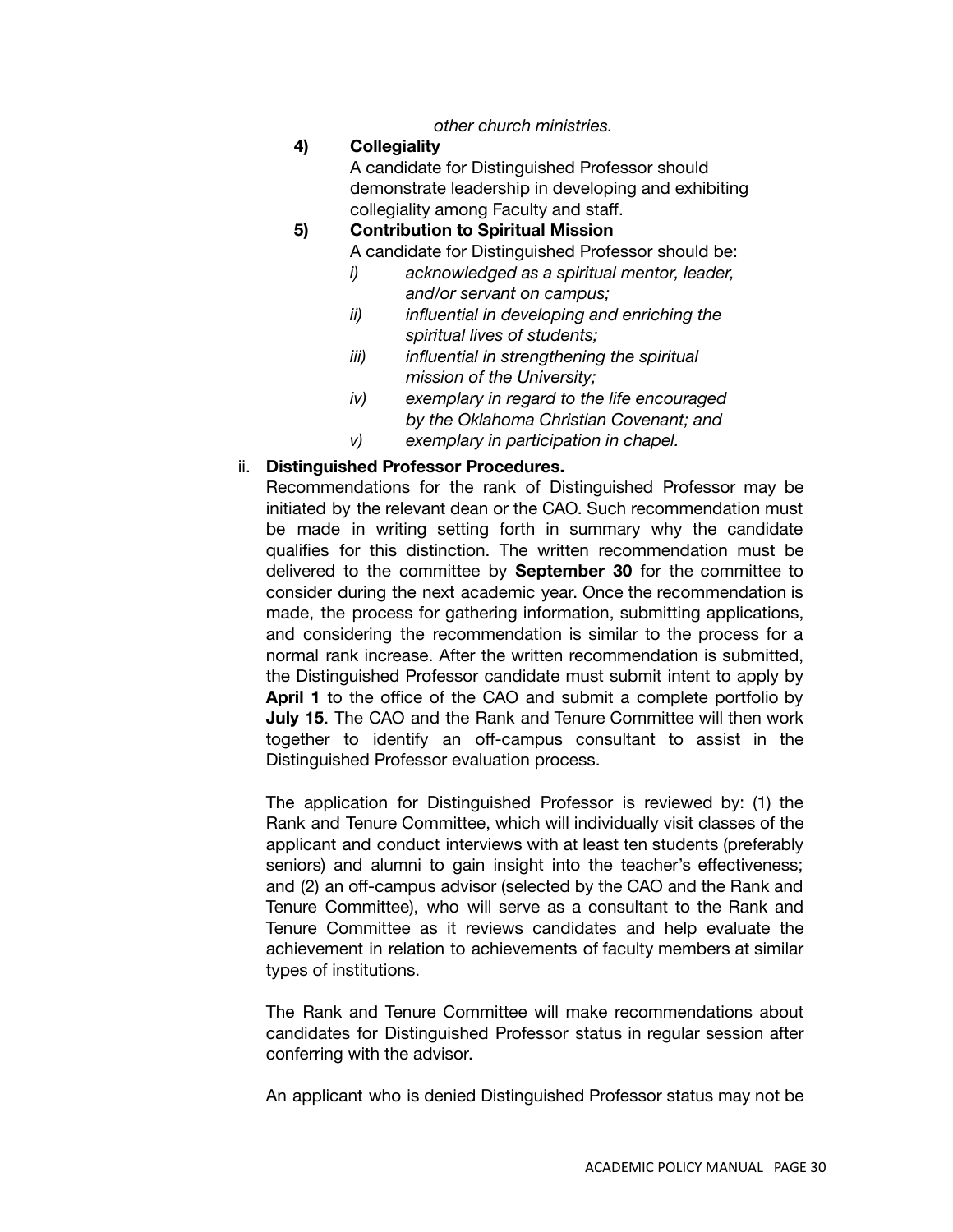*other church ministries.*

**4) Collegiality**

A candidate for Distinguished Professor should demonstrate leadership in developing and exhibiting collegiality among Faculty and staff.

**5) Contribution to Spiritual Mission**

A candidate for Distinguished Professor should be:

*i) acknowledged as a spiritual mentor, leader, and/or servant on campus;*

*ii) influential in developing and enriching the spiritual lives of students;*

*iii) influential in strengthening the spiritual mission of the University;*

*iv) exemplary in regard to the life encouraged by the Oklahoma Christian Covenant; and*

*v) exemplary in participation in chapel.*

ii. **Distinguished Professor Procedures.**

Recommendations for the rank of Distinguished Professor may be initiated by the relevant dean or the CAO. Such recommendation must be made in writing setting forth in summary why the candidate qualifies for this distinction. The written recommendation must be delivered to the committee by **September 30** for the committee to consider during the next academic year. Once the recommendation is made, the process for gathering information, submitting applications, and considering the recommendation is similar to the process for a normal rank increase. After the written recommendation is submitted, the Distinguished Professor candidate must submit intent to apply by **April 1** to the office of the CAO and submit a complete portfolio by **July 15**. The CAO and the Rank and Tenure Committee will then work together to identify an off-campus consultant to assist in the Distinguished Professor evaluation process.

The application for Distinguished Professor is reviewed by: (1) the Rank and Tenure Committee, which will individually visit classes of the applicant and conduct interviews with at least ten students (preferably seniors) and alumni to gain insight into the teacher's effectiveness; and (2) an off-campus advisor (selected by the CAO and the Rank and Tenure Committee), who will serve as a consultant to the Rank and Tenure Committee as it reviews candidates and help evaluate the achievement in relation to achievements of faculty members at similar types of institutions.

The Rank and Tenure Committee will make recommendations about candidates for Distinguished Professor status in regular session after conferring with the advisor.

An applicant who is denied Distinguished Professor status may not be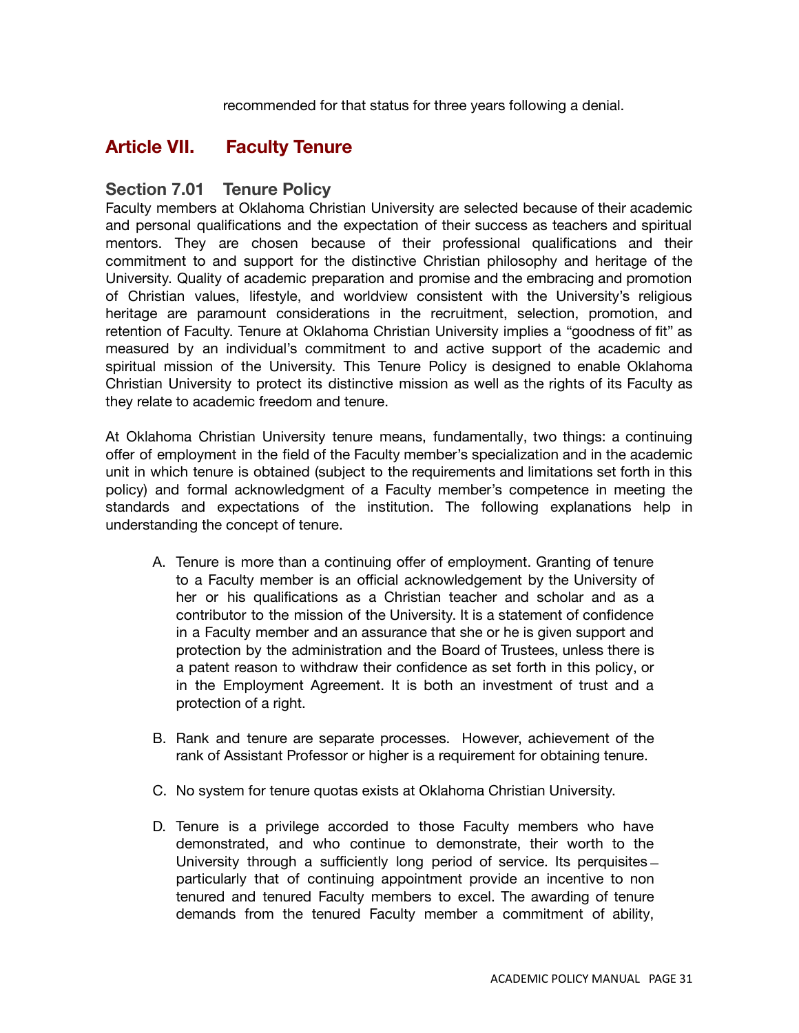recommended for that status for three years following a denial.

# Article VII. Faculty Tenure

## Section 7.01 Tenure Policy

Faculty members at Oklahoma Christian University are selected because of their academic and personal qualifications and the expectation of their success as teachers and spiritual mentors. They are chosen because of their professional qualifications and their commitment to and support for the distinctive Christian philosophy and heritage of the University. Quality of academic preparation and promise and the embracing and promotion of Christian values, lifestyle, and worldview consistent with the University's religious heritage are paramount considerations in the recruitment, selection, promotion, and retention of Faculty. Tenure at Oklahoma Christian University implies a "goodness of fit" as measured by an individual's commitment to and active support of the academic and spiritual mission of the University. This Tenure Policy is designed to enable Oklahoma Christian University to protect its distinctive mission as well as the rights of its Faculty as they relate to academic freedom and tenure.

At Oklahoma Christian University tenure means, fundamentally, two things: a continuing offer of employment in the field of the Faculty member's specialization and in the academic unit in which tenure is obtained (subject to the requirements and limitations set forth in this policy) and formal acknowledgment of a Faculty member's competence in meeting the standards and expectations of the institution. The following explanations help in understanding the concept of tenure.

A. Tenure is more than a continuing offer of employment. Granting of tenure to a Faculty member is an official acknowledgement by the University of her or his qualifications as a Christian teacher and scholar and as a contributor to the mission of the University. It is a statement of confidence in a Faculty member and an assurance that she or he is given support and protection by the administration and the Board of Trustees, unless there is a patent reason to withdraw their confidence as set forth in this policy, or in the Employment Agreement. It is both an investment of trust and a protection of a right.

B. Rank and tenure are separate processes. However, achievement of the rank of Assistant Professor or higher is a requirement for obtaining tenure.

C. No system for tenure quotas exists at Oklahoma Christian University.

D. Tenure is a privilege accorded to those Faculty members who have demonstrated, and who continue to demonstrate, their worth to the University through a sufficiently long period of service. Its perquisites – particularly that of continuing appointment provide an incentive to non tenured and tenured Faculty members to excel. The awarding of tenure demands from the tenured Faculty member a commitment of ability,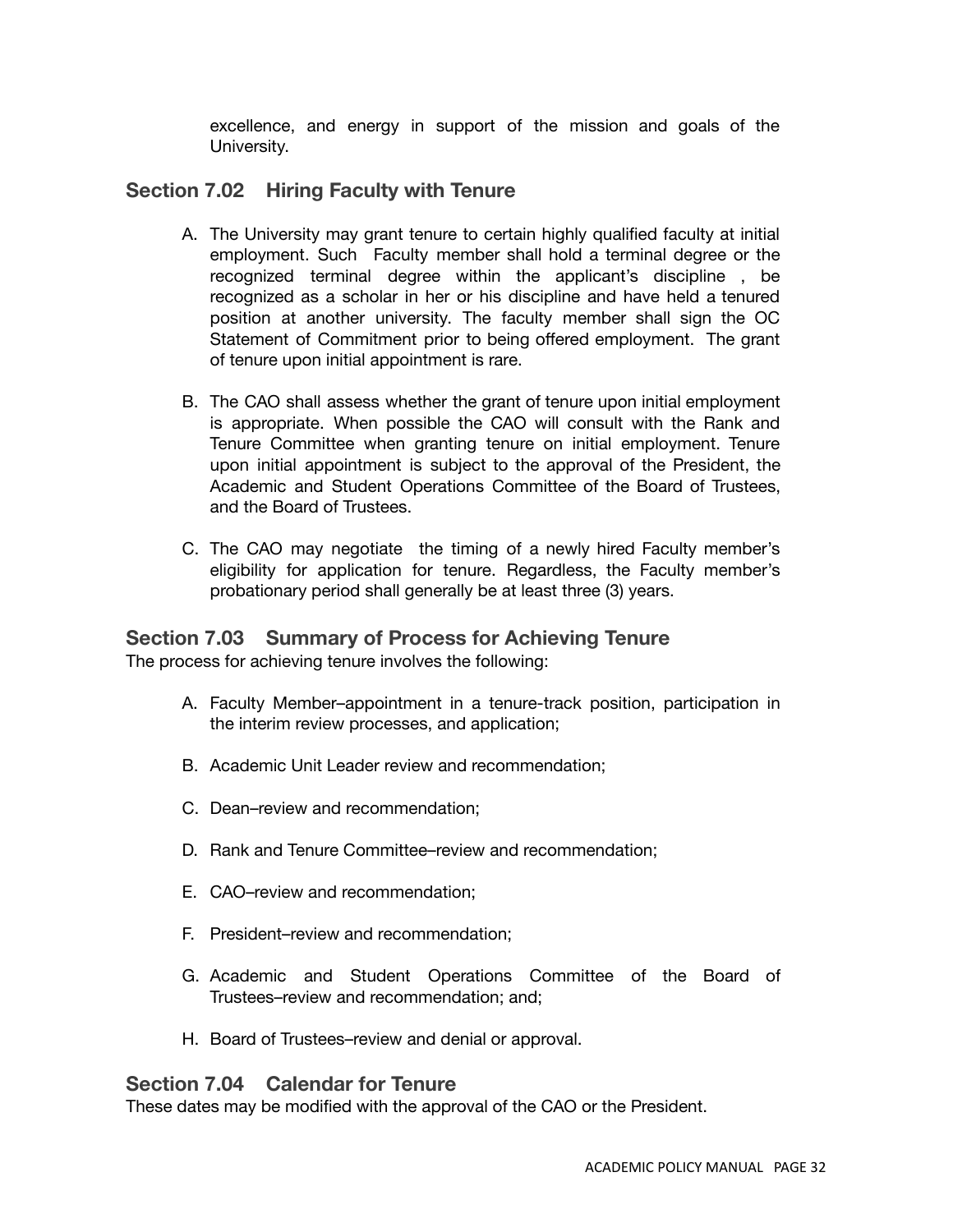excellence, and energy in support of the mission and goals of the University.

## Section 7.02 Hiring Faculty with Tenure

A. The University may grant tenure to certain highly qualified faculty at initial employment. Such Faculty member shall hold a terminal degree or the recognized terminal degree within the applicant's discipline , be recognized as a scholar in her or his discipline and have held a tenured position at another university. The faculty member shall sign the OC Statement of Commitment prior to being offered employment. The grant of tenure upon initial appointment is rare.

B. The CAO shall assess whether the grant of tenure upon initial employment is appropriate. When possible the CAO will consult with the Rank and Tenure Committee when granting tenure on initial employment. Tenure upon initial appointment is subject to the approval of the President, the Academic and Student Operations Committee of the Board of Trustees, and the Board of Trustees.

C. The CAO may negotiate the timing of a newly hired Faculty member's eligibility for application for tenure. Regardless, the Faculty member's probationary period shall generally be at least three (3) years.

## Section 7.03 Summary of Process for Achieving Tenure

The process for achieving tenure involves the following:

A. Faculty Member–appointment in a tenure-track position, participation in the interim review processes, and application;

B. Academic Unit Leader review and recommendation;

C. Dean–review and recommendation;

D. Rank and Tenure Committee–review and recommendation;

E. CAO–review and recommendation;

F. President–review and recommendation;

G. Academic and Student Operations Committee of the Board of Trustees–review and recommendation; and;

H. Board of Trustees–review and denial or approval.

## Section 7.04 Calendar for Tenure

These dates may be modified with the approval of the CAO or the President.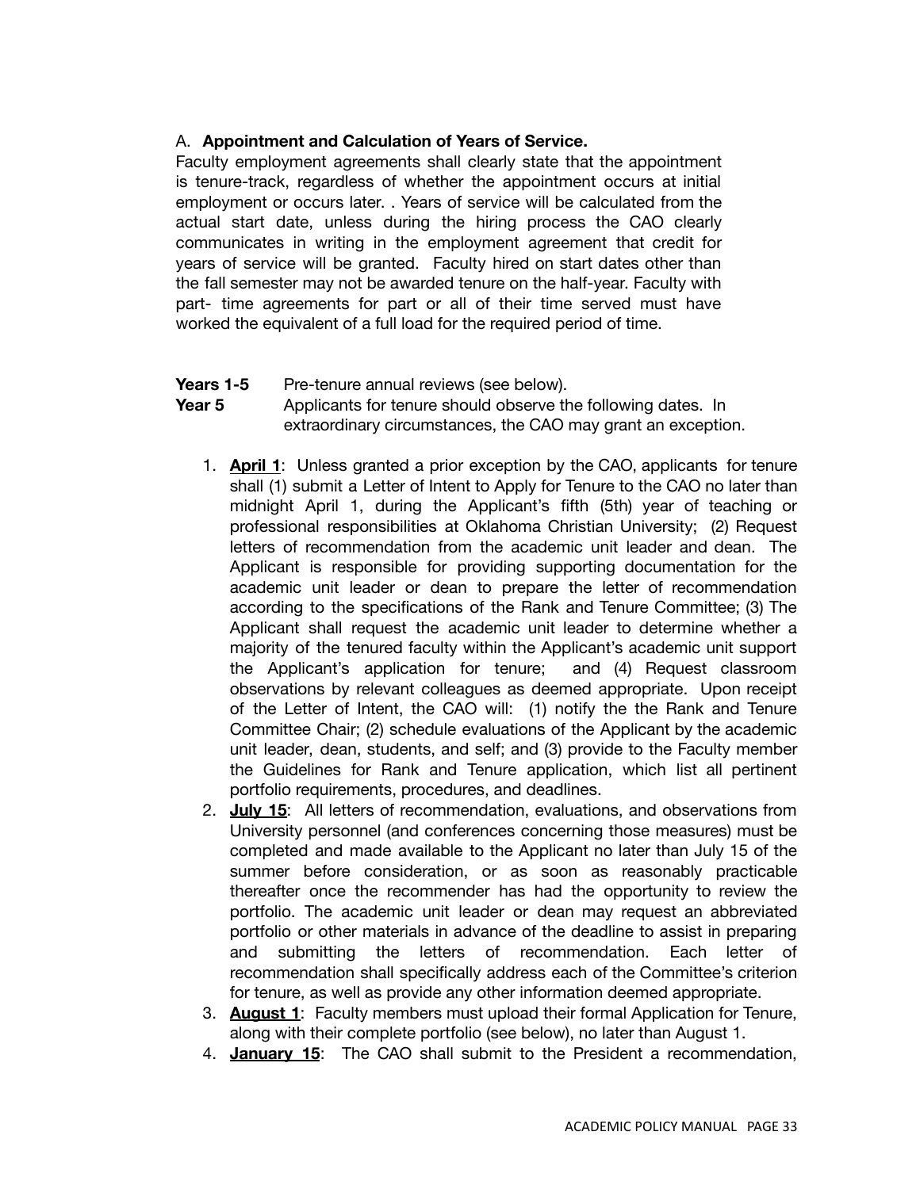A. **Appointment and Calculation of Years of Service.**
Faculty employment agreements shall clearly state that the appointment is tenure-track, regardless of whether the appointment occurs at initial employment or occurs later. . Years of service will be calculated from the actual start date, unless during the hiring process the CAO clearly communicates in writing in the employment agreement that credit for years of service will be granted. Faculty hired on start dates other than the fall semester may not be awarded tenure on the half-year. Faculty with part- time agreements for part or all of their time served must have worked the equivalent of a full load for the required period of time.

**Years 1-5** Pre-tenure annual reviews (see below).
**Year 5** Applicants for tenure should observe the following dates. In extraordinary circumstances, the CAO may grant an exception.

1. **<u>April 1</u>**: Unless granted a prior exception by the CAO, applicants for tenure shall (1) submit a Letter of Intent to Apply for Tenure to the CAO no later than midnight April 1, during the Applicant's fifth (5th) year of teaching or professional responsibilities at Oklahoma Christian University; (2) Request letters of recommendation from the academic unit leader and dean. The Applicant is responsible for providing supporting documentation for the academic unit leader or dean to prepare the letter of recommendation according to the specifications of the Rank and Tenure Committee; (3) The Applicant shall request the academic unit leader to determine whether a majority of the tenured faculty within the Applicant's academic unit support the Applicant's application for tenure; and (4) Request classroom observations by relevant colleagues as deemed appropriate. Upon receipt of the Letter of Intent, the CAO will: (1) notify the the Rank and Tenure Committee Chair; (2) schedule evaluations of the Applicant by the academic unit leader, dean, students, and self; and (3) provide to the Faculty member the Guidelines for Rank and Tenure application, which list all pertinent portfolio requirements, procedures, and deadlines.
2. **<u>July 15</u>**: All letters of recommendation, evaluations, and observations from University personnel (and conferences concerning those measures) must be completed and made available to the Applicant no later than July 15 of the summer before consideration, or as soon as reasonably practicable thereafter once the recommender has had the opportunity to review the portfolio. The academic unit leader or dean may request an abbreviated portfolio or other materials in advance of the deadline to assist in preparing and submitting the letters of recommendation. Each letter of recommendation shall specifically address each of the Committee's criterion for tenure, as well as provide any other information deemed appropriate.
3. **<u>August 1</u>**: Faculty members must upload their formal Application for Tenure, along with their complete portfolio (see below), no later than August 1.
4. **<u>January 15</u>**: The CAO shall submit to the President a recommendation,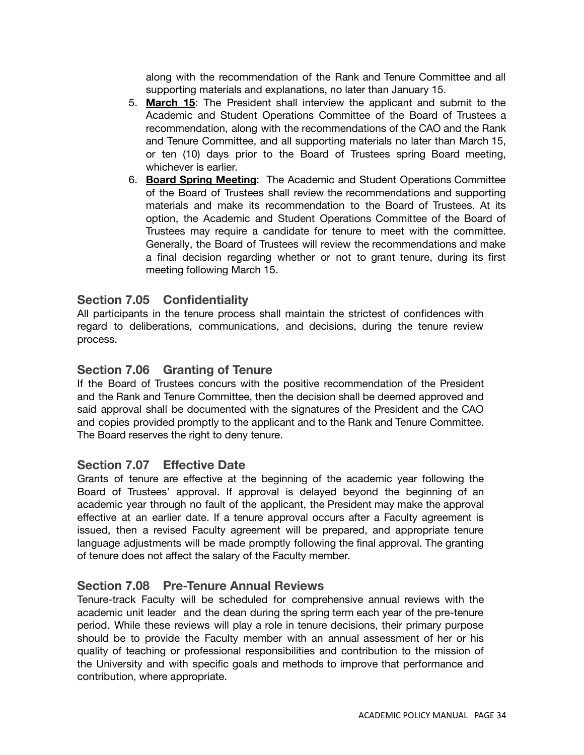along with the recommendation of the Rank and Tenure Committee and all supporting materials and explanations, no later than January 15.

5. **March 15**: The President shall interview the applicant and submit to the Academic and Student Operations Committee of the Board of Trustees a recommendation, along with the recommendations of the CAO and the Rank and Tenure Committee, and all supporting materials no later than March 15, or ten (10) days prior to the Board of Trustees spring Board meeting, whichever is earlier.
6. **Board Spring Meeting**: The Academic and Student Operations Committee of the Board of Trustees shall review the recommendations and supporting materials and make its recommendation to the Board of Trustees. At its option, the Academic and Student Operations Committee of the Board of Trustees may require a candidate for tenure to meet with the committee. Generally, the Board of Trustees will review the recommendations and make a final decision regarding whether or not to grant tenure, during its first meeting following March 15.

## Section 7.05 Confidentiality

All participants in the tenure process shall maintain the strictest of confidences with regard to deliberations, communications, and decisions, during the tenure review process.

## Section 7.06 Granting of Tenure

If the Board of Trustees concurs with the positive recommendation of the President and the Rank and Tenure Committee, then the decision shall be deemed approved and said approval shall be documented with the signatures of the President and the CAO and copies provided promptly to the applicant and to the Rank and Tenure Committee. The Board reserves the right to deny tenure.

## Section 7.07 Effective Date

Grants of tenure are effective at the beginning of the academic year following the Board of Trustees' approval. If approval is delayed beyond the beginning of an academic year through no fault of the applicant, the President may make the approval effective at an earlier date. If a tenure approval occurs after a Faculty agreement is issued, then a revised Faculty agreement will be prepared, and appropriate tenure language adjustments will be made promptly following the final approval. The granting of tenure does not affect the salary of the Faculty member.

## Section 7.08 Pre-Tenure Annual Reviews

Tenure-track Faculty will be scheduled for comprehensive annual reviews with the academic unit leader and the dean during the spring term each year of the pre-tenure period. While these reviews will play a role in tenure decisions, their primary purpose should be to provide the Faculty member with an annual assessment of her or his quality of teaching or professional responsibilities and contribution to the mission of the University and with specific goals and methods to improve that performance and contribution, where appropriate.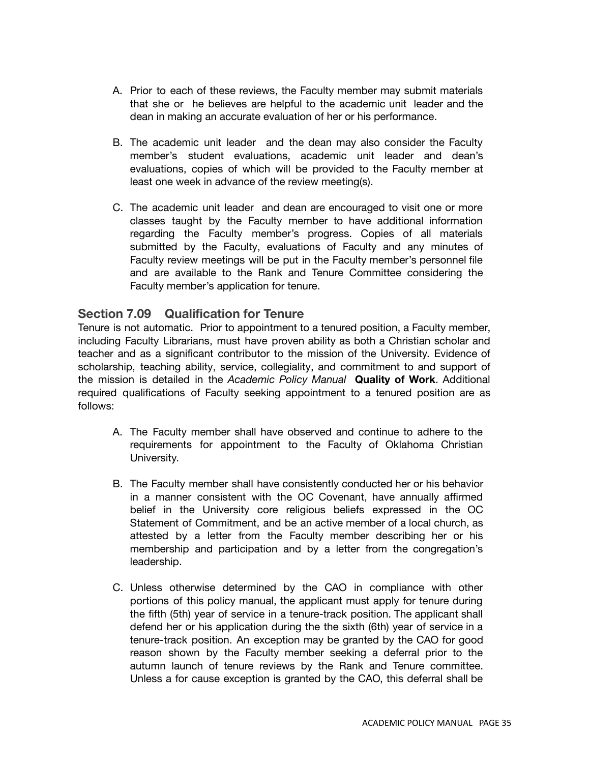A. Prior to each of these reviews, the Faculty member may submit materials that she or he believes are helpful to the academic unit leader and the dean in making an accurate evaluation of her or his performance.

B. The academic unit leader and the dean may also consider the Faculty member's student evaluations, academic unit leader and dean's evaluations, copies of which will be provided to the Faculty member at least one week in advance of the review meeting(s).

C. The academic unit leader and dean are encouraged to visit one or more classes taught by the Faculty member to have additional information regarding the Faculty member's progress. Copies of all materials submitted by the Faculty, evaluations of Faculty and any minutes of Faculty review meetings will be put in the Faculty member's personnel file and are available to the Rank and Tenure Committee considering the Faculty member's application for tenure.

## Section 7.09 Qualification for Tenure

Tenure is not automatic. Prior to appointment to a tenured position, a Faculty member, including Faculty Librarians, must have proven ability as both a Christian scholar and teacher and as a significant contributor to the mission of the University. Evidence of scholarship, teaching ability, service, collegiality, and commitment to and support of the mission is detailed in the *Academic Policy Manual* **Quality of Work**. Additional required qualifications of Faculty seeking appointment to a tenured position are as follows:

A. The Faculty member shall have observed and continue to adhere to the requirements for appointment to the Faculty of Oklahoma Christian University.

B. The Faculty member shall have consistently conducted her or his behavior in a manner consistent with the OC Covenant, have annually affirmed belief in the University core religious beliefs expressed in the OC Statement of Commitment, and be an active member of a local church, as attested by a letter from the Faculty member describing her or his membership and participation and by a letter from the congregation's leadership.

C. Unless otherwise determined by the CAO in compliance with other portions of this policy manual, the applicant must apply for tenure during the fifth (5th) year of service in a tenure-track position. The applicant shall defend her or his application during the the sixth (6th) year of service in a tenure-track position. An exception may be granted by the CAO for good reason shown by the Faculty member seeking a deferral prior to the autumn launch of tenure reviews by the Rank and Tenure committee. Unless a for cause exception is granted by the CAO, this deferral shall be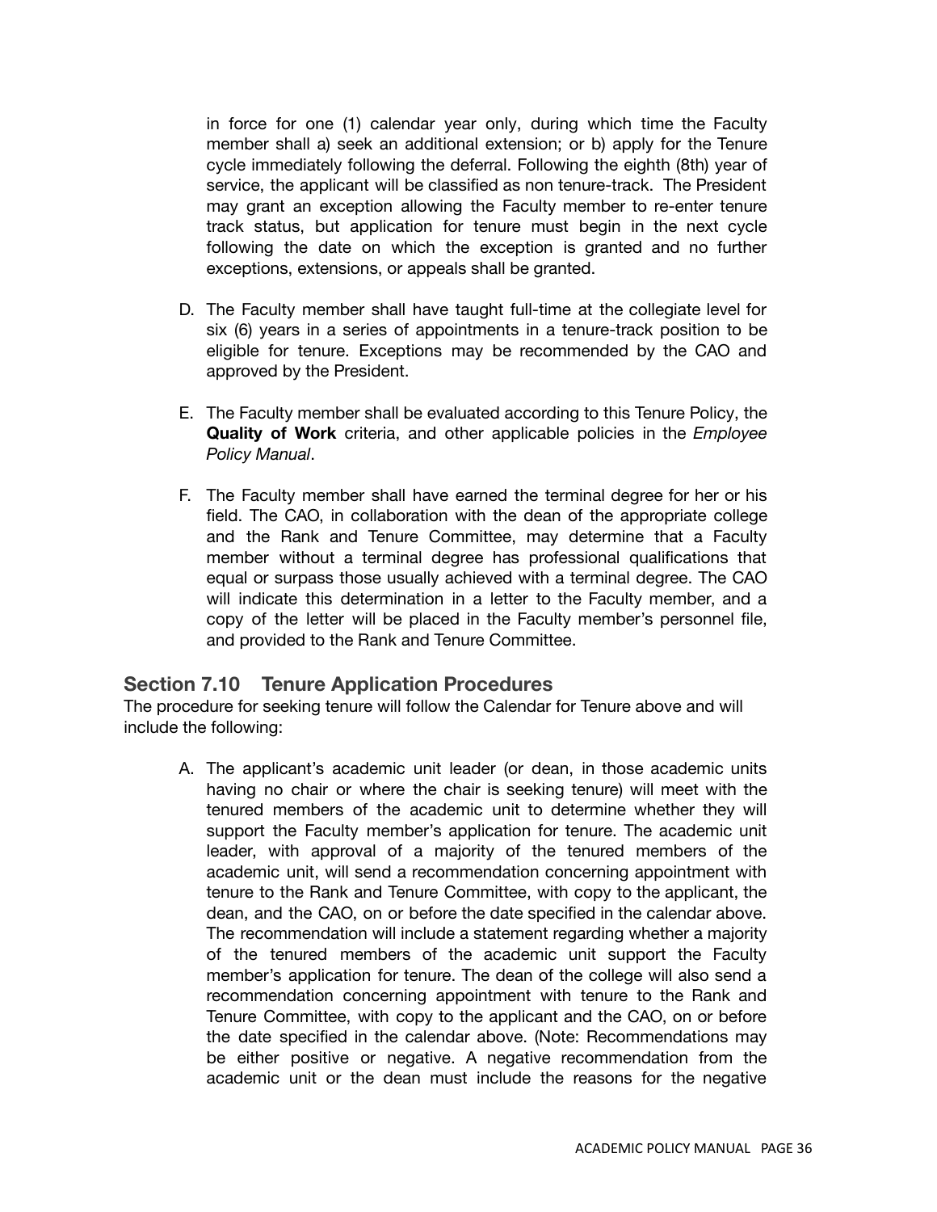in force for one (1) calendar year only, during which time the Faculty member shall a) seek an additional extension; or b) apply for the Tenure cycle immediately following the deferral. Following the eighth (8th) year of service, the applicant will be classified as non tenure-track. The President may grant an exception allowing the Faculty member to re-enter tenure track status, but application for tenure must begin in the next cycle following the date on which the exception is granted and no further exceptions, extensions, or appeals shall be granted.

D. The Faculty member shall have taught full-time at the collegiate level for six (6) years in a series of appointments in a tenure-track position to be eligible for tenure. Exceptions may be recommended by the CAO and approved by the President.

E. The Faculty member shall be evaluated according to this Tenure Policy, the **Quality of Work** criteria, and other applicable policies in the *Employee Policy Manual*.

F. The Faculty member shall have earned the terminal degree for her or his field. The CAO, in collaboration with the dean of the appropriate college and the Rank and Tenure Committee, may determine that a Faculty member without a terminal degree has professional qualifications that equal or surpass those usually achieved with a terminal degree. The CAO will indicate this determination in a letter to the Faculty member, and a copy of the letter will be placed in the Faculty member's personnel file, and provided to the Rank and Tenure Committee.

## Section 7.10 Tenure Application Procedures

The procedure for seeking tenure will follow the Calendar for Tenure above and will include the following:

A. The applicant's academic unit leader (or dean, in those academic units having no chair or where the chair is seeking tenure) will meet with the tenured members of the academic unit to determine whether they will support the Faculty member's application for tenure. The academic unit leader, with approval of a majority of the tenured members of the academic unit, will send a recommendation concerning appointment with tenure to the Rank and Tenure Committee, with copy to the applicant, the dean, and the CAO, on or before the date specified in the calendar above. The recommendation will include a statement regarding whether a majority of the tenured members of the academic unit support the Faculty member's application for tenure. The dean of the college will also send a recommendation concerning appointment with tenure to the Rank and Tenure Committee, with copy to the applicant and the CAO, on or before the date specified in the calendar above. (Note: Recommendations may be either positive or negative. A negative recommendation from the academic unit or the dean must include the reasons for the negative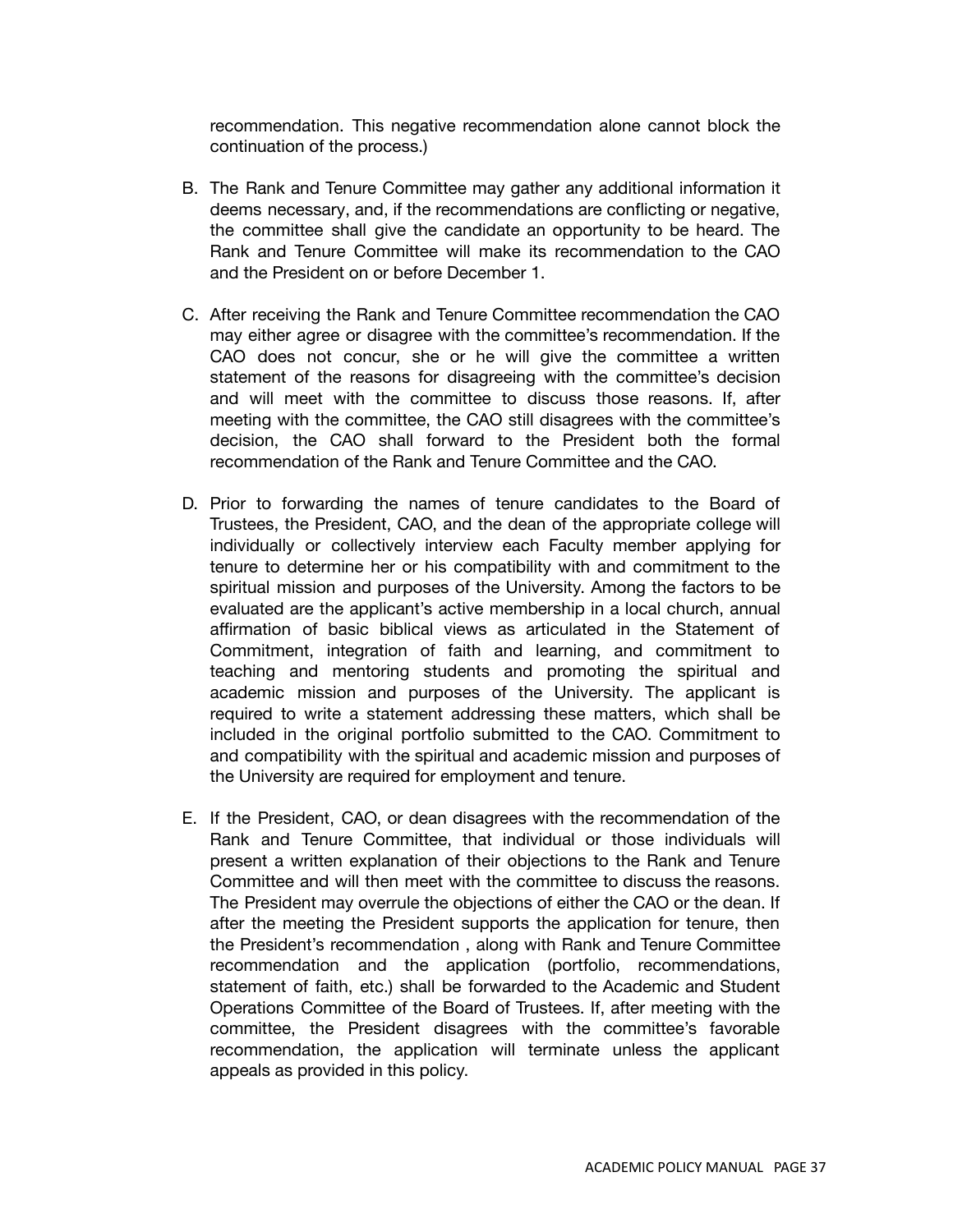recommendation. This negative recommendation alone cannot block the continuation of the process.)

B. The Rank and Tenure Committee may gather any additional information it deems necessary, and, if the recommendations are conflicting or negative, the committee shall give the candidate an opportunity to be heard. The Rank and Tenure Committee will make its recommendation to the CAO and the President on or before December 1.

C. After receiving the Rank and Tenure Committee recommendation the CAO may either agree or disagree with the committee's recommendation. If the CAO does not concur, she or he will give the committee a written statement of the reasons for disagreeing with the committee's decision and will meet with the committee to discuss those reasons. If, after meeting with the committee, the CAO still disagrees with the committee's decision, the CAO shall forward to the President both the formal recommendation of the Rank and Tenure Committee and the CAO.

D. Prior to forwarding the names of tenure candidates to the Board of Trustees, the President, CAO, and the dean of the appropriate college will individually or collectively interview each Faculty member applying for tenure to determine her or his compatibility with and commitment to the spiritual mission and purposes of the University. Among the factors to be evaluated are the applicant's active membership in a local church, annual affirmation of basic biblical views as articulated in the Statement of Commitment, integration of faith and learning, and commitment to teaching and mentoring students and promoting the spiritual and academic mission and purposes of the University. The applicant is required to write a statement addressing these matters, which shall be included in the original portfolio submitted to the CAO. Commitment to and compatibility with the spiritual and academic mission and purposes of the University are required for employment and tenure.

E. If the President, CAO, or dean disagrees with the recommendation of the Rank and Tenure Committee, that individual or those individuals will present a written explanation of their objections to the Rank and Tenure Committee and will then meet with the committee to discuss the reasons. The President may overrule the objections of either the CAO or the dean. If after the meeting the President supports the application for tenure, then the President's recommendation , along with Rank and Tenure Committee recommendation and the application (portfolio, recommendations, statement of faith, etc.) shall be forwarded to the Academic and Student Operations Committee of the Board of Trustees. If, after meeting with the committee, the President disagrees with the committee's favorable recommendation, the application will terminate unless the applicant appeals as provided in this policy.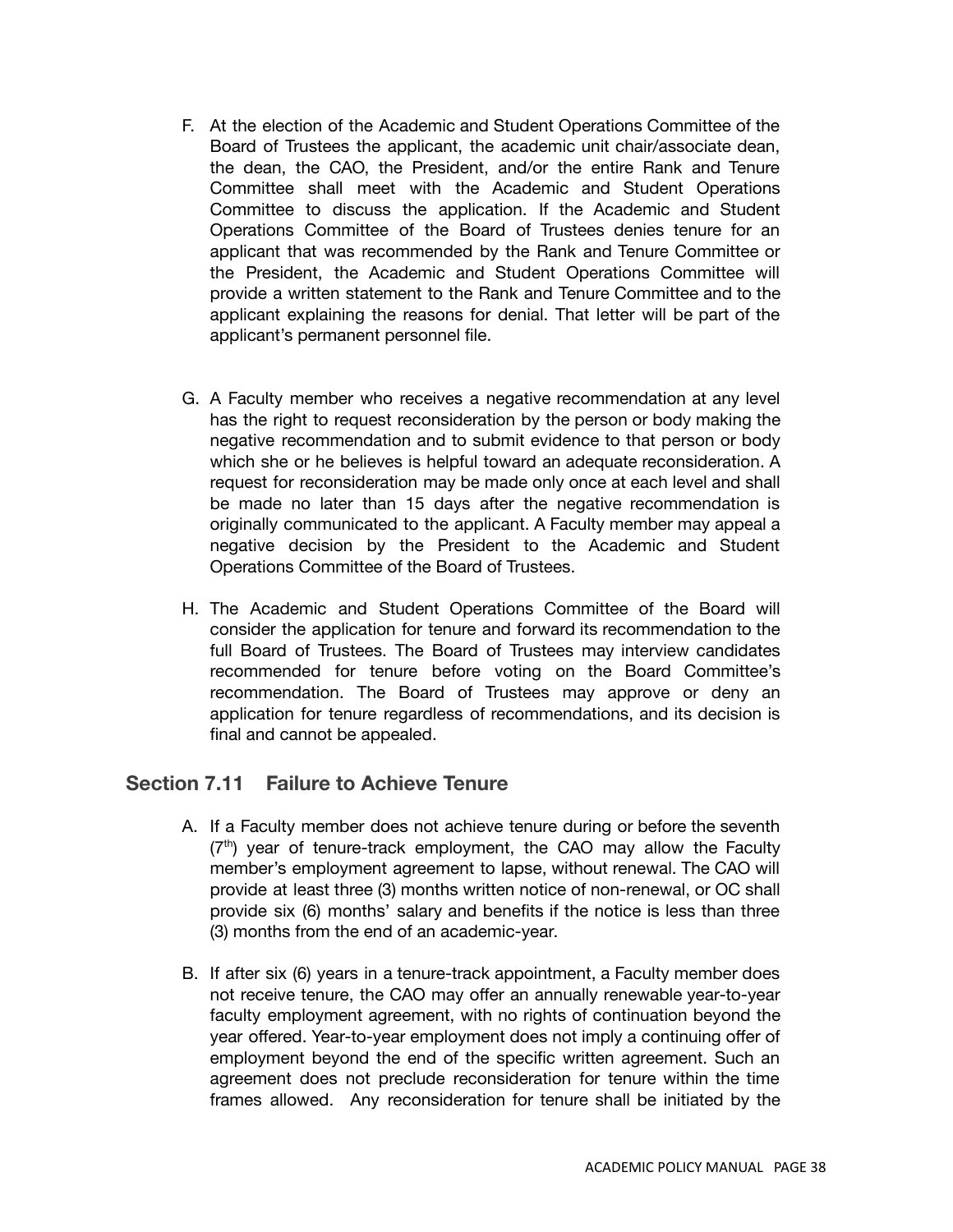F. At the election of the Academic and Student Operations Committee of the Board of Trustees the applicant, the academic unit chair/associate dean, the dean, the CAO, the President, and/or the entire Rank and Tenure Committee shall meet with the Academic and Student Operations Committee to discuss the application. If the Academic and Student Operations Committee of the Board of Trustees denies tenure for an applicant that was recommended by the Rank and Tenure Committee or the President, the Academic and Student Operations Committee will provide a written statement to the Rank and Tenure Committee and to the applicant explaining the reasons for denial. That letter will be part of the applicant's permanent personnel file.

G. A Faculty member who receives a negative recommendation at any level has the right to request reconsideration by the person or body making the negative recommendation and to submit evidence to that person or body which she or he believes is helpful toward an adequate reconsideration. A request for reconsideration may be made only once at each level and shall be made no later than 15 days after the negative recommendation is originally communicated to the applicant. A Faculty member may appeal a negative decision by the President to the Academic and Student Operations Committee of the Board of Trustees.

H. The Academic and Student Operations Committee of the Board will consider the application for tenure and forward its recommendation to the full Board of Trustees. The Board of Trustees may interview candidates recommended for tenure before voting on the Board Committee's recommendation. The Board of Trustees may approve or deny an application for tenure regardless of recommendations, and its decision is final and cannot be appealed.

## Section 7.11 Failure to Achieve Tenure

A. If a Faculty member does not achieve tenure during or before the seventh (7th) year of tenure-track employment, the CAO may allow the Faculty member's employment agreement to lapse, without renewal. The CAO will provide at least three (3) months written notice of non-renewal, or OC shall provide six (6) months' salary and benefits if the notice is less than three (3) months from the end of an academic-year.

B. If after six (6) years in a tenure-track appointment, a Faculty member does not receive tenure, the CAO may offer an annually renewable year-to-year faculty employment agreement, with no rights of continuation beyond the year offered. Year-to-year employment does not imply a continuing offer of employment beyond the end of the specific written agreement. Such an agreement does not preclude reconsideration for tenure within the time frames allowed. Any reconsideration for tenure shall be initiated by the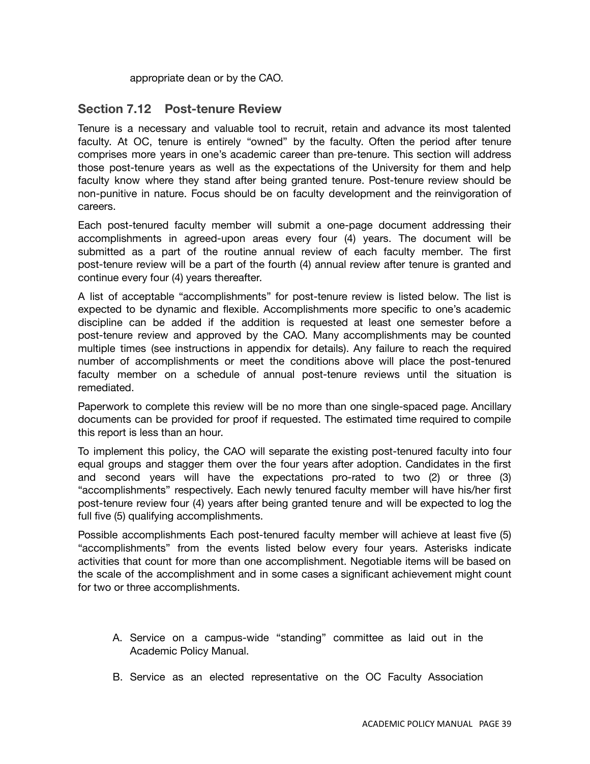appropriate dean or by the CAO.

## Section 7.12 Post-tenure Review

Tenure is a necessary and valuable tool to recruit, retain and advance its most talented faculty. At OC, tenure is entirely "owned" by the faculty. Often the period after tenure comprises more years in one's academic career than pre-tenure. This section will address those post-tenure years as well as the expectations of the University for them and help faculty know where they stand after being granted tenure. Post-tenure review should be non-punitive in nature. Focus should be on faculty development and the reinvigoration of careers.

Each post-tenured faculty member will submit a one-page document addressing their accomplishments in agreed-upon areas every four (4) years. The document will be submitted as a part of the routine annual review of each faculty member. The first post-tenure review will be a part of the fourth (4) annual review after tenure is granted and continue every four (4) years thereafter.

A list of acceptable "accomplishments" for post-tenure review is listed below. The list is expected to be dynamic and flexible. Accomplishments more specific to one's academic discipline can be added if the addition is requested at least one semester before a post-tenure review and approved by the CAO. Many accomplishments may be counted multiple times (see instructions in appendix for details). Any failure to reach the required number of accomplishments or meet the conditions above will place the post-tenured faculty member on a schedule of annual post-tenure reviews until the situation is remediated.

Paperwork to complete this review will be no more than one single-spaced page. Ancillary documents can be provided for proof if requested. The estimated time required to compile this report is less than an hour.

To implement this policy, the CAO will separate the existing post-tenured faculty into four equal groups and stagger them over the four years after adoption. Candidates in the first and second years will have the expectations pro-rated to two (2) or three (3) "accomplishments" respectively. Each newly tenured faculty member will have his/her first post-tenure review four (4) years after being granted tenure and will be expected to log the full five (5) qualifying accomplishments.

Possible accomplishments Each post-tenured faculty member will achieve at least five (5) "accomplishments" from the events listed below every four years. Asterisks indicate activities that count for more than one accomplishment. Negotiable items will be based on the scale of the accomplishment and in some cases a significant achievement might count for two or three accomplishments.

A. Service on a campus-wide "standing" committee as laid out in the Academic Policy Manual.

B. Service as an elected representative on the OC Faculty Association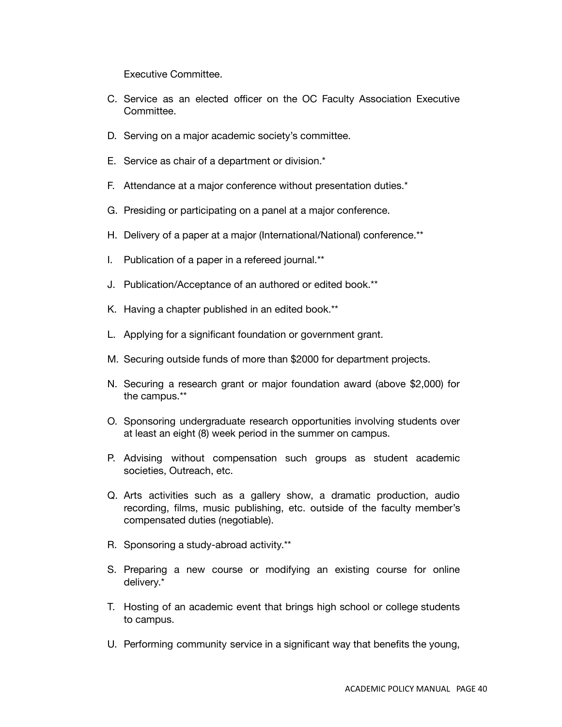Executive Committee.

C. Service as an elected officer on the OC Faculty Association Executive Committee.

D. Serving on a major academic society's committee.

E. Service as chair of a department or division.*

F. Attendance at a major conference without presentation duties.*

G. Presiding or participating on a panel at a major conference.

H. Delivery of a paper at a major (International/National) conference.**

I. Publication of a paper in a refereed journal.**

J. Publication/Acceptance of an authored or edited book.**

K. Having a chapter published in an edited book.**

L. Applying for a significant foundation or government grant.

M. Securing outside funds of more than $2000 for department projects.

N. Securing a research grant or major foundation award (above $2,000) for the campus.**

O. Sponsoring undergraduate research opportunities involving students over at least an eight (8) week period in the summer on campus.

P. Advising without compensation such groups as student academic societies, Outreach, etc.

Q. Arts activities such as a gallery show, a dramatic production, audio recording, films, music publishing, etc. outside of the faculty member's compensated duties (negotiable).

R. Sponsoring a study-abroad activity.**

S. Preparing a new course or modifying an existing course for online delivery.*

T. Hosting of an academic event that brings high school or college students to campus.

U. Performing community service in a significant way that benefits the young,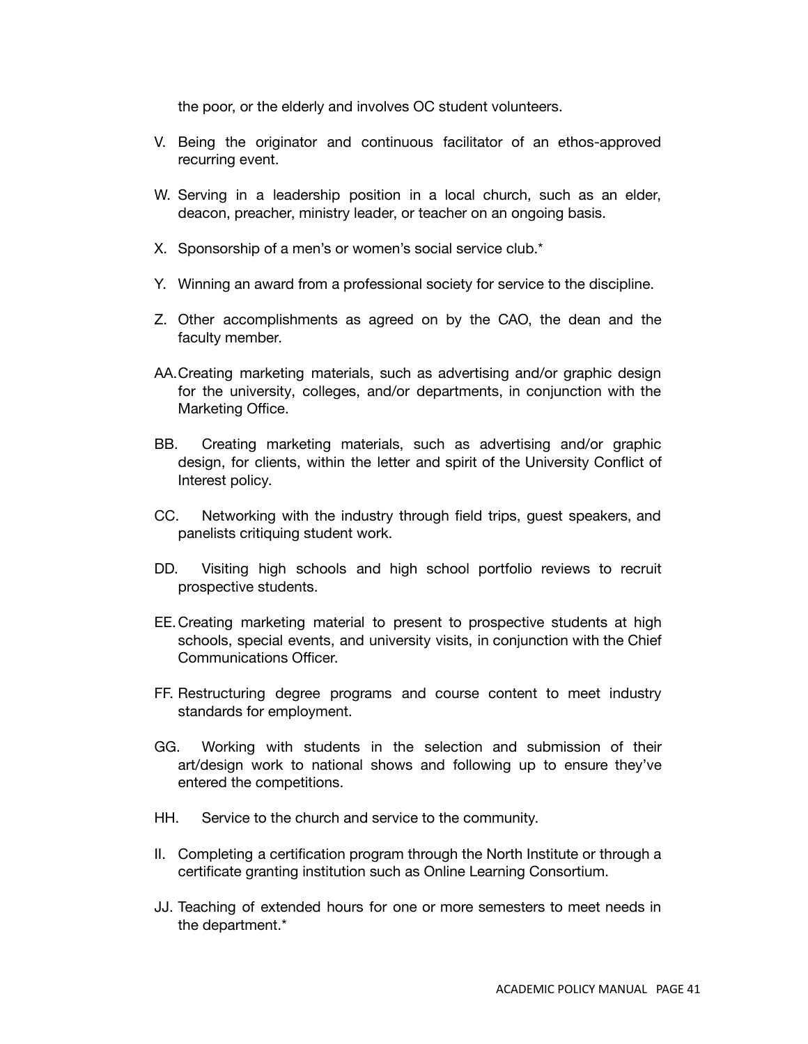the poor, or the elderly and involves OC student volunteers.

V. Being the originator and continuous facilitator of an ethos-approved recurring event.

W. Serving in a leadership position in a local church, such as an elder, deacon, preacher, ministry leader, or teacher on an ongoing basis.

X. Sponsorship of a men's or women's social service club.*

Y. Winning an award from a professional society for service to the discipline.

Z. Other accomplishments as agreed on by the CAO, the dean and the faculty member.

AA. Creating marketing materials, such as advertising and/or graphic design for the university, colleges, and/or departments, in conjunction with the Marketing Office.

BB. Creating marketing materials, such as advertising and/or graphic design, for clients, within the letter and spirit of the University Conflict of Interest policy.

CC. Networking with the industry through field trips, guest speakers, and panelists critiquing student work.

DD. Visiting high schools and high school portfolio reviews to recruit prospective students.

EE. Creating marketing material to present to prospective students at high schools, special events, and university visits, in conjunction with the Chief Communications Officer.

FF. Restructuring degree programs and course content to meet industry standards for employment.

GG. Working with students in the selection and submission of their art/design work to national shows and following up to ensure they've entered the competitions.

HH. Service to the church and service to the community.

II. Completing a certification program through the North Institute or through a certificate granting institution such as Online Learning Consortium.

JJ. Teaching of extended hours for one or more semesters to meet needs in the department.*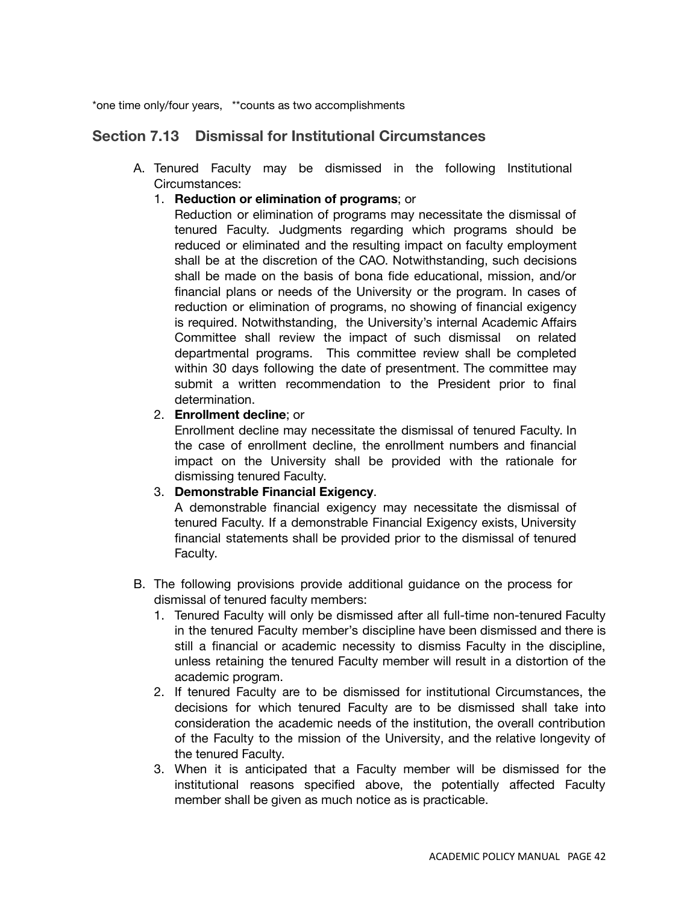*one time only/four years, **counts as two accomplishments

## Section 7.13 Dismissal for Institutional Circumstances

A. Tenured Faculty may be dismissed in the following Institutional Circumstances:

   1. **Reduction or elimination of programs**; or
      Reduction or elimination of programs may necessitate the dismissal of tenured Faculty. Judgments regarding which programs should be reduced or eliminated and the resulting impact on faculty employment shall be at the discretion of the CAO. Notwithstanding, such decisions shall be made on the basis of bona fide educational, mission, and/or financial plans or needs of the University or the program. In cases of reduction or elimination of programs, no showing of financial exigency is required. Notwithstanding, the University's internal Academic Affairs Committee shall review the impact of such dismissal on related departmental programs. This committee review shall be completed within 30 days following the date of presentment. The committee may submit a written recommendation to the President prior to final determination.
   2. **Enrollment decline**; or
      Enrollment decline may necessitate the dismissal of tenured Faculty. In the case of enrollment decline, the enrollment numbers and financial impact on the University shall be provided with the rationale for dismissing tenured Faculty.
   3. **Demonstrable Financial Exigency**.
      A demonstrable financial exigency may necessitate the dismissal of tenured Faculty. If a demonstrable Financial Exigency exists, University financial statements shall be provided prior to the dismissal of tenured Faculty.

B. The following provisions provide additional guidance on the process for dismissal of tenured faculty members:

   1. Tenured Faculty will only be dismissed after all full-time non-tenured Faculty in the tenured Faculty member's discipline have been dismissed and there is still a financial or academic necessity to dismiss Faculty in the discipline, unless retaining the tenured Faculty member will result in a distortion of the academic program.
   2. If tenured Faculty are to be dismissed for institutional Circumstances, the decisions for which tenured Faculty are to be dismissed shall take into consideration the academic needs of the institution, the overall contribution of the Faculty to the mission of the University, and the relative longevity of the tenured Faculty.
   3. When it is anticipated that a Faculty member will be dismissed for the institutional reasons specified above, the potentially affected Faculty member shall be given as much notice as is practicable.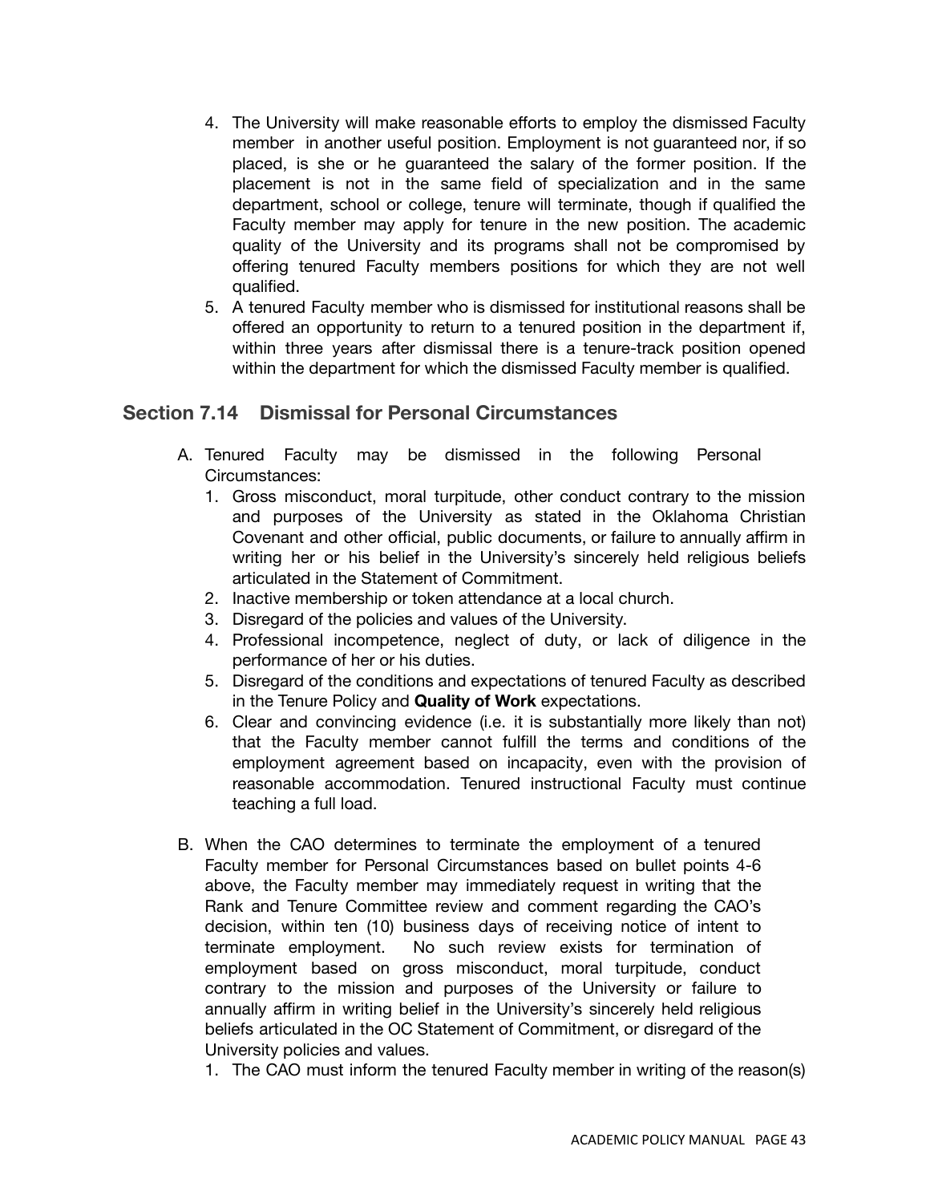4. The University will make reasonable efforts to employ the dismissed Faculty member in another useful position. Employment is not guaranteed nor, if so placed, is she or he guaranteed the salary of the former position. If the placement is not in the same field of specialization and in the same department, school or college, tenure will terminate, though if qualified the Faculty member may apply for tenure in the new position. The academic quality of the University and its programs shall not be compromised by offering tenured Faculty members positions for which they are not well qualified.
5. A tenured Faculty member who is dismissed for institutional reasons shall be offered an opportunity to return to a tenured position in the department if, within three years after dismissal there is a tenure-track position opened within the department for which the dismissed Faculty member is qualified.

## Section 7.14 Dismissal for Personal Circumstances

A. Tenured Faculty may be dismissed in the following Personal Circumstances:
   1. Gross misconduct, moral turpitude, other conduct contrary to the mission and purposes of the University as stated in the Oklahoma Christian Covenant and other official, public documents, or failure to annually affirm in writing her or his belief in the University's sincerely held religious beliefs articulated in the Statement of Commitment.
   2. Inactive membership or token attendance at a local church.
   3. Disregard of the policies and values of the University.
   4. Professional incompetence, neglect of duty, or lack of diligence in the performance of her or his duties.
   5. Disregard of the conditions and expectations of tenured Faculty as described in the Tenure Policy and **Quality of Work** expectations.
   6. Clear and convincing evidence (i.e. it is substantially more likely than not) that the Faculty member cannot fulfill the terms and conditions of the employment agreement based on incapacity, even with the provision of reasonable accommodation. Tenured instructional Faculty must continue teaching a full load.

B. When the CAO determines to terminate the employment of a tenured Faculty member for Personal Circumstances based on bullet points 4-6 above, the Faculty member may immediately request in writing that the Rank and Tenure Committee review and comment regarding the CAO's decision, within ten (10) business days of receiving notice of intent to terminate employment. No such review exists for termination of employment based on gross misconduct, moral turpitude, conduct contrary to the mission and purposes of the University or failure to annually affirm in writing belief in the University's sincerely held religious beliefs articulated in the OC Statement of Commitment, or disregard of the University policies and values.
   1. The CAO must inform the tenured Faculty member in writing of the reason(s)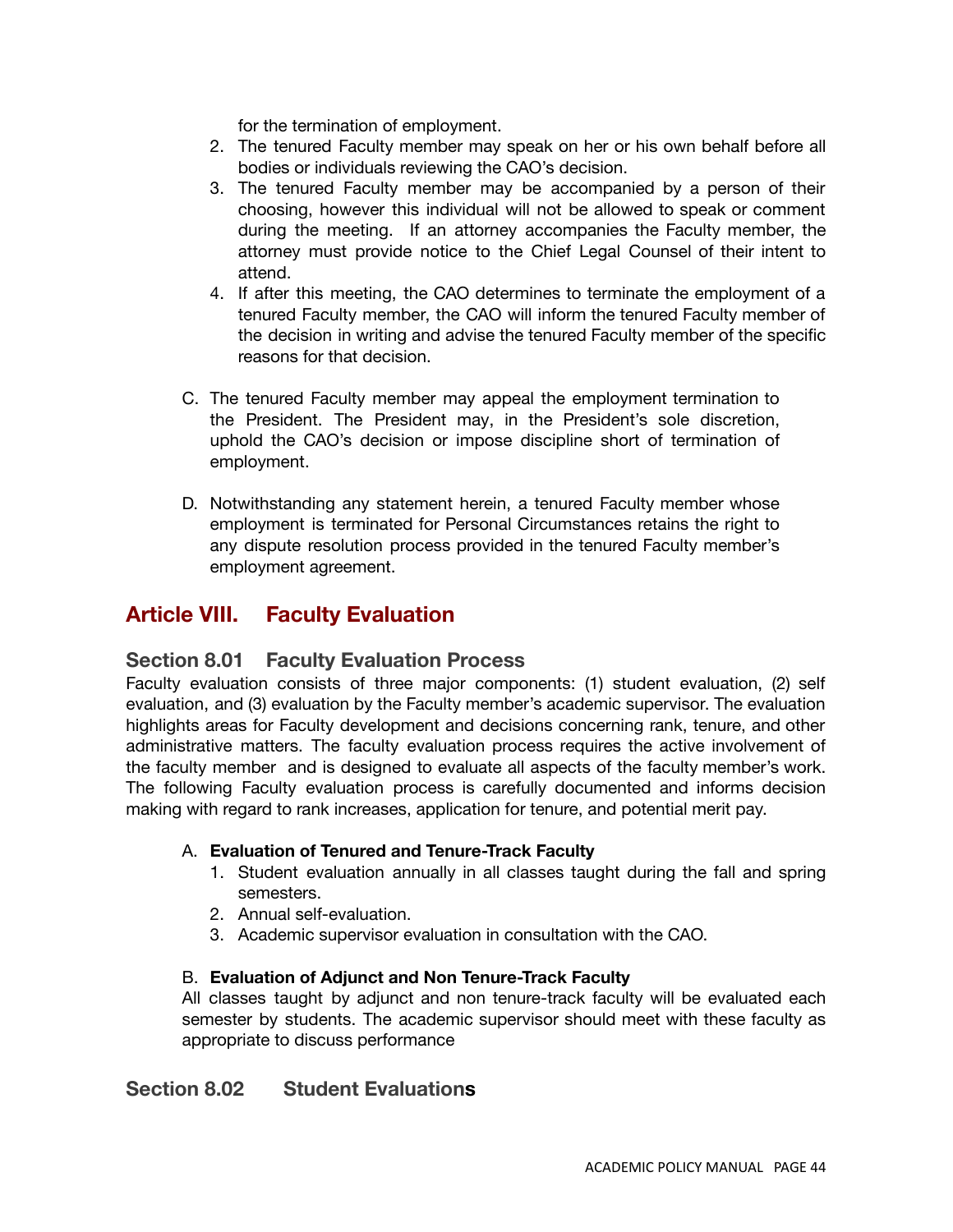for the termination of employment.

2. The tenured Faculty member may speak on her or his own behalf before all bodies or individuals reviewing the CAO's decision.
3. The tenured Faculty member may be accompanied by a person of their choosing, however this individual will not be allowed to speak or comment during the meeting. If an attorney accompanies the Faculty member, the attorney must provide notice to the Chief Legal Counsel of their intent to attend.
4. If after this meeting, the CAO determines to terminate the employment of a tenured Faculty member, the CAO will inform the tenured Faculty member of the decision in writing and advise the tenured Faculty member of the specific reasons for that decision.

C. The tenured Faculty member may appeal the employment termination to the President. The President may, in the President's sole discretion, uphold the CAO's decision or impose discipline short of termination of employment.

D. Notwithstanding any statement herein, a tenured Faculty member whose employment is terminated for Personal Circumstances retains the right to any dispute resolution process provided in the tenured Faculty member's employment agreement.

# Article VIII. Faculty Evaluation

## Section 8.01 Faculty Evaluation Process

Faculty evaluation consists of three major components: (1) student evaluation, (2) self evaluation, and (3) evaluation by the Faculty member's academic supervisor. The evaluation highlights areas for Faculty development and decisions concerning rank, tenure, and other administrative matters. The faculty evaluation process requires the active involvement of the faculty member and is designed to evaluate all aspects of the faculty member's work. The following Faculty evaluation process is carefully documented and informs decision making with regard to rank increases, application for tenure, and potential merit pay.

A. **Evaluation of Tenured and Tenure-Track Faculty**

1. Student evaluation annually in all classes taught during the fall and spring semesters.
2. Annual self-evaluation.
3. Academic supervisor evaluation in consultation with the CAO.

B. **Evaluation of Adjunct and Non Tenure-Track Faculty**

All classes taught by adjunct and non tenure-track faculty will be evaluated each semester by students. The academic supervisor should meet with these faculty as appropriate to discuss performance

## Section 8.02 Student Evaluations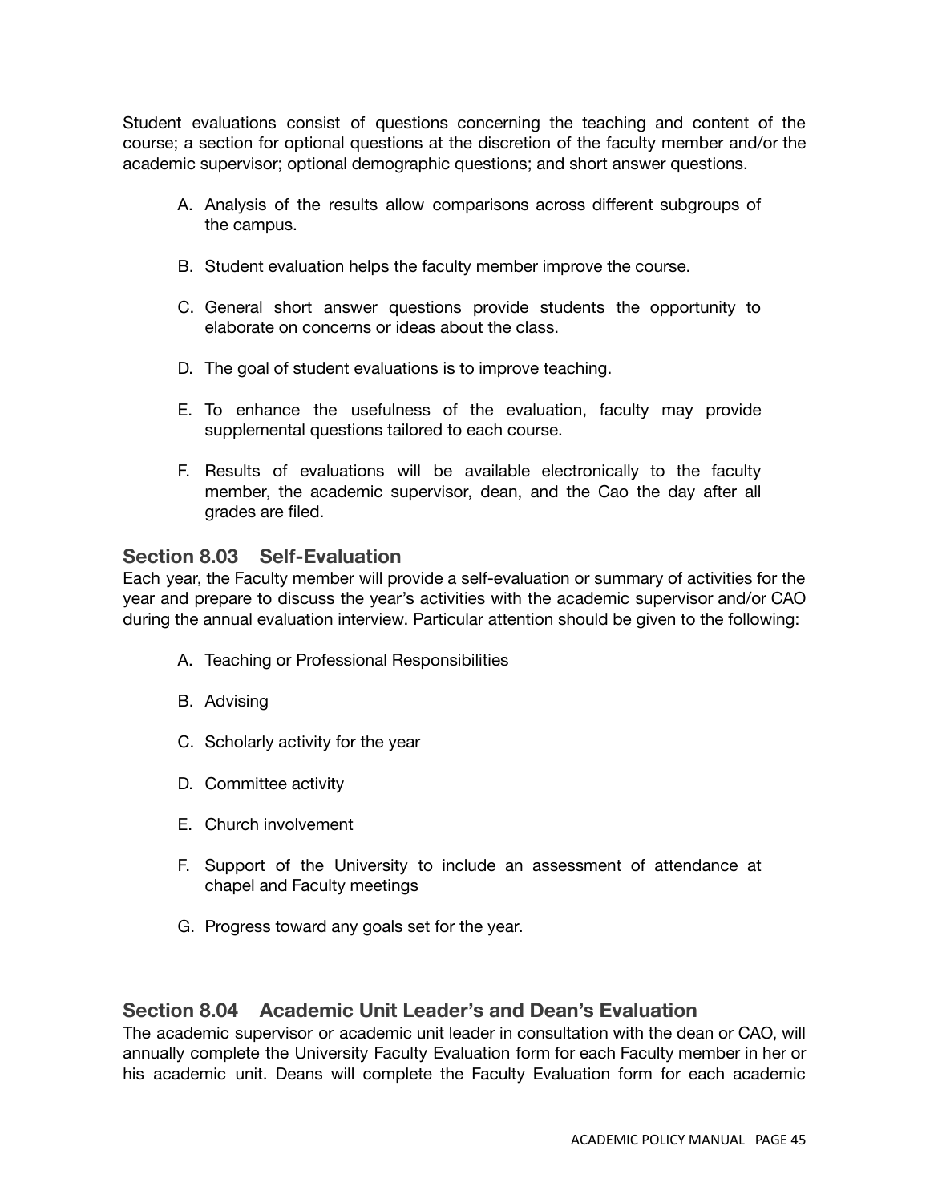Student evaluations consist of questions concerning the teaching and content of the course; a section for optional questions at the discretion of the faculty member and/or the academic supervisor; optional demographic questions; and short answer questions.

A. Analysis of the results allow comparisons across different subgroups of the campus.

B. Student evaluation helps the faculty member improve the course.

C. General short answer questions provide students the opportunity to elaborate on concerns or ideas about the class.

D. The goal of student evaluations is to improve teaching.

E. To enhance the usefulness of the evaluation, faculty may provide supplemental questions tailored to each course.

F. Results of evaluations will be available electronically to the faculty member, the academic supervisor, dean, and the Cao the day after all grades are filed.

## Section 8.03 Self-Evaluation

Each year, the Faculty member will provide a self-evaluation or summary of activities for the year and prepare to discuss the year's activities with the academic supervisor and/or CAO during the annual evaluation interview. Particular attention should be given to the following:

A. Teaching or Professional Responsibilities

B. Advising

C. Scholarly activity for the year

D. Committee activity

E. Church involvement

F. Support of the University to include an assessment of attendance at chapel and Faculty meetings

G. Progress toward any goals set for the year.

## Section 8.04 Academic Unit Leader's and Dean's Evaluation

The academic supervisor or academic unit leader in consultation with the dean or CAO, will annually complete the University Faculty Evaluation form for each Faculty member in her or his academic unit. Deans will complete the Faculty Evaluation form for each academic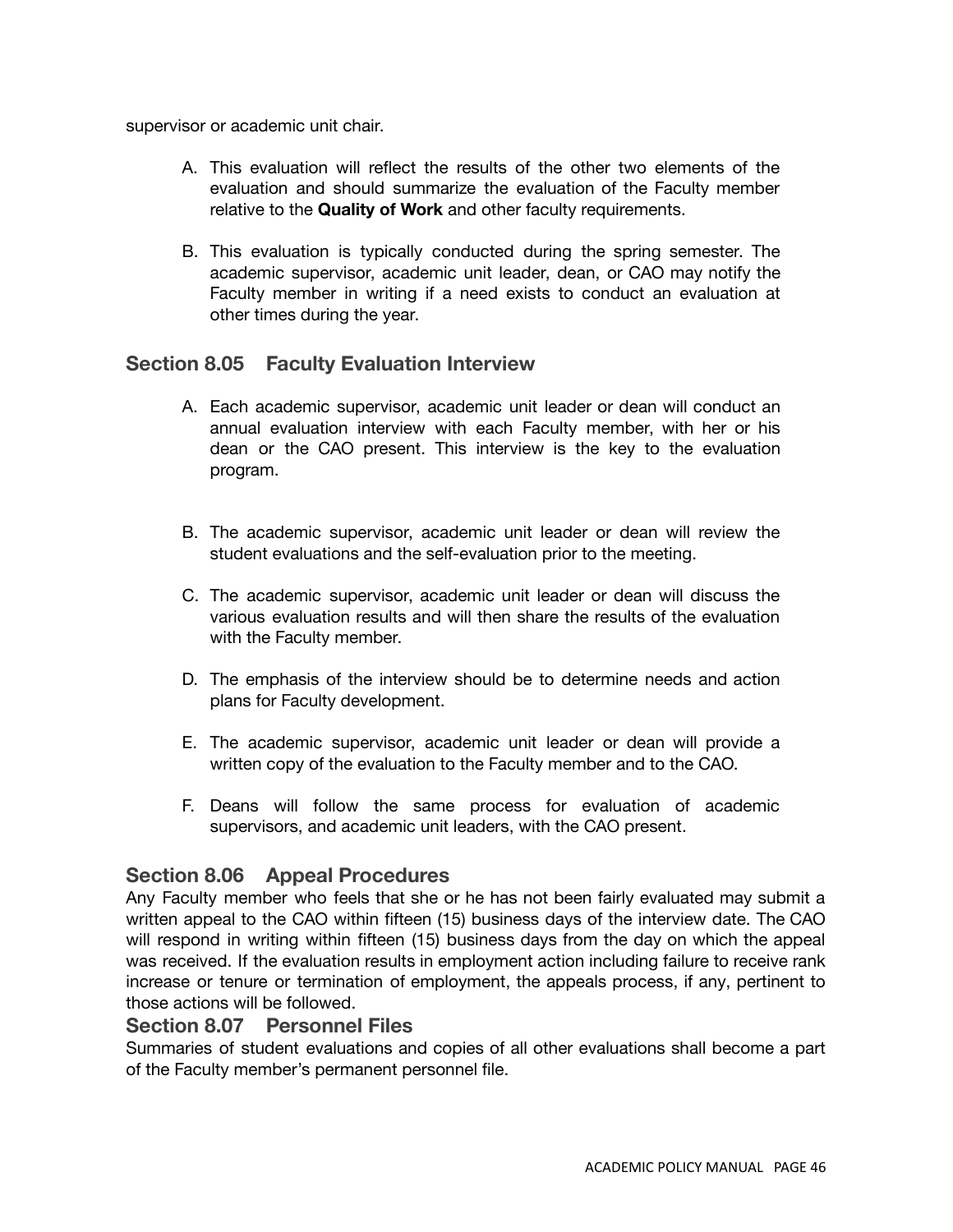supervisor or academic unit chair.

A. This evaluation will reflect the results of the other two elements of the evaluation and should summarize the evaluation of the Faculty member relative to the **Quality of Work** and other faculty requirements.

B. This evaluation is typically conducted during the spring semester. The academic supervisor, academic unit leader, dean, or CAO may notify the Faculty member in writing if a need exists to conduct an evaluation at other times during the year.

## Section 8.05 Faculty Evaluation Interview

A. Each academic supervisor, academic unit leader or dean will conduct an annual evaluation interview with each Faculty member, with her or his dean or the CAO present. This interview is the key to the evaluation program.

B. The academic supervisor, academic unit leader or dean will review the student evaluations and the self-evaluation prior to the meeting.

C. The academic supervisor, academic unit leader or dean will discuss the various evaluation results and will then share the results of the evaluation with the Faculty member.

D. The emphasis of the interview should be to determine needs and action plans for Faculty development.

E. The academic supervisor, academic unit leader or dean will provide a written copy of the evaluation to the Faculty member and to the CAO.

F. Deans will follow the same process for evaluation of academic supervisors, and academic unit leaders, with the CAO present.

## Section 8.06 Appeal Procedures

Any Faculty member who feels that she or he has not been fairly evaluated may submit a written appeal to the CAO within fifteen (15) business days of the interview date. The CAO will respond in writing within fifteen (15) business days from the day on which the appeal was received. If the evaluation results in employment action including failure to receive rank increase or tenure or termination of employment, the appeals process, if any, pertinent to those actions will be followed.

## Section 8.07 Personnel Files

Summaries of student evaluations and copies of all other evaluations shall become a part of the Faculty member's permanent personnel file.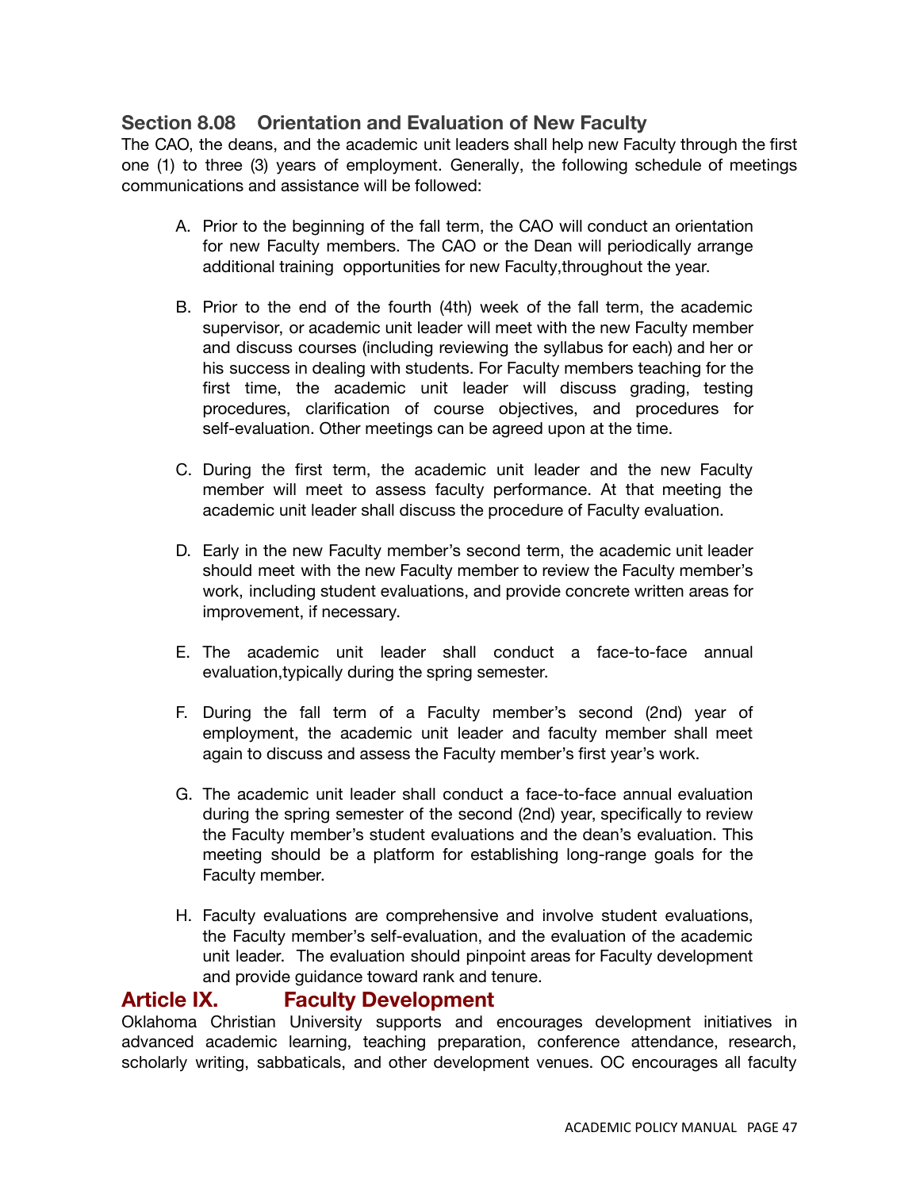### Section 8.08 Orientation and Evaluation of New Faculty

The CAO, the deans, and the academic unit leaders shall help new Faculty through the first one (1) to three (3) years of employment. Generally, the following schedule of meetings communications and assistance will be followed:

A. Prior to the beginning of the fall term, the CAO will conduct an orientation for new Faculty members. The CAO or the Dean will periodically arrange additional training opportunities for new Faculty,throughout the year.

B. Prior to the end of the fourth (4th) week of the fall term, the academic supervisor, or academic unit leader will meet with the new Faculty member and discuss courses (including reviewing the syllabus for each) and her or his success in dealing with students. For Faculty members teaching for the first time, the academic unit leader will discuss grading, testing procedures, clarification of course objectives, and procedures for self-evaluation. Other meetings can be agreed upon at the time.

C. During the first term, the academic unit leader and the new Faculty member will meet to assess faculty performance. At that meeting the academic unit leader shall discuss the procedure of Faculty evaluation.

D. Early in the new Faculty member's second term, the academic unit leader should meet with the new Faculty member to review the Faculty member's work, including student evaluations, and provide concrete written areas for improvement, if necessary.

E. The academic unit leader shall conduct a face-to-face annual evaluation,typically during the spring semester.

F. During the fall term of a Faculty member's second (2nd) year of employment, the academic unit leader and faculty member shall meet again to discuss and assess the Faculty member's first year's work.

G. The academic unit leader shall conduct a face-to-face annual evaluation during the spring semester of the second (2nd) year, specifically to review the Faculty member's student evaluations and the dean's evaluation. This meeting should be a platform for establishing long-range goals for the Faculty member.

H. Faculty evaluations are comprehensive and involve student evaluations, the Faculty member's self-evaluation, and the evaluation of the academic unit leader. The evaluation should pinpoint areas for Faculty development and provide guidance toward rank and tenure.

## Article IX. Faculty Development

Oklahoma Christian University supports and encourages development initiatives in advanced academic learning, teaching preparation, conference attendance, research, scholarly writing, sabbaticals, and other development venues. OC encourages all faculty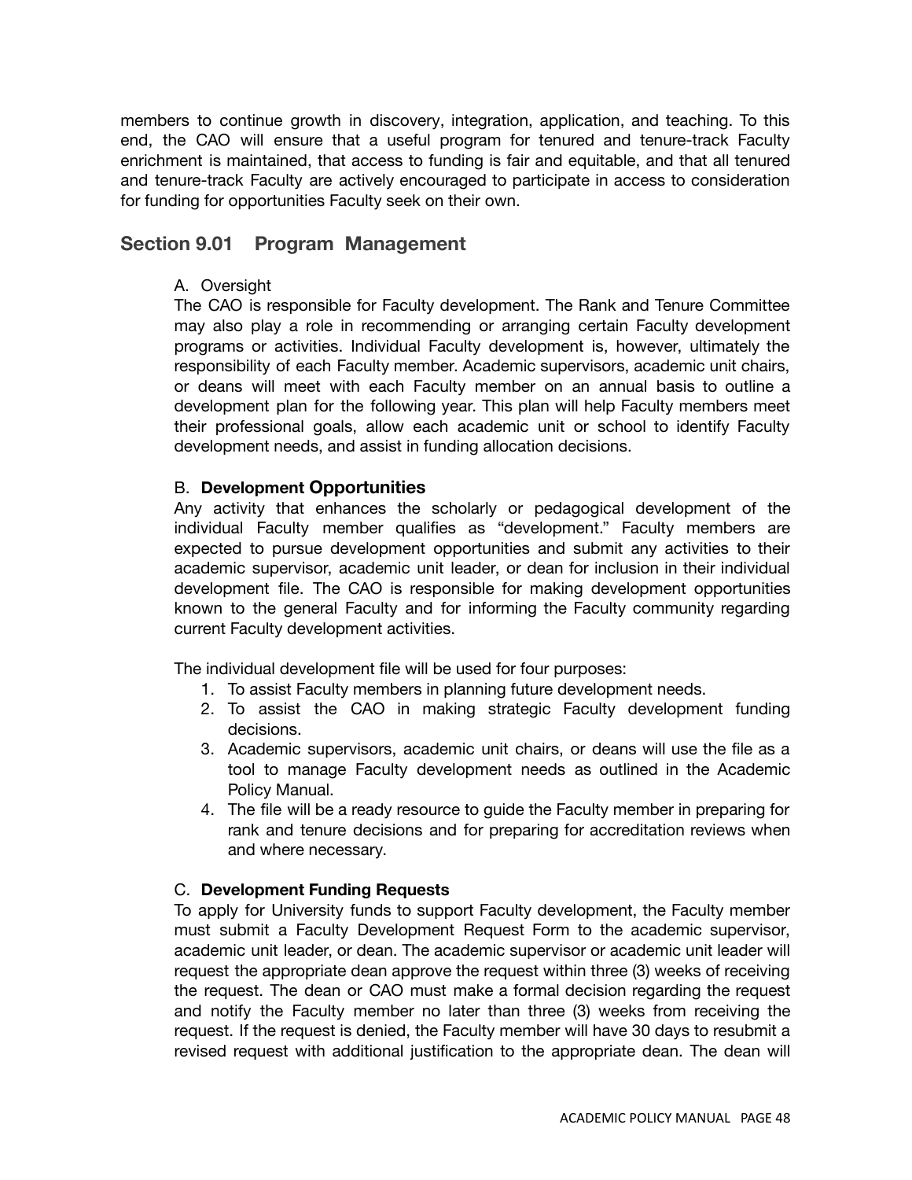members to continue growth in discovery, integration, application, and teaching. To this end, the CAO will ensure that a useful program for tenured and tenure-track Faculty enrichment is maintained, that access to funding is fair and equitable, and that all tenured and tenure-track Faculty are actively encouraged to participate in access to consideration for funding for opportunities Faculty seek on their own.

## Section 9.01 Program Management

A. Oversight

The CAO is responsible for Faculty development. The Rank and Tenure Committee may also play a role in recommending or arranging certain Faculty development programs or activities. Individual Faculty development is, however, ultimately the responsibility of each Faculty member. Academic supervisors, academic unit chairs, or deans will meet with each Faculty member on an annual basis to outline a development plan for the following year. This plan will help Faculty members meet their professional goals, allow each academic unit or school to identify Faculty development needs, and assist in funding allocation decisions.

B. **Development Opportunities**

Any activity that enhances the scholarly or pedagogical development of the individual Faculty member qualifies as "development." Faculty members are expected to pursue development opportunities and submit any activities to their academic supervisor, academic unit leader, or dean for inclusion in their individual development file. The CAO is responsible for making development opportunities known to the general Faculty and for informing the Faculty community regarding current Faculty development activities.

The individual development file will be used for four purposes:

1. To assist Faculty members in planning future development needs.
2. To assist the CAO in making strategic Faculty development funding decisions.
3. Academic supervisors, academic unit chairs, or deans will use the file as a tool to manage Faculty development needs as outlined in the Academic Policy Manual.
4. The file will be a ready resource to guide the Faculty member in preparing for rank and tenure decisions and for preparing for accreditation reviews when and where necessary.

C. **Development Funding Requests**

To apply for University funds to support Faculty development, the Faculty member must submit a Faculty Development Request Form to the academic supervisor, academic unit leader, or dean. The academic supervisor or academic unit leader will request the appropriate dean approve the request within three (3) weeks of receiving the request. The dean or CAO must make a formal decision regarding the request and notify the Faculty member no later than three (3) weeks from receiving the request. If the request is denied, the Faculty member will have 30 days to resubmit a revised request with additional justification to the appropriate dean. The dean will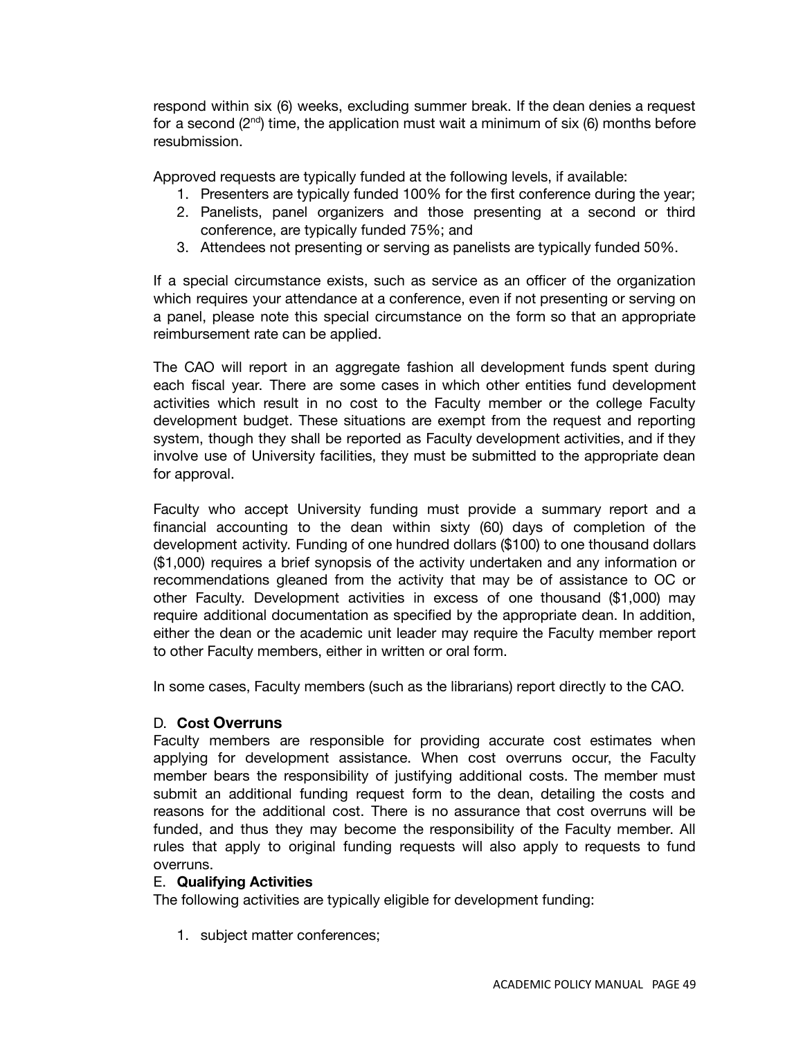respond within six (6) weeks, excluding summer break. If the dean denies a request for a second (2nd) time, the application must wait a minimum of six (6) months before resubmission.

Approved requests are typically funded at the following levels, if available:

1. Presenters are typically funded 100% for the first conference during the year;
2. Panelists, panel organizers and those presenting at a second or third conference, are typically funded 75%; and
3. Attendees not presenting or serving as panelists are typically funded 50%.

If a special circumstance exists, such as service as an officer of the organization which requires your attendance at a conference, even if not presenting or serving on a panel, please note this special circumstance on the form so that an appropriate reimbursement rate can be applied.

The CAO will report in an aggregate fashion all development funds spent during each fiscal year. There are some cases in which other entities fund development activities which result in no cost to the Faculty member or the college Faculty development budget. These situations are exempt from the request and reporting system, though they shall be reported as Faculty development activities, and if they involve use of University facilities, they must be submitted to the appropriate dean for approval.

Faculty who accept University funding must provide a summary report and a financial accounting to the dean within sixty (60) days of completion of the development activity. Funding of one hundred dollars ($100) to one thousand dollars ($1,000) requires a brief synopsis of the activity undertaken and any information or recommendations gleaned from the activity that may be of assistance to OC or other Faculty. Development activities in excess of one thousand ($1,000) may require additional documentation as specified by the appropriate dean. In addition, either the dean or the academic unit leader may require the Faculty member report to other Faculty members, either in written or oral form.

In some cases, Faculty members (such as the librarians) report directly to the CAO.

### D. **Cost Overruns**

Faculty members are responsible for providing accurate cost estimates when applying for development assistance. When cost overruns occur, the Faculty member bears the responsibility of justifying additional costs. The member must submit an additional funding request form to the dean, detailing the costs and reasons for the additional cost. There is no assurance that cost overruns will be funded, and thus they may become the responsibility of the Faculty member. All rules that apply to original funding requests will also apply to requests to fund overruns.

### E. **Qualifying Activities**

The following activities are typically eligible for development funding:

1. subject matter conferences;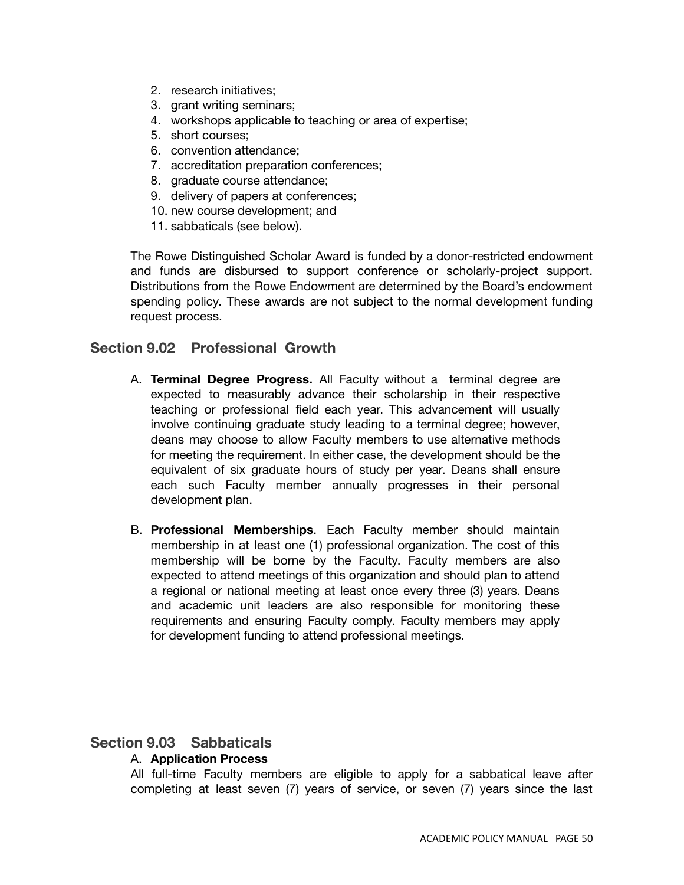2. research initiatives;
3. grant writing seminars;
4. workshops applicable to teaching or area of expertise;
5. short courses;
6. convention attendance;
7. accreditation preparation conferences;
8. graduate course attendance;
9. delivery of papers at conferences;
10. new course development; and
11. sabbaticals (see below).

The Rowe Distinguished Scholar Award is funded by a donor-restricted endowment and funds are disbursed to support conference or scholarly-project support. Distributions from the Rowe Endowment are determined by the Board's endowment spending policy. These awards are not subject to the normal development funding request process.

## Section 9.02 Professional Growth

A. **Terminal Degree Progress.** All Faculty without a terminal degree are expected to measurably advance their scholarship in their respective teaching or professional field each year. This advancement will usually involve continuing graduate study leading to a terminal degree; however, deans may choose to allow Faculty members to use alternative methods for meeting the requirement. In either case, the development should be the equivalent of six graduate hours of study per year. Deans shall ensure each such Faculty member annually progresses in their personal development plan.

B. **Professional Memberships**. Each Faculty member should maintain membership in at least one (1) professional organization. The cost of this membership will be borne by the Faculty. Faculty members are also expected to attend meetings of this organization and should plan to attend a regional or national meeting at least once every three (3) years. Deans and academic unit leaders are also responsible for monitoring these requirements and ensuring Faculty comply. Faculty members may apply for development funding to attend professional meetings.

## Section 9.03 Sabbaticals

A. **Application Process**

All full-time Faculty members are eligible to apply for a sabbatical leave after completing at least seven (7) years of service, or seven (7) years since the last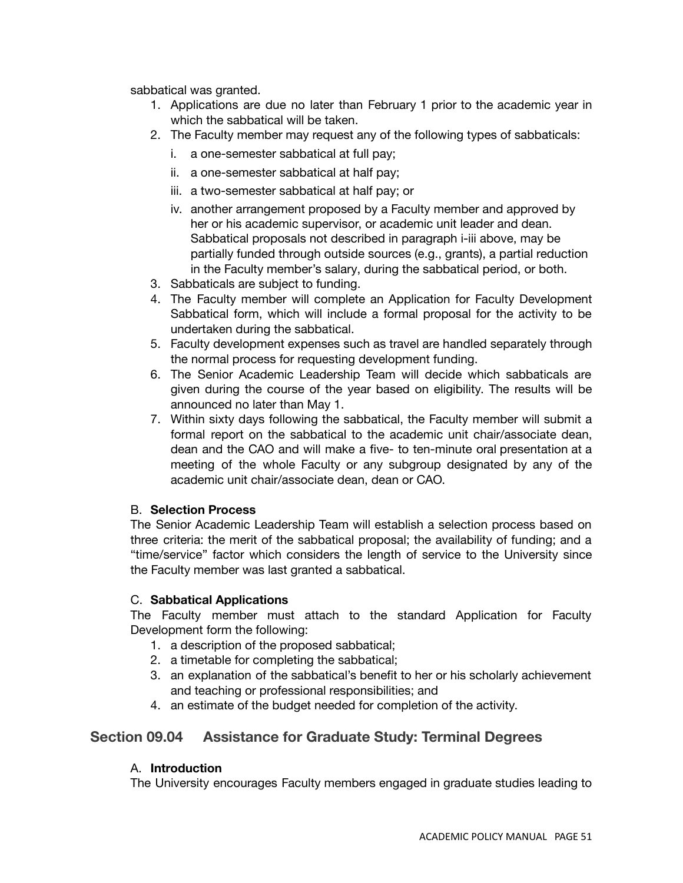sabbatical was granted.

1. Applications are due no later than February 1 prior to the academic year in which the sabbatical will be taken.
2. The Faculty member may request any of the following types of sabbaticals:
   i. a one-semester sabbatical at full pay;
   ii. a one-semester sabbatical at half pay;
   iii. a two-semester sabbatical at half pay; or
   iv. another arrangement proposed by a Faculty member and approved by her or his academic supervisor, or academic unit leader and dean. Sabbatical proposals not described in paragraph i-iii above, may be partially funded through outside sources (e.g., grants), a partial reduction in the Faculty member's salary, during the sabbatical period, or both.
3. Sabbaticals are subject to funding.
4. The Faculty member will complete an Application for Faculty Development Sabbatical form, which will include a formal proposal for the activity to be undertaken during the sabbatical.
5. Faculty development expenses such as travel are handled separately through the normal process for requesting development funding.
6. The Senior Academic Leadership Team will decide which sabbaticals are given during the course of the year based on eligibility. The results will be announced no later than May 1.
7. Within sixty days following the sabbatical, the Faculty member will submit a formal report on the sabbatical to the academic unit chair/associate dean, dean and the CAO and will make a five- to ten-minute oral presentation at a meeting of the whole Faculty or any subgroup designated by any of the academic unit chair/associate dean, dean or CAO.

B. **Selection Process**

The Senior Academic Leadership Team will establish a selection process based on three criteria: the merit of the sabbatical proposal; the availability of funding; and a "time/service" factor which considers the length of service to the University since the Faculty member was last granted a sabbatical.

C. **Sabbatical Applications**

The Faculty member must attach to the standard Application for Faculty Development form the following:

1. a description of the proposed sabbatical;
2. a timetable for completing the sabbatical;
3. an explanation of the sabbatical's benefit to her or his scholarly achievement and teaching or professional responsibilities; and
4. an estimate of the budget needed for completion of the activity.

## Section 09.04 Assistance for Graduate Study: Terminal Degrees

A. **Introduction**

The University encourages Faculty members engaged in graduate studies leading to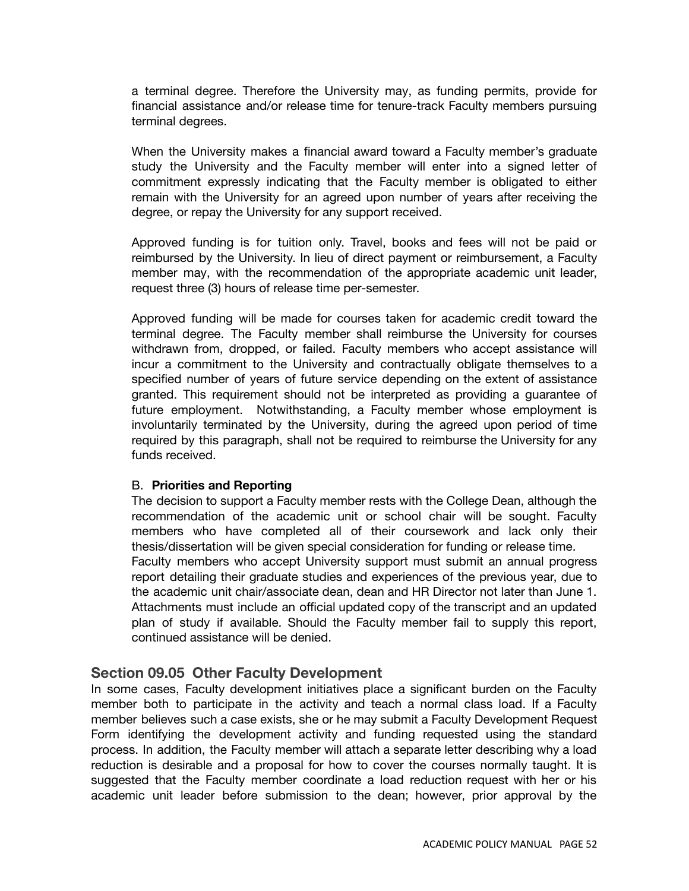a terminal degree. Therefore the University may, as funding permits, provide for financial assistance and/or release time for tenure-track Faculty members pursuing terminal degrees.

When the University makes a financial award toward a Faculty member's graduate study the University and the Faculty member will enter into a signed letter of commitment expressly indicating that the Faculty member is obligated to either remain with the University for an agreed upon number of years after receiving the degree, or repay the University for any support received.

Approved funding is for tuition only. Travel, books and fees will not be paid or reimbursed by the University. In lieu of direct payment or reimbursement, a Faculty member may, with the recommendation of the appropriate academic unit leader, request three (3) hours of release time per-semester.

Approved funding will be made for courses taken for academic credit toward the terminal degree. The Faculty member shall reimburse the University for courses withdrawn from, dropped, or failed. Faculty members who accept assistance will incur a commitment to the University and contractually obligate themselves to a specified number of years of future service depending on the extent of assistance granted. This requirement should not be interpreted as providing a guarantee of future employment. Notwithstanding, a Faculty member whose employment is involuntarily terminated by the University, during the agreed upon period of time required by this paragraph, shall not be required to reimburse the University for any funds received.

B. **Priorities and Reporting**

The decision to support a Faculty member rests with the College Dean, although the recommendation of the academic unit or school chair will be sought. Faculty members who have completed all of their coursework and lack only their thesis/dissertation will be given special consideration for funding or release time.

Faculty members who accept University support must submit an annual progress report detailing their graduate studies and experiences of the previous year, due to the academic unit chair/associate dean, dean and HR Director not later than June 1. Attachments must include an official updated copy of the transcript and an updated plan of study if available. Should the Faculty member fail to supply this report, continued assistance will be denied.

## Section 09.05 Other Faculty Development

In some cases, Faculty development initiatives place a significant burden on the Faculty member both to participate in the activity and teach a normal class load. If a Faculty member believes such a case exists, she or he may submit a Faculty Development Request Form identifying the development activity and funding requested using the standard process. In addition, the Faculty member will attach a separate letter describing why a load reduction is desirable and a proposal for how to cover the courses normally taught. It is suggested that the Faculty member coordinate a load reduction request with her or his academic unit leader before submission to the dean; however, prior approval by the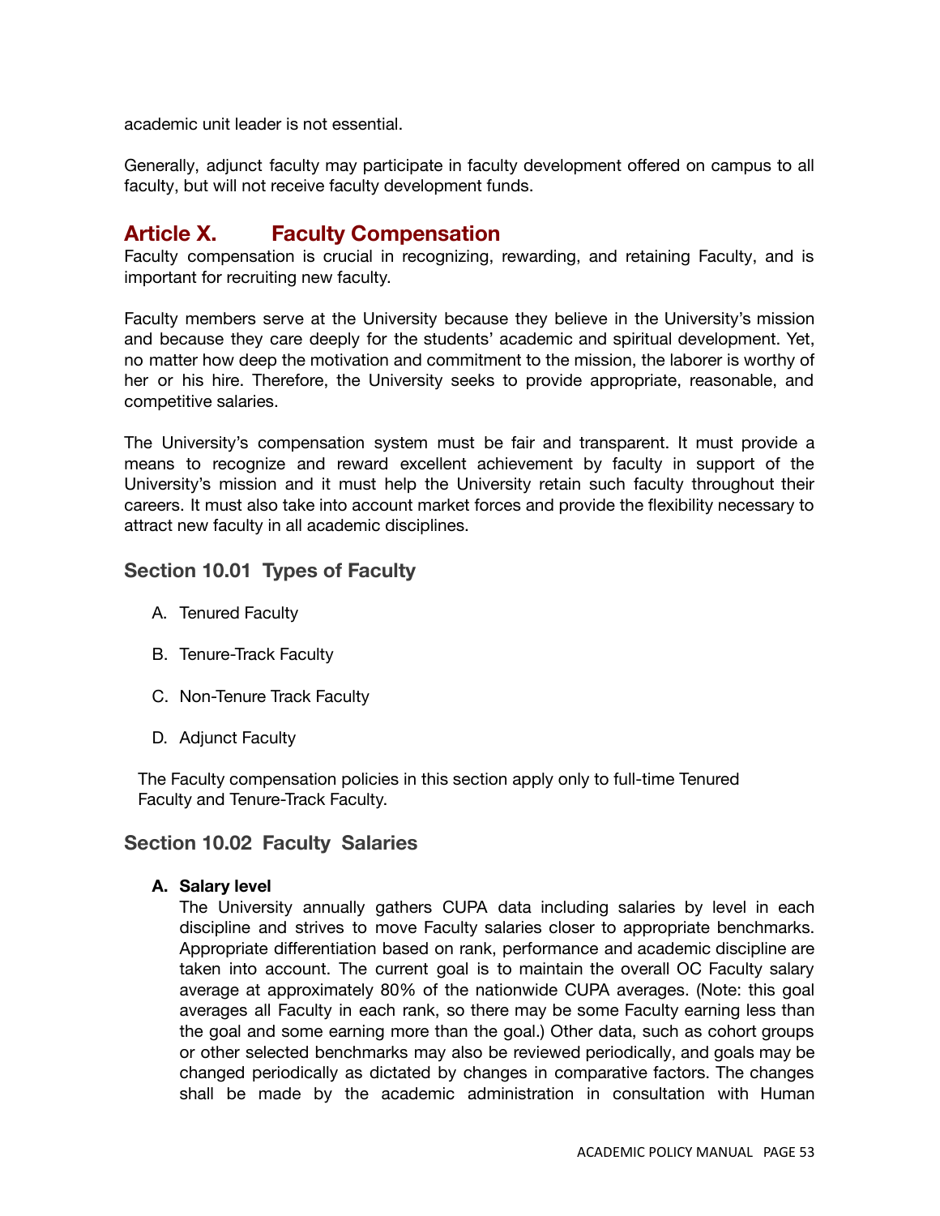academic unit leader is not essential.

Generally, adjunct faculty may participate in faculty development offered on campus to all faculty, but will not receive faculty development funds.

# Article X. Faculty Compensation

Faculty compensation is crucial in recognizing, rewarding, and retaining Faculty, and is important for recruiting new faculty.

Faculty members serve at the University because they believe in the University's mission and because they care deeply for the students' academic and spiritual development. Yet, no matter how deep the motivation and commitment to the mission, the laborer is worthy of her or his hire. Therefore, the University seeks to provide appropriate, reasonable, and competitive salaries.

The University's compensation system must be fair and transparent. It must provide a means to recognize and reward excellent achievement by faculty in support of the University's mission and it must help the University retain such faculty throughout their careers. It must also take into account market forces and provide the flexibility necessary to attract new faculty in all academic disciplines.

## Section 10.01 Types of Faculty

A. Tenured Faculty

B. Tenure-Track Faculty

C. Non-Tenure Track Faculty

D. Adjunct Faculty

The Faculty compensation policies in this section apply only to full-time Tenured Faculty and Tenure-Track Faculty.

## Section 10.02 Faculty Salaries

**A. Salary level**

The University annually gathers CUPA data including salaries by level in each discipline and strives to move Faculty salaries closer to appropriate benchmarks. Appropriate differentiation based on rank, performance and academic discipline are taken into account. The current goal is to maintain the overall OC Faculty salary average at approximately 80% of the nationwide CUPA averages. (Note: this goal averages all Faculty in each rank, so there may be some Faculty earning less than the goal and some earning more than the goal.) Other data, such as cohort groups or other selected benchmarks may also be reviewed periodically, and goals may be changed periodically as dictated by changes in comparative factors. The changes shall be made by the academic administration in consultation with Human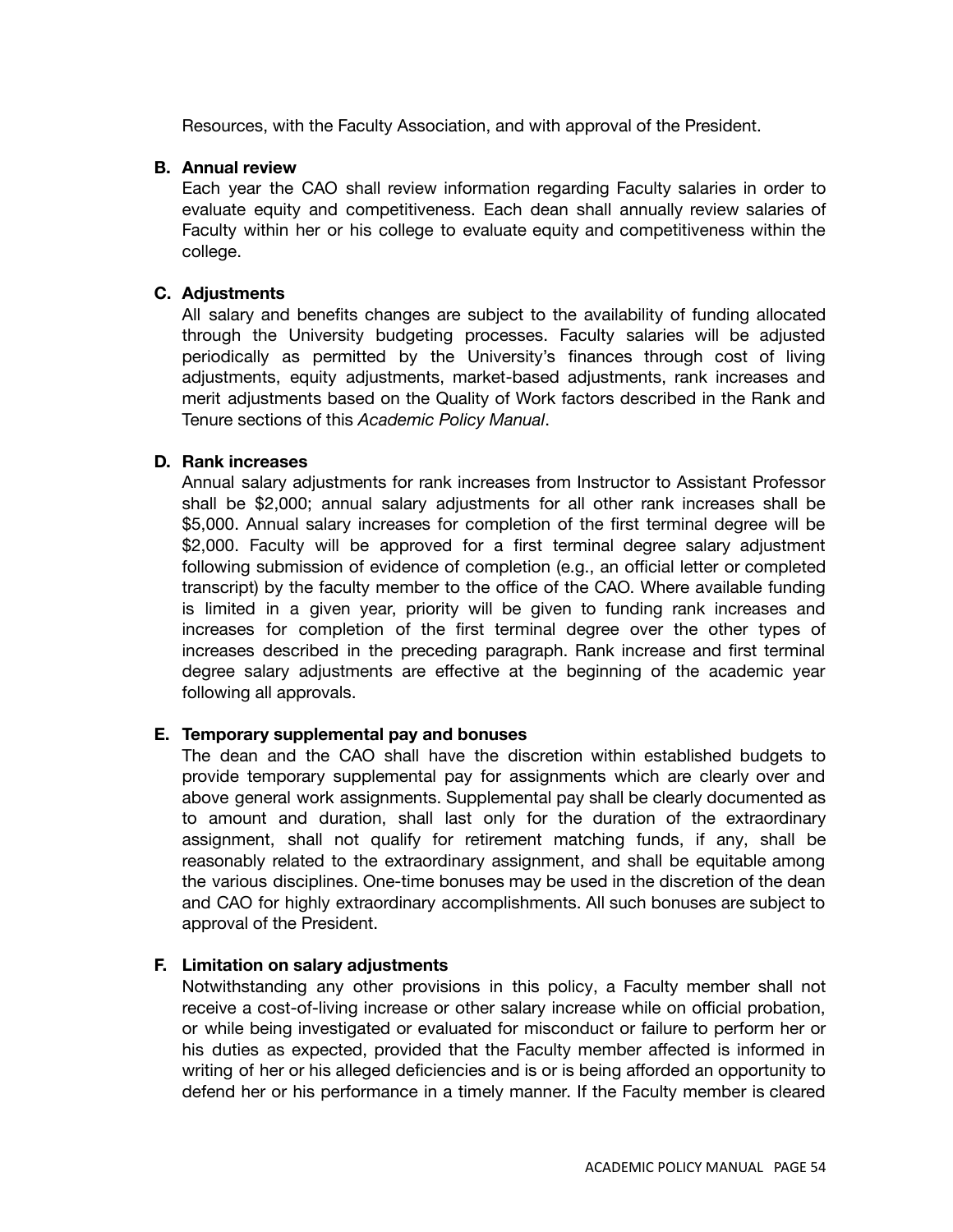Resources, with the Faculty Association, and with approval of the President.

**B. Annual review**

Each year the CAO shall review information regarding Faculty salaries in order to evaluate equity and competitiveness. Each dean shall annually review salaries of Faculty within her or his college to evaluate equity and competitiveness within the college.

**C. Adjustments**

All salary and benefits changes are subject to the availability of funding allocated through the University budgeting processes. Faculty salaries will be adjusted periodically as permitted by the University's finances through cost of living adjustments, equity adjustments, market-based adjustments, rank increases and merit adjustments based on the Quality of Work factors described in the Rank and Tenure sections of this *Academic Policy Manual*.

**D. Rank increases**

Annual salary adjustments for rank increases from Instructor to Assistant Professor shall be $2,000; annual salary adjustments for all other rank increases shall be $5,000. Annual salary increases for completion of the first terminal degree will be $2,000. Faculty will be approved for a first terminal degree salary adjustment following submission of evidence of completion (e.g., an official letter or completed transcript) by the faculty member to the office of the CAO. Where available funding is limited in a given year, priority will be given to funding rank increases and increases for completion of the first terminal degree over the other types of increases described in the preceding paragraph. Rank increase and first terminal degree salary adjustments are effective at the beginning of the academic year following all approvals.

**E. Temporary supplemental pay and bonuses**

The dean and the CAO shall have the discretion within established budgets to provide temporary supplemental pay for assignments which are clearly over and above general work assignments. Supplemental pay shall be clearly documented as to amount and duration, shall last only for the duration of the extraordinary assignment, shall not qualify for retirement matching funds, if any, shall be reasonably related to the extraordinary assignment, and shall be equitable among the various disciplines. One-time bonuses may be used in the discretion of the dean and CAO for highly extraordinary accomplishments. All such bonuses are subject to approval of the President.

**F. Limitation on salary adjustments**

Notwithstanding any other provisions in this policy, a Faculty member shall not receive a cost-of-living increase or other salary increase while on official probation, or while being investigated or evaluated for misconduct or failure to perform her or his duties as expected, provided that the Faculty member affected is informed in writing of her or his alleged deficiencies and is or is being afforded an opportunity to defend her or his performance in a timely manner. If the Faculty member is cleared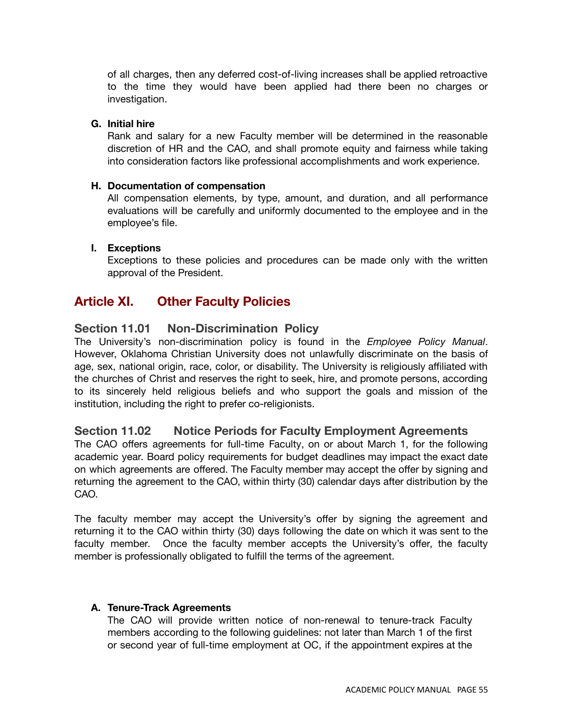of all charges, then any deferred cost-of-living increases shall be applied retroactive to the time they would have been applied had there been no charges or investigation.

**G. Initial hire**

Rank and salary for a new Faculty member will be determined in the reasonable discretion of HR and the CAO, and shall promote equity and fairness while taking into consideration factors like professional accomplishments and work experience.

**H. Documentation of compensation**

All compensation elements, by type, amount, and duration, and all performance evaluations will be carefully and uniformly documented to the employee and in the employee's file.

**I. Exceptions**

Exceptions to these policies and procedures can be made only with the written approval of the President.

## Article XI. Other Faculty Policies

### Section 11.01 Non-Discrimination Policy

The University's non-discrimination policy is found in the *Employee Policy Manual*. However, Oklahoma Christian University does not unlawfully discriminate on the basis of age, sex, national origin, race, color, or disability. The University is religiously affiliated with the churches of Christ and reserves the right to seek, hire, and promote persons, according to its sincerely held religious beliefs and who support the goals and mission of the institution, including the right to prefer co-religionists.

### Section 11.02 Notice Periods for Faculty Employment Agreements

The CAO offers agreements for full-time Faculty, on or about March 1, for the following academic year. Board policy requirements for budget deadlines may impact the exact date on which agreements are offered. The Faculty member may accept the offer by signing and returning the agreement to the CAO, within thirty (30) calendar days after distribution by the CAO.

The faculty member may accept the University's offer by signing the agreement and returning it to the CAO within thirty (30) days following the date on which it was sent to the faculty member. Once the faculty member accepts the University's offer, the faculty member is professionally obligated to fulfill the terms of the agreement.

**A. Tenure-Track Agreements**

The CAO will provide written notice of non-renewal to tenure-track Faculty members according to the following guidelines: not later than March 1 of the first or second year of full-time employment at OC, if the appointment expires at the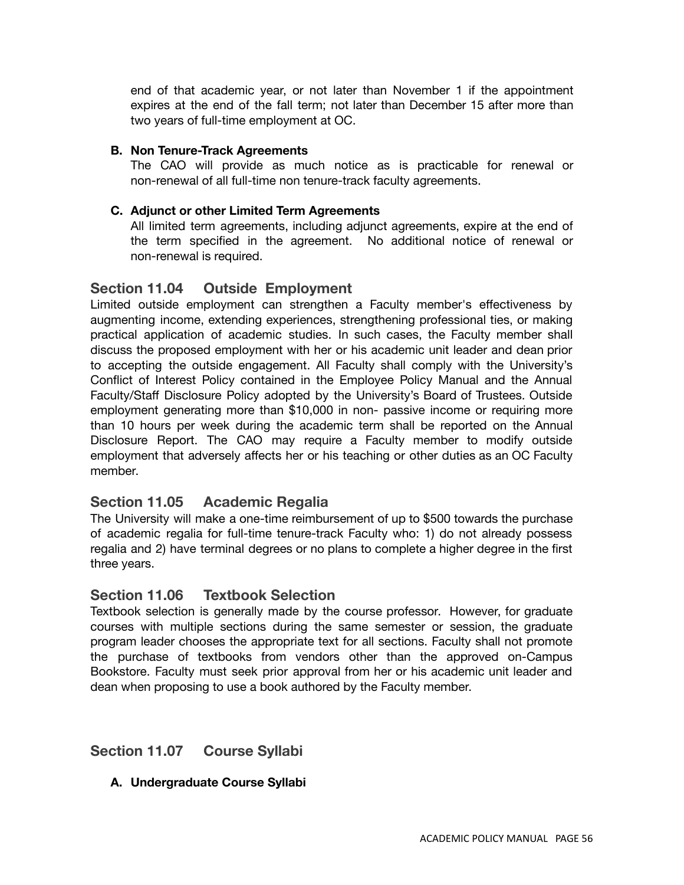end of that academic year, or not later than November 1 if the appointment expires at the end of the fall term; not later than December 15 after more than two years of full-time employment at OC.

**B. Non Tenure-Track Agreements**

The CAO will provide as much notice as is practicable for renewal or non-renewal of all full-time non tenure-track faculty agreements.

**C. Adjunct or other Limited Term Agreements**

All limited term agreements, including adjunct agreements, expire at the end of the term specified in the agreement. No additional notice of renewal or non-renewal is required.

## Section 11.04 Outside Employment

Limited outside employment can strengthen a Faculty member's effectiveness by augmenting income, extending experiences, strengthening professional ties, or making practical application of academic studies. In such cases, the Faculty member shall discuss the proposed employment with her or his academic unit leader and dean prior to accepting the outside engagement. All Faculty shall comply with the University's Conflict of Interest Policy contained in the Employee Policy Manual and the Annual Faculty/Staff Disclosure Policy adopted by the University's Board of Trustees. Outside employment generating more than $10,000 in non- passive income or requiring more than 10 hours per week during the academic term shall be reported on the Annual Disclosure Report. The CAO may require a Faculty member to modify outside employment that adversely affects her or his teaching or other duties as an OC Faculty member.

## Section 11.05 Academic Regalia

The University will make a one-time reimbursement of up to $500 towards the purchase of academic regalia for full-time tenure-track Faculty who: 1) do not already possess regalia and 2) have terminal degrees or no plans to complete a higher degree in the first three years.

## Section 11.06 Textbook Selection

Textbook selection is generally made by the course professor. However, for graduate courses with multiple sections during the same semester or session, the graduate program leader chooses the appropriate text for all sections. Faculty shall not promote the purchase of textbooks from vendors other than the approved on-Campus Bookstore. Faculty must seek prior approval from her or his academic unit leader and dean when proposing to use a book authored by the Faculty member.

## Section 11.07 Course Syllabi

**A. Undergraduate Course Syllabi**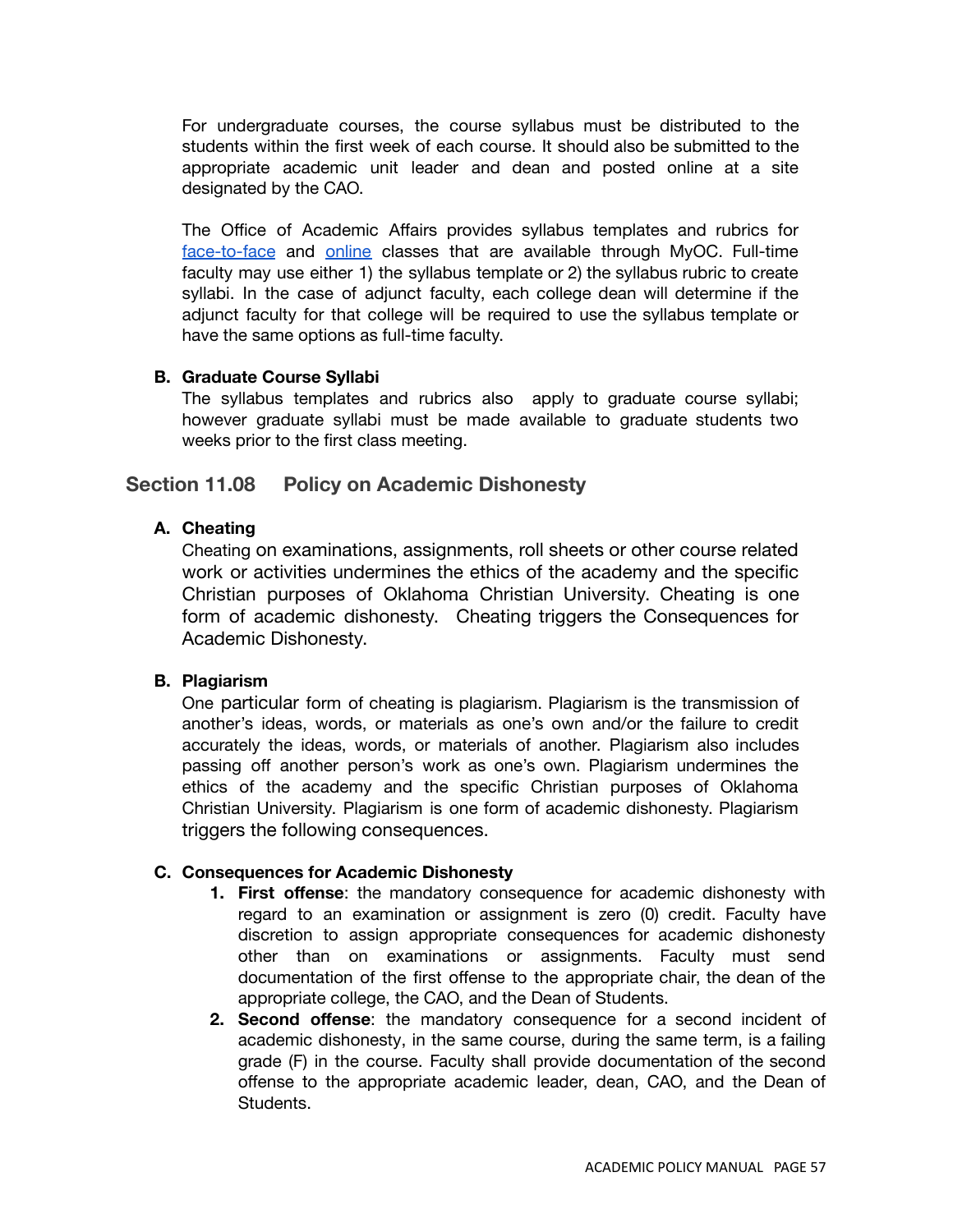For undergraduate courses, the course syllabus must be distributed to the students within the first week of each course. It should also be submitted to the appropriate academic unit leader and dean and posted online at a site designated by the CAO.

The Office of Academic Affairs provides syllabus templates and rubrics for face-to-face and online classes that are available through MyOC. Full-time faculty may use either 1) the syllabus template or 2) the syllabus rubric to create syllabi. In the case of adjunct faculty, each college dean will determine if the adjunct faculty for that college will be required to use the syllabus template or have the same options as full-time faculty.

**B. Graduate Course Syllabi**

The syllabus templates and rubrics also apply to graduate course syllabi; however graduate syllabi must be made available to graduate students two weeks prior to the first class meeting.

## Section 11.08 Policy on Academic Dishonesty

**A. Cheating**

Cheating on examinations, assignments, roll sheets or other course related work or activities undermines the ethics of the academy and the specific Christian purposes of Oklahoma Christian University. Cheating is one form of academic dishonesty. Cheating triggers the Consequences for Academic Dishonesty.

**B. Plagiarism**

One particular form of cheating is plagiarism. Plagiarism is the transmission of another's ideas, words, or materials as one's own and/or the failure to credit accurately the ideas, words, or materials of another. Plagiarism also includes passing off another person's work as one's own. Plagiarism undermines the ethics of the academy and the specific Christian purposes of Oklahoma Christian University. Plagiarism is one form of academic dishonesty. Plagiarism triggers the following consequences.

**C. Consequences for Academic Dishonesty**

1. **First offense**: the mandatory consequence for academic dishonesty with regard to an examination or assignment is zero (0) credit. Faculty have discretion to assign appropriate consequences for academic dishonesty other than on examinations or assignments. Faculty must send documentation of the first offense to the appropriate chair, the dean of the appropriate college, the CAO, and the Dean of Students.
2. **Second offense**: the mandatory consequence for a second incident of academic dishonesty, in the same course, during the same term, is a failing grade (F) in the course. Faculty shall provide documentation of the second offense to the appropriate academic leader, dean, CAO, and the Dean of Students.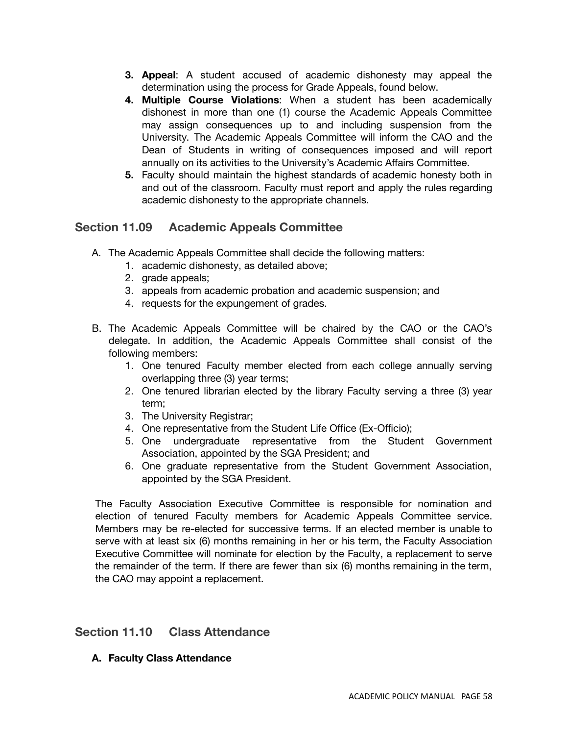3. **Appeal**: A student accused of academic dishonesty may appeal the determination using the process for Grade Appeals, found below.
4. **Multiple Course Violations**: When a student has been academically dishonest in more than one (1) course the Academic Appeals Committee may assign consequences up to and including suspension from the University. The Academic Appeals Committee will inform the CAO and the Dean of Students in writing of consequences imposed and will report annually on its activities to the University's Academic Affairs Committee.
5. Faculty should maintain the highest standards of academic honesty both in and out of the classroom. Faculty must report and apply the rules regarding academic dishonesty to the appropriate channels.

## Section 11.09 Academic Appeals Committee

A. The Academic Appeals Committee shall decide the following matters:
   1. academic dishonesty, as detailed above;
   2. grade appeals;
   3. appeals from academic probation and academic suspension; and
   4. requests for the expungement of grades.

B. The Academic Appeals Committee will be chaired by the CAO or the CAO's delegate. In addition, the Academic Appeals Committee shall consist of the following members:
   1. One tenured Faculty member elected from each college annually serving overlapping three (3) year terms;
   2. One tenured librarian elected by the library Faculty serving a three (3) year term;
   3. The University Registrar;
   4. One representative from the Student Life Office (Ex-Officio);
   5. One undergraduate representative from the Student Government Association, appointed by the SGA President; and
   6. One graduate representative from the Student Government Association, appointed by the SGA President.

The Faculty Association Executive Committee is responsible for nomination and election of tenured Faculty members for Academic Appeals Committee service. Members may be re-elected for successive terms. If an elected member is unable to serve with at least six (6) months remaining in her or his term, the Faculty Association Executive Committee will nominate for election by the Faculty, a replacement to serve the remainder of the term. If there are fewer than six (6) months remaining in the term, the CAO may appoint a replacement.

## Section 11.10 Class Attendance

**A. Faculty Class Attendance**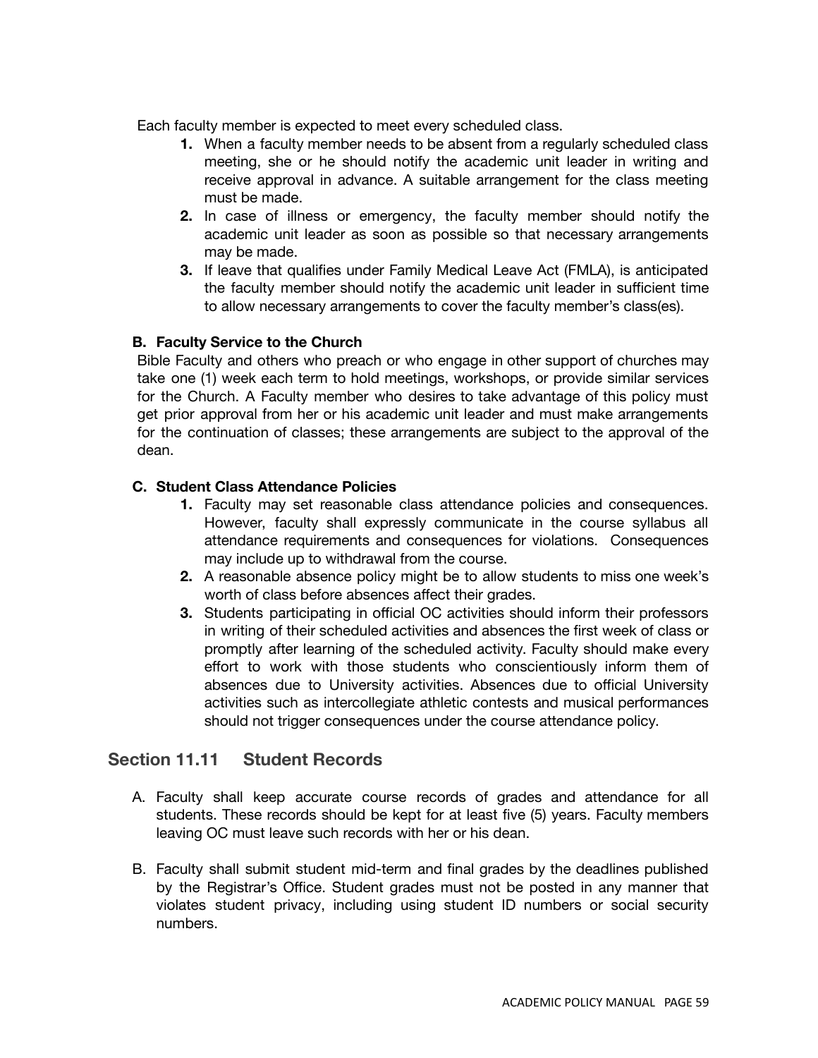Each faculty member is expected to meet every scheduled class.

1. When a faculty member needs to be absent from a regularly scheduled class meeting, she or he should notify the academic unit leader in writing and receive approval in advance. A suitable arrangement for the class meeting must be made.
2. In case of illness or emergency, the faculty member should notify the academic unit leader as soon as possible so that necessary arrangements may be made.
3. If leave that qualifies under Family Medical Leave Act (FMLA), is anticipated the faculty member should notify the academic unit leader in sufficient time to allow necessary arrangements to cover the faculty member's class(es).

### B. Faculty Service to the Church

Bible Faculty and others who preach or who engage in other support of churches may take one (1) week each term to hold meetings, workshops, or provide similar services for the Church. A Faculty member who desires to take advantage of this policy must get prior approval from her or his academic unit leader and must make arrangements for the continuation of classes; these arrangements are subject to the approval of the dean.

### C. Student Class Attendance Policies

1. Faculty may set reasonable class attendance policies and consequences. However, faculty shall expressly communicate in the course syllabus all attendance requirements and consequences for violations. Consequences may include up to withdrawal from the course.
2. A reasonable absence policy might be to allow students to miss one week's worth of class before absences affect their grades.
3. Students participating in official OC activities should inform their professors in writing of their scheduled activities and absences the first week of class or promptly after learning of the scheduled activity. Faculty should make every effort to work with those students who conscientiously inform them of absences due to University activities. Absences due to official University activities such as intercollegiate athletic contests and musical performances should not trigger consequences under the course attendance policy.

## Section 11.11 Student Records

A. Faculty shall keep accurate course records of grades and attendance for all students. These records should be kept for at least five (5) years. Faculty members leaving OC must leave such records with her or his dean.

B. Faculty shall submit student mid-term and final grades by the deadlines published by the Registrar's Office. Student grades must not be posted in any manner that violates student privacy, including using student ID numbers or social security numbers.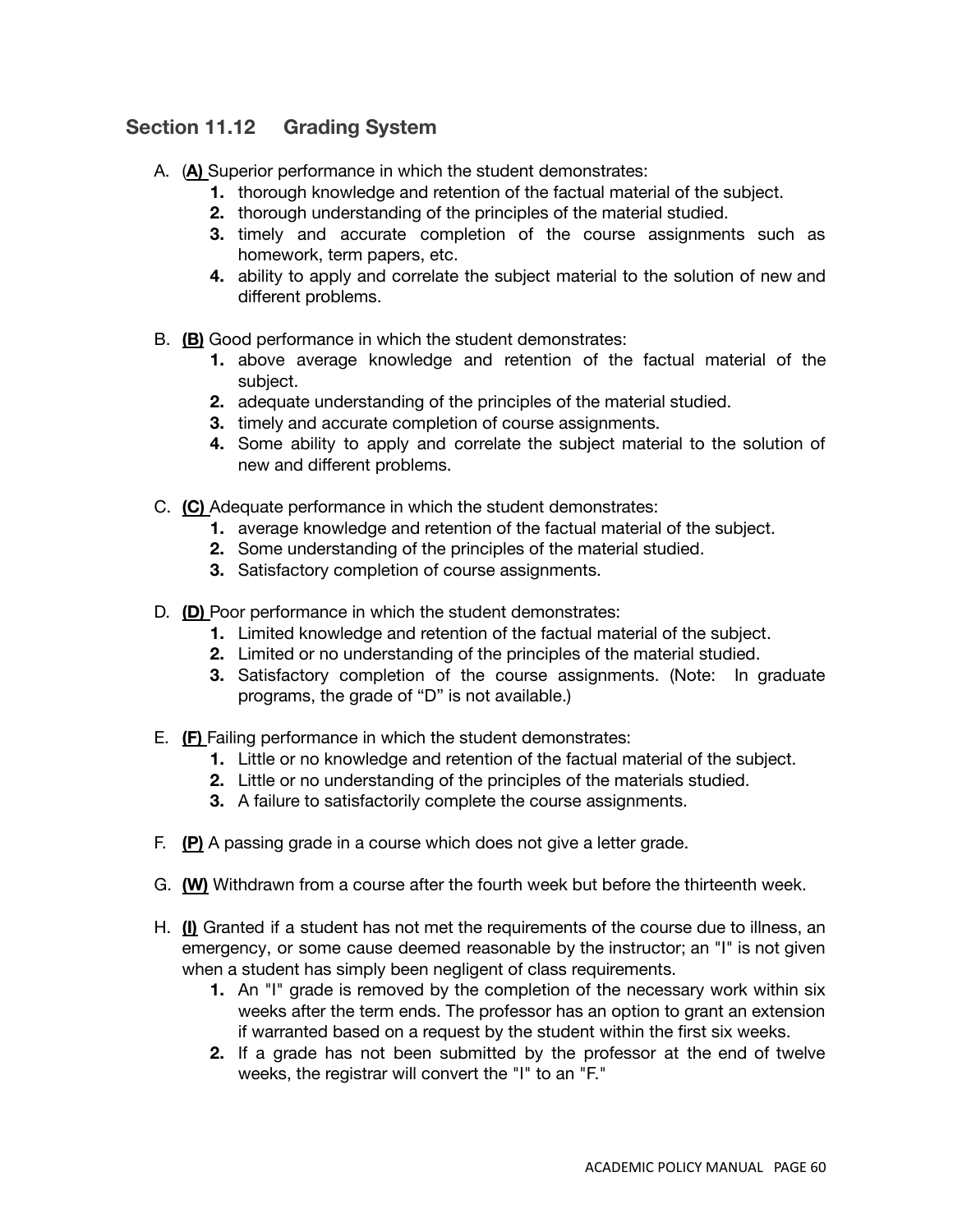## Section 11.12 Grading System

A. (**A)** Superior performance in which the student demonstrates:
   1. thorough knowledge and retention of the factual material of the subject.
   2. thorough understanding of the principles of the material studied.
   3. timely and accurate completion of the course assignments such as homework, term papers, etc.
   4. ability to apply and correlate the subject material to the solution of new and different problems.

B. **(B)** Good performance in which the student demonstrates:
   1. above average knowledge and retention of the factual material of the subject.
   2. adequate understanding of the principles of the material studied.
   3. timely and accurate completion of course assignments.
   4. Some ability to apply and correlate the subject material to the solution of new and different problems.

C. **(C)** Adequate performance in which the student demonstrates:
   1. average knowledge and retention of the factual material of the subject.
   2. Some understanding of the principles of the material studied.
   3. Satisfactory completion of course assignments.

D. **(D)** Poor performance in which the student demonstrates:
   1. Limited knowledge and retention of the factual material of the subject.
   2. Limited or no understanding of the principles of the material studied.
   3. Satisfactory completion of the course assignments. (Note: In graduate programs, the grade of "D" is not available.)

E. **(F)** Failing performance in which the student demonstrates:
   1. Little or no knowledge and retention of the factual material of the subject.
   2. Little or no understanding of the principles of the materials studied.
   3. A failure to satisfactorily complete the course assignments.

F. **(P)** A passing grade in a course which does not give a letter grade.

G. **(W)** Withdrawn from a course after the fourth week but before the thirteenth week.

H. **(I)** Granted if a student has not met the requirements of the course due to illness, an emergency, or some cause deemed reasonable by the instructor; an "I" is not given when a student has simply been negligent of class requirements.
   1. An "I" grade is removed by the completion of the necessary work within six weeks after the term ends. The professor has an option to grant an extension if warranted based on a request by the student within the first six weeks.
   2. If a grade has not been submitted by the professor at the end of twelve weeks, the registrar will convert the "I" to an "F."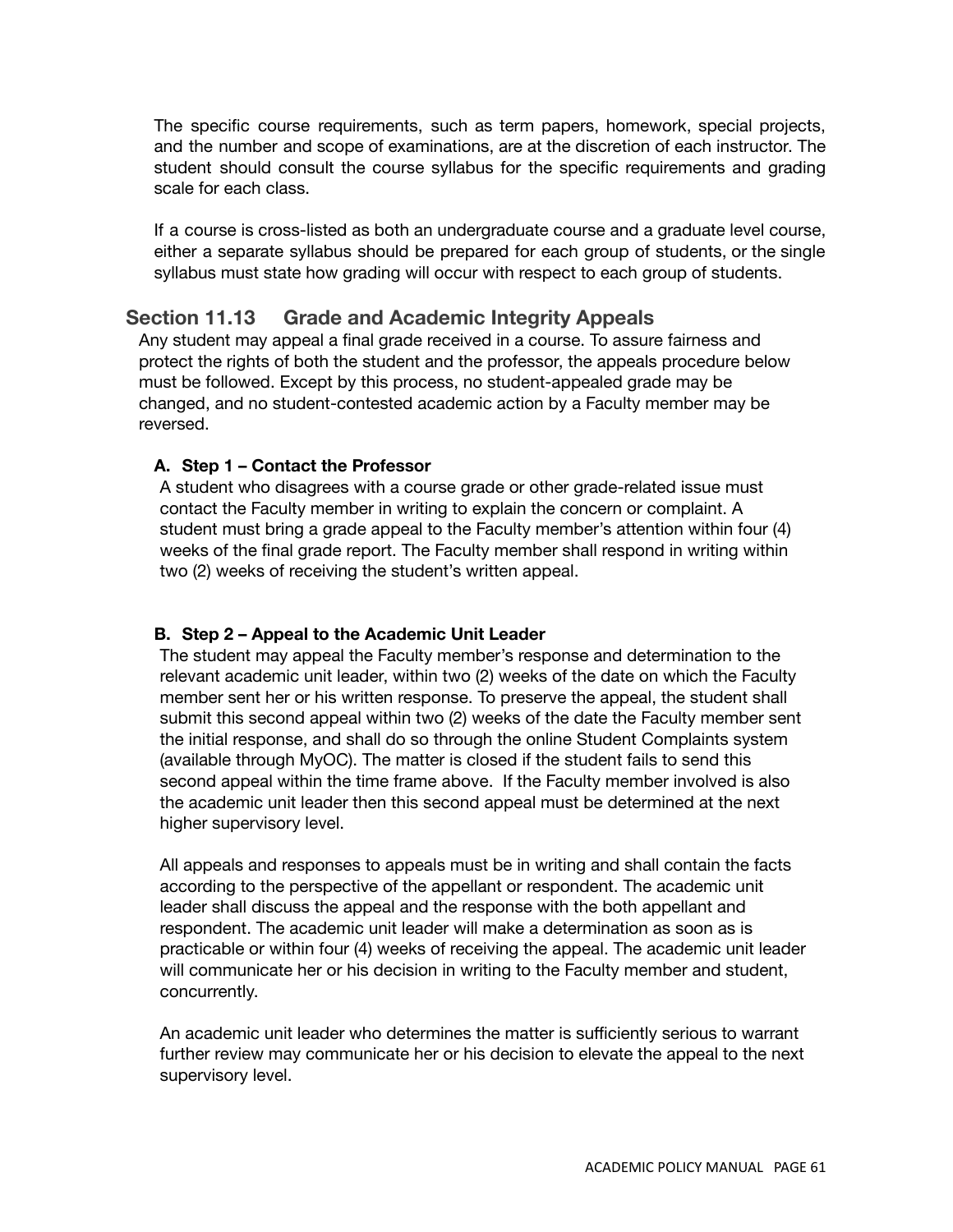The specific course requirements, such as term papers, homework, special projects, and the number and scope of examinations, are at the discretion of each instructor. The student should consult the course syllabus for the specific requirements and grading scale for each class.

If a course is cross-listed as both an undergraduate course and a graduate level course, either a separate syllabus should be prepared for each group of students, or the single syllabus must state how grading will occur with respect to each group of students.

## Section 11.13 Grade and Academic Integrity Appeals

Any student may appeal a final grade received in a course. To assure fairness and protect the rights of both the student and the professor, the appeals procedure below must be followed. Except by this process, no student-appealed grade may be changed, and no student-contested academic action by a Faculty member may be reversed.

### A. Step 1 – Contact the Professor

A student who disagrees with a course grade or other grade-related issue must contact the Faculty member in writing to explain the concern or complaint. A student must bring a grade appeal to the Faculty member's attention within four (4) weeks of the final grade report. The Faculty member shall respond in writing within two (2) weeks of receiving the student's written appeal.

### B. Step 2 – Appeal to the Academic Unit Leader

The student may appeal the Faculty member's response and determination to the relevant academic unit leader, within two (2) weeks of the date on which the Faculty member sent her or his written response. To preserve the appeal, the student shall submit this second appeal within two (2) weeks of the date the Faculty member sent the initial response, and shall do so through the online Student Complaints system (available through MyOC). The matter is closed if the student fails to send this second appeal within the time frame above. If the Faculty member involved is also the academic unit leader then this second appeal must be determined at the next higher supervisory level.

All appeals and responses to appeals must be in writing and shall contain the facts according to the perspective of the appellant or respondent. The academic unit leader shall discuss the appeal and the response with the both appellant and respondent. The academic unit leader will make a determination as soon as is practicable or within four (4) weeks of receiving the appeal. The academic unit leader will communicate her or his decision in writing to the Faculty member and student, concurrently.

An academic unit leader who determines the matter is sufficiently serious to warrant further review may communicate her or his decision to elevate the appeal to the next supervisory level.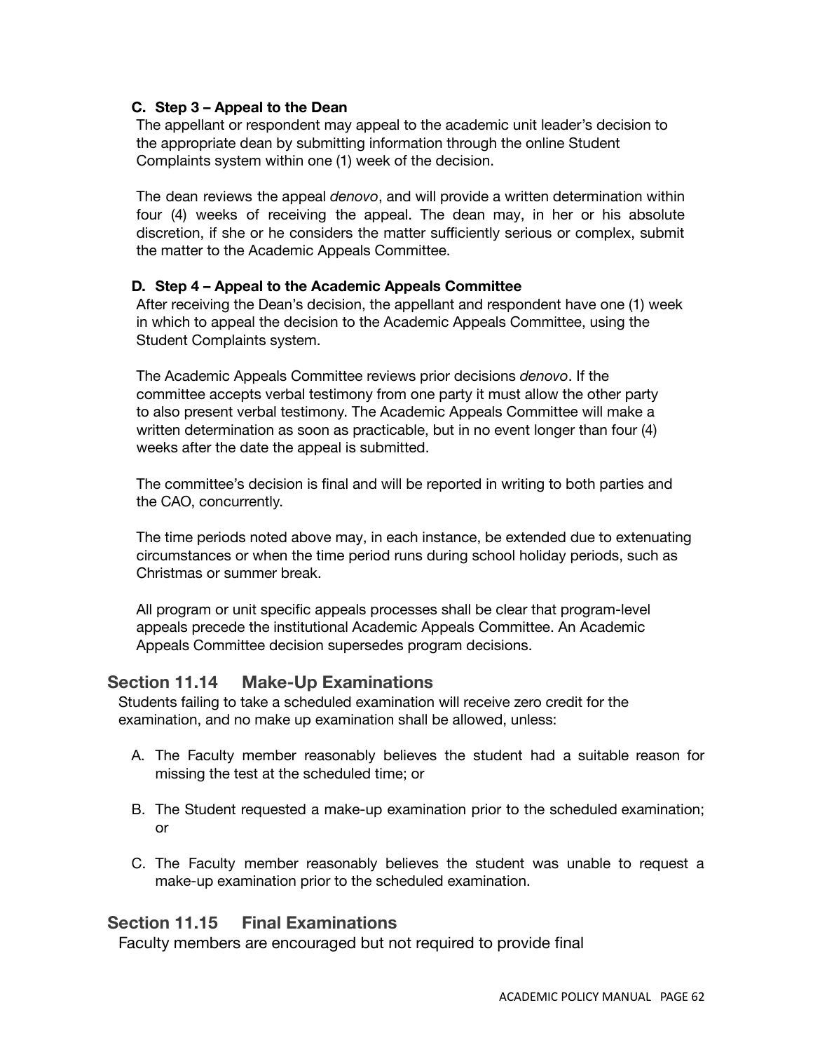### C. Step 3 – Appeal to the Dean

The appellant or respondent may appeal to the academic unit leader's decision to the appropriate dean by submitting information through the online Student Complaints system within one (1) week of the decision.

The dean reviews the appeal *denovo*, and will provide a written determination within four (4) weeks of receiving the appeal. The dean may, in her or his absolute discretion, if she or he considers the matter sufficiently serious or complex, submit the matter to the Academic Appeals Committee.

### D. Step 4 – Appeal to the Academic Appeals Committee

After receiving the Dean's decision, the appellant and respondent have one (1) week in which to appeal the decision to the Academic Appeals Committee, using the Student Complaints system.

The Academic Appeals Committee reviews prior decisions *denovo*. If the committee accepts verbal testimony from one party it must allow the other party to also present verbal testimony. The Academic Appeals Committee will make a written determination as soon as practicable, but in no event longer than four (4) weeks after the date the appeal is submitted.

The committee's decision is final and will be reported in writing to both parties and the CAO, concurrently.

The time periods noted above may, in each instance, be extended due to extenuating circumstances or when the time period runs during school holiday periods, such as Christmas or summer break.

All program or unit specific appeals processes shall be clear that program-level appeals precede the institutional Academic Appeals Committee. An Academic Appeals Committee decision supersedes program decisions.

## Section 11.14 Make-Up Examinations

Students failing to take a scheduled examination will receive zero credit for the examination, and no make up examination shall be allowed, unless:

A. The Faculty member reasonably believes the student had a suitable reason for missing the test at the scheduled time; or

B. The Student requested a make-up examination prior to the scheduled examination; or

C. The Faculty member reasonably believes the student was unable to request a make-up examination prior to the scheduled examination.

## Section 11.15 Final Examinations

Faculty members are encouraged but not required to provide final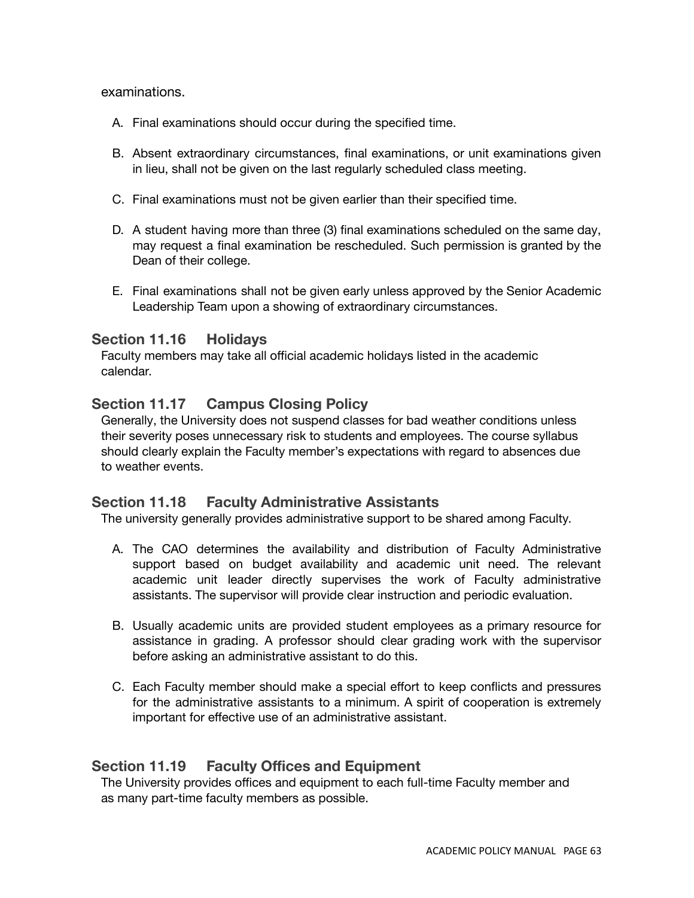examinations.

A. Final examinations should occur during the specified time.

B. Absent extraordinary circumstances, final examinations, or unit examinations given in lieu, shall not be given on the last regularly scheduled class meeting.

C. Final examinations must not be given earlier than their specified time.

D. A student having more than three (3) final examinations scheduled on the same day, may request a final examination be rescheduled. Such permission is granted by the Dean of their college.

E. Final examinations shall not be given early unless approved by the Senior Academic Leadership Team upon a showing of extraordinary circumstances.

### Section 11.16 Holidays

Faculty members may take all official academic holidays listed in the academic calendar.

### Section 11.17 Campus Closing Policy

Generally, the University does not suspend classes for bad weather conditions unless their severity poses unnecessary risk to students and employees. The course syllabus should clearly explain the Faculty member's expectations with regard to absences due to weather events.

### Section 11.18 Faculty Administrative Assistants

The university generally provides administrative support to be shared among Faculty.

A. The CAO determines the availability and distribution of Faculty Administrative support based on budget availability and academic unit need. The relevant academic unit leader directly supervises the work of Faculty administrative assistants. The supervisor will provide clear instruction and periodic evaluation.

B. Usually academic units are provided student employees as a primary resource for assistance in grading. A professor should clear grading work with the supervisor before asking an administrative assistant to do this.

C. Each Faculty member should make a special effort to keep conflicts and pressures for the administrative assistants to a minimum. A spirit of cooperation is extremely important for effective use of an administrative assistant.

### Section 11.19 Faculty Offices and Equipment

The University provides offices and equipment to each full-time Faculty member and as many part-time faculty members as possible.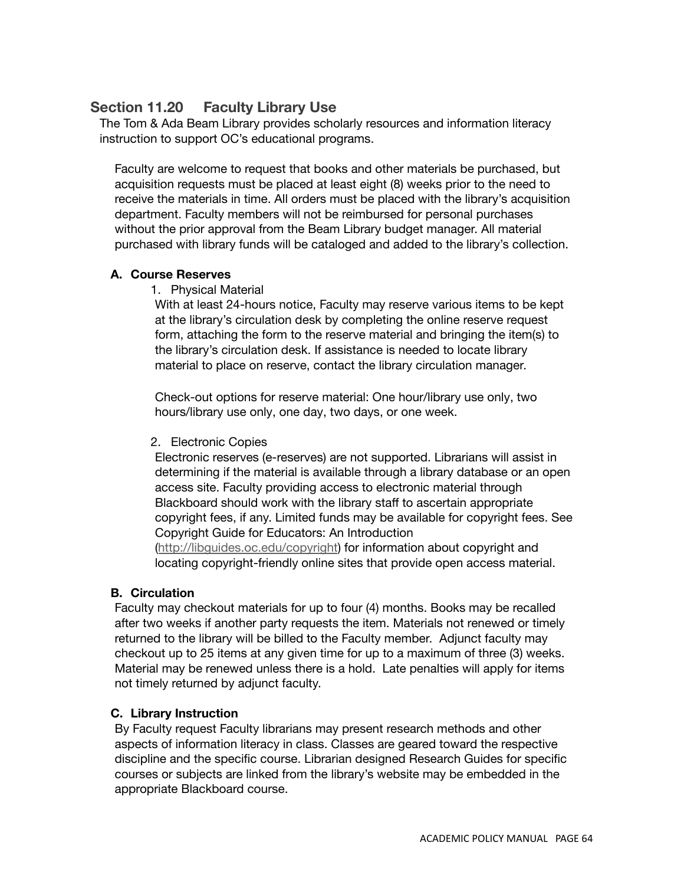## Section 11.20 Faculty Library Use

The Tom & Ada Beam Library provides scholarly resources and information literacy instruction to support OC's educational programs.

Faculty are welcome to request that books and other materials be purchased, but acquisition requests must be placed at least eight (8) weeks prior to the need to receive the materials in time. All orders must be placed with the library's acquisition department. Faculty members will not be reimbursed for personal purchases without the prior approval from the Beam Library budget manager. All material purchased with library funds will be cataloged and added to the library's collection.

### A. Course Reserves

1. Physical Material

With at least 24-hours notice, Faculty may reserve various items to be kept at the library's circulation desk by completing the online reserve request form, attaching the form to the reserve material and bringing the item(s) to the library's circulation desk. If assistance is needed to locate library material to place on reserve, contact the library circulation manager.

Check-out options for reserve material: One hour/library use only, two hours/library use only, one day, two days, or one week.

2. Electronic Copies

Electronic reserves (e-reserves) are not supported. Librarians will assist in determining if the material is available through a library database or an open access site. Faculty providing access to electronic material through Blackboard should work with the library staff to ascertain appropriate copyright fees, if any. Limited funds may be available for copyright fees. See Copyright Guide for Educators: An Introduction (http://libguides.oc.edu/copyright) for information about copyright and locating copyright-friendly online sites that provide open access material.

### B. Circulation

Faculty may checkout materials for up to four (4) months. Books may be recalled after two weeks if another party requests the item. Materials not renewed or timely returned to the library will be billed to the Faculty member. Adjunct faculty may checkout up to 25 items at any given time for up to a maximum of three (3) weeks. Material may be renewed unless there is a hold. Late penalties will apply for items not timely returned by adjunct faculty.

### C. Library Instruction

By Faculty request Faculty librarians may present research methods and other aspects of information literacy in class. Classes are geared toward the respective discipline and the specific course. Librarian designed Research Guides for specific courses or subjects are linked from the library's website may be embedded in the appropriate Blackboard course.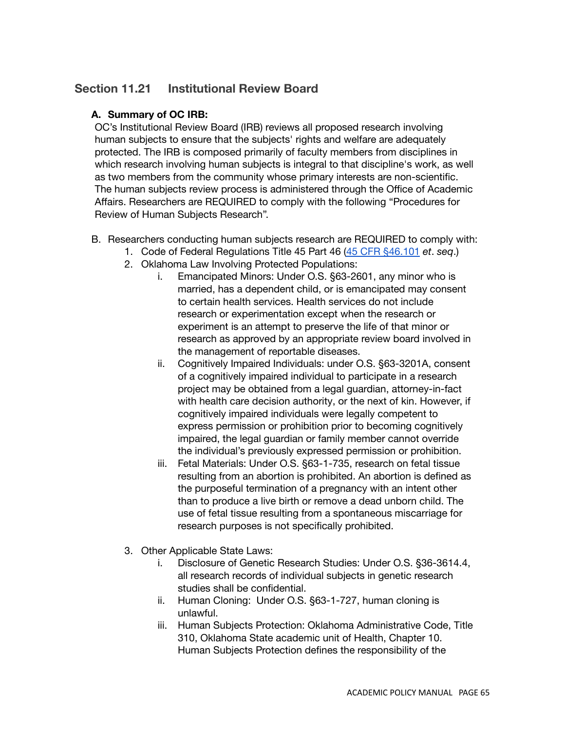## Section 11.21 Institutional Review Board

**A. Summary of OC IRB:**

OC's Institutional Review Board (IRB) reviews all proposed research involving human subjects to ensure that the subjects' rights and welfare are adequately protected. The IRB is composed primarily of faculty members from disciplines in which research involving human subjects is integral to that discipline's work, as well as two members from the community whose primary interests are non-scientific. The human subjects review process is administered through the Office of Academic Affairs. Researchers are REQUIRED to comply with the following "Procedures for Review of Human Subjects Research".

B. Researchers conducting human subjects research are REQUIRED to comply with:

1. Code of Federal Regulations Title 45 Part 46 ([45 CFR §46.101](45 CFR §46.101) *et*. *seq*.)
2. Oklahoma Law Involving Protected Populations:
    i. Emancipated Minors: Under O.S. §63-2601, any minor who is married, has a dependent child, or is emancipated may consent to certain health services. Health services do not include research or experimentation except when the research or experiment is an attempt to preserve the life of that minor or research as approved by an appropriate review board involved in the management of reportable diseases.
    ii. Cognitively Impaired Individuals: under O.S. §63-3201A, consent of a cognitively impaired individual to participate in a research project may be obtained from a legal guardian, attorney-in-fact with health care decision authority, or the next of kin. However, if cognitively impaired individuals were legally competent to express permission or prohibition prior to becoming cognitively impaired, the legal guardian or family member cannot override the individual's previously expressed permission or prohibition.
    iii. Fetal Materials: Under O.S. §63-1-735, research on fetal tissue resulting from an abortion is prohibited. An abortion is defined as the purposeful termination of a pregnancy with an intent other than to produce a live birth or remove a dead unborn child. The use of fetal tissue resulting from a spontaneous miscarriage for research purposes is not specifically prohibited.
3. Other Applicable State Laws:
    i. Disclosure of Genetic Research Studies: Under O.S. §36-3614.4, all research records of individual subjects in genetic research studies shall be confidential.
    ii. Human Cloning: Under O.S. §63-1-727, human cloning is unlawful.
    iii. Human Subjects Protection: Oklahoma Administrative Code, Title 310, Oklahoma State academic unit of Health, Chapter 10. Human Subjects Protection defines the responsibility of the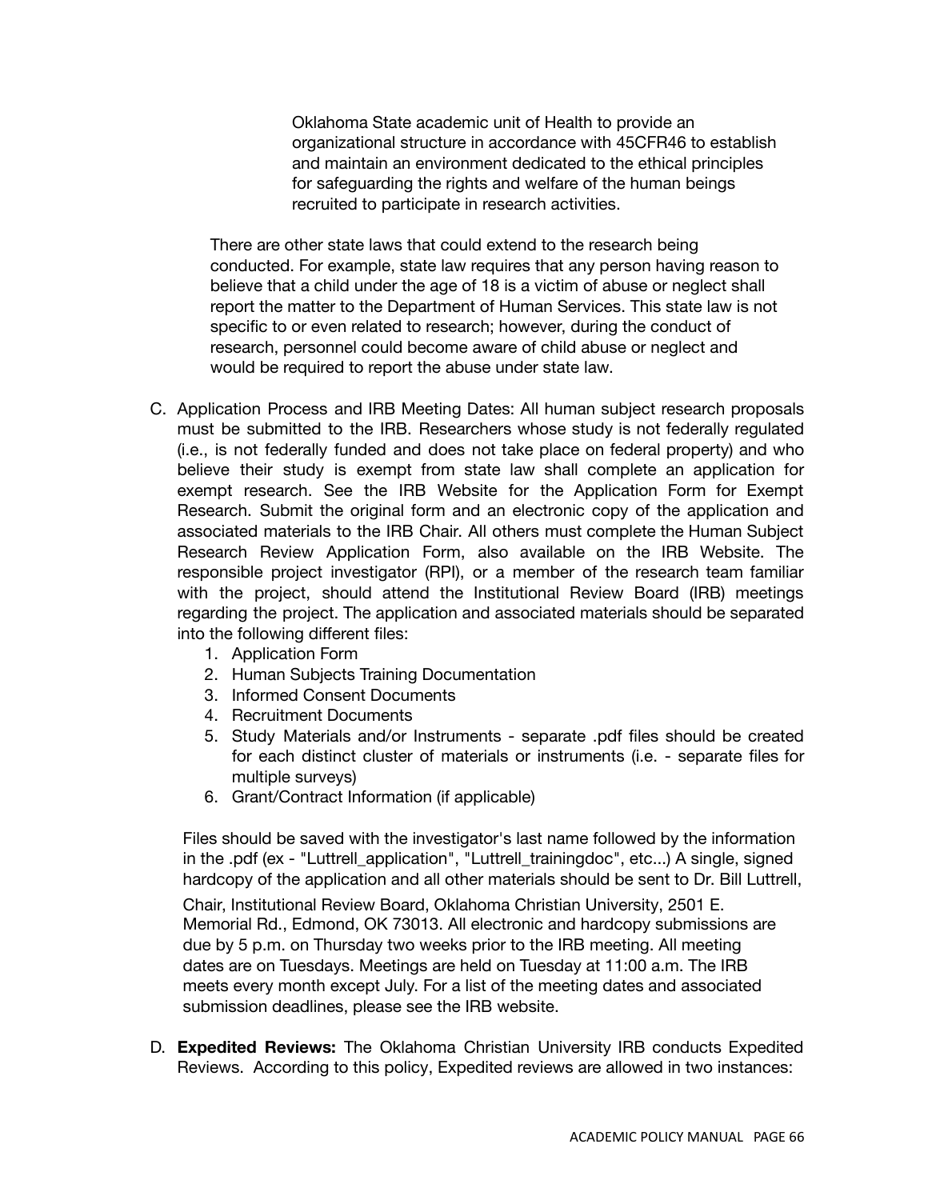Oklahoma State academic unit of Health to provide an organizational structure in accordance with 45CFR46 to establish and maintain an environment dedicated to the ethical principles for safeguarding the rights and welfare of the human beings recruited to participate in research activities.

There are other state laws that could extend to the research being conducted. For example, state law requires that any person having reason to believe that a child under the age of 18 is a victim of abuse or neglect shall report the matter to the Department of Human Services. This state law is not specific to or even related to research; however, during the conduct of research, personnel could become aware of child abuse or neglect and would be required to report the abuse under state law.

C. Application Process and IRB Meeting Dates: All human subject research proposals must be submitted to the IRB. Researchers whose study is not federally regulated (i.e., is not federally funded and does not take place on federal property) and who believe their study is exempt from state law shall complete an application for exempt research. See the IRB Website for the Application Form for Exempt Research. Submit the original form and an electronic copy of the application and associated materials to the IRB Chair. All others must complete the Human Subject Research Review Application Form, also available on the IRB Website. The responsible project investigator (RPI), or a member of the research team familiar with the project, should attend the Institutional Review Board (IRB) meetings regarding the project. The application and associated materials should be separated into the following different files:
   1. Application Form
   2. Human Subjects Training Documentation
   3. Informed Consent Documents
   4. Recruitment Documents
   5. Study Materials and/or Instruments - separate .pdf files should be created for each distinct cluster of materials or instruments (i.e. - separate files for multiple surveys)
   6. Grant/Contract Information (if applicable)

   Files should be saved with the investigator's last name followed by the information in the .pdf (ex - "Luttrell_application", "Luttrell_trainingdoc", etc...) A single, signed hardcopy of the application and all other materials should be sent to Dr. Bill Luttrell, Chair, Institutional Review Board, Oklahoma Christian University, 2501 E. Memorial Rd., Edmond, OK 73013. All electronic and hardcopy submissions are due by 5 p.m. on Thursday two weeks prior to the IRB meeting. All meeting dates are on Tuesdays. Meetings are held on Tuesday at 11:00 a.m. The IRB meets every month except July. For a list of the meeting dates and associated submission deadlines, please see the IRB website.

D. **Expedited Reviews:** The Oklahoma Christian University IRB conducts Expedited Reviews. According to this policy, Expedited reviews are allowed in two instances: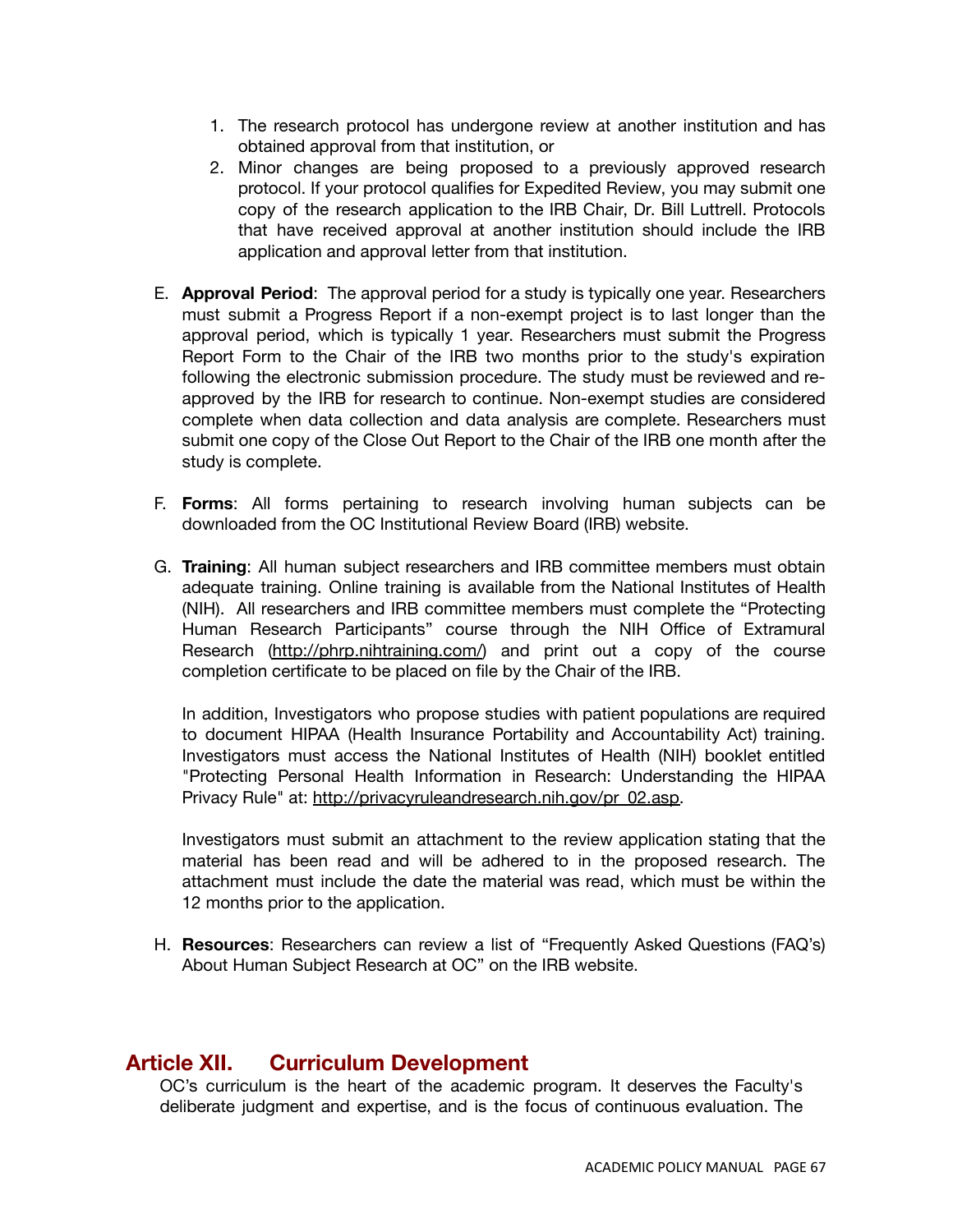1. The research protocol has undergone review at another institution and has obtained approval from that institution, or
2. Minor changes are being proposed to a previously approved research protocol. If your protocol qualifies for Expedited Review, you may submit one copy of the research application to the IRB Chair, Dr. Bill Luttrell. Protocols that have received approval at another institution should include the IRB application and approval letter from that institution.

E. **Approval Period**: The approval period for a study is typically one year. Researchers must submit a Progress Report if a non-exempt project is to last longer than the approval period, which is typically 1 year. Researchers must submit the Progress Report Form to the Chair of the IRB two months prior to the study's expiration following the electronic submission procedure. The study must be reviewed and re-approved by the IRB for research to continue. Non-exempt studies are considered complete when data collection and data analysis are complete. Researchers must submit one copy of the Close Out Report to the Chair of the IRB one month after the study is complete.

F. **Forms**: All forms pertaining to research involving human subjects can be downloaded from the OC Institutional Review Board (IRB) website.

G. **Training**: All human subject researchers and IRB committee members must obtain adequate training. Online training is available from the National Institutes of Health (NIH). All researchers and IRB committee members must complete the "Protecting Human Research Participants" course through the NIH Office of Extramural Research (http://phrp.nihtraining.com/) and print out a copy of the course completion certificate to be placed on file by the Chair of the IRB.

   In addition, Investigators who propose studies with patient populations are required to document HIPAA (Health Insurance Portability and Accountability Act) training. Investigators must access the National Institutes of Health (NIH) booklet entitled "Protecting Personal Health Information in Research: Understanding the HIPAA Privacy Rule" at: http://privacyruleandresearch.nih.gov/pr_02.asp.

   Investigators must submit an attachment to the review application stating that the material has been read and will be adhered to in the proposed research. The attachment must include the date the material was read, which must be within the 12 months prior to the application.

H. **Resources**: Researchers can review a list of "Frequently Asked Questions (FAQ's) About Human Subject Research at OC" on the IRB website.

## Article XII. Curriculum Development

OC's curriculum is the heart of the academic program. It deserves the Faculty's deliberate judgment and expertise, and is the focus of continuous evaluation. The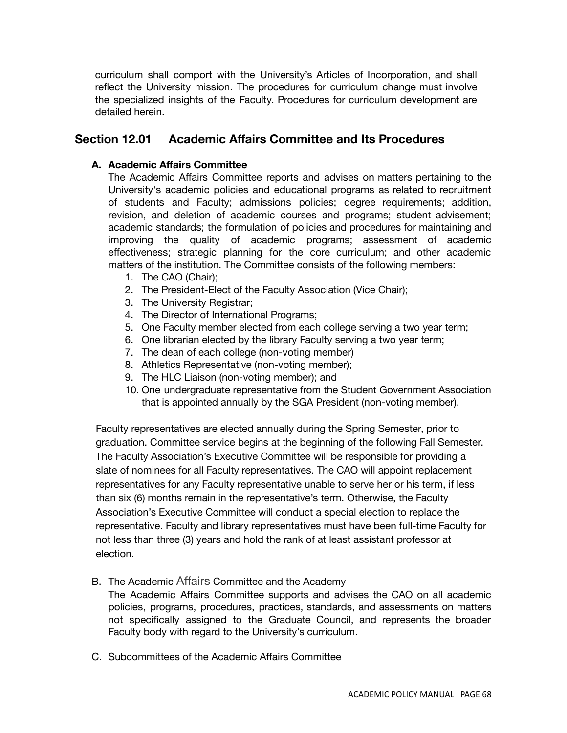curriculum shall comport with the University's Articles of Incorporation, and shall reflect the University mission. The procedures for curriculum change must involve the specialized insights of the Faculty. Procedures for curriculum development are detailed herein.

## Section 12.01 Academic Affairs Committee and Its Procedures

### A. Academic Affairs Committee

The Academic Affairs Committee reports and advises on matters pertaining to the University's academic policies and educational programs as related to recruitment of students and Faculty; admissions policies; degree requirements; addition, revision, and deletion of academic courses and programs; student advisement; academic standards; the formulation of policies and procedures for maintaining and improving the quality of academic programs; assessment of academic effectiveness; strategic planning for the core curriculum; and other academic matters of the institution. The Committee consists of the following members:

1. The CAO (Chair);
2. The President-Elect of the Faculty Association (Vice Chair);
3. The University Registrar;
4. The Director of International Programs;
5. One Faculty member elected from each college serving a two year term;
6. One librarian elected by the library Faculty serving a two year term;
7. The dean of each college (non-voting member)
8. Athletics Representative (non-voting member);
9. The HLC Liaison (non-voting member); and
10. One undergraduate representative from the Student Government Association that is appointed annually by the SGA President (non-voting member).

Faculty representatives are elected annually during the Spring Semester, prior to graduation. Committee service begins at the beginning of the following Fall Semester. The Faculty Association's Executive Committee will be responsible for providing a slate of nominees for all Faculty representatives. The CAO will appoint replacement representatives for any Faculty representative unable to serve her or his term, if less than six (6) months remain in the representative's term. Otherwise, the Faculty Association's Executive Committee will conduct a special election to replace the representative. Faculty and library representatives must have been full-time Faculty for not less than three (3) years and hold the rank of at least assistant professor at election.

### B. The Academic Affairs Committee and the Academy

The Academic Affairs Committee supports and advises the CAO on all academic policies, programs, procedures, practices, standards, and assessments on matters not specifically assigned to the Graduate Council, and represents the broader Faculty body with regard to the University's curriculum.

### C. Subcommittees of the Academic Affairs Committee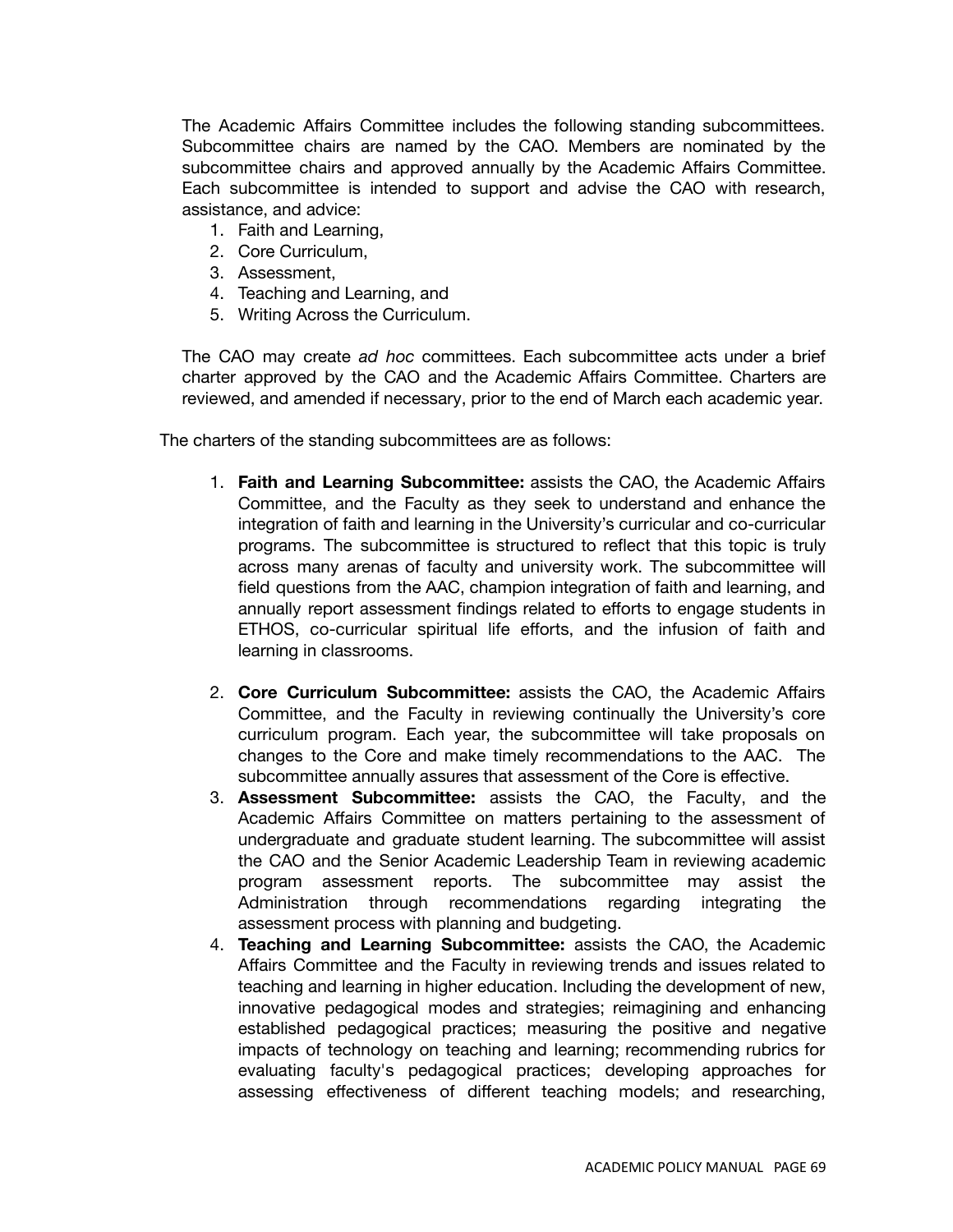The Academic Affairs Committee includes the following standing subcommittees. Subcommittee chairs are named by the CAO. Members are nominated by the subcommittee chairs and approved annually by the Academic Affairs Committee. Each subcommittee is intended to support and advise the CAO with research, assistance, and advice:

1. Faith and Learning,
2. Core Curriculum,
3. Assessment,
4. Teaching and Learning, and
5. Writing Across the Curriculum.

The CAO may create *ad hoc* committees. Each subcommittee acts under a brief charter approved by the CAO and the Academic Affairs Committee. Charters are reviewed, and amended if necessary, prior to the end of March each academic year.

The charters of the standing subcommittees are as follows:

1. **Faith and Learning Subcommittee:** assists the CAO, the Academic Affairs Committee, and the Faculty as they seek to understand and enhance the integration of faith and learning in the University's curricular and co-curricular programs. The subcommittee is structured to reflect that this topic is truly across many arenas of faculty and university work. The subcommittee will field questions from the AAC, champion integration of faith and learning, and annually report assessment findings related to efforts to engage students in ETHOS, co-curricular spiritual life efforts, and the infusion of faith and learning in classrooms.

2. **Core Curriculum Subcommittee:** assists the CAO, the Academic Affairs Committee, and the Faculty in reviewing continually the University's core curriculum program. Each year, the subcommittee will take proposals on changes to the Core and make timely recommendations to the AAC. The subcommittee annually assures that assessment of the Core is effective.
3. **Assessment Subcommittee:** assists the CAO, the Faculty, and the Academic Affairs Committee on matters pertaining to the assessment of undergraduate and graduate student learning. The subcommittee will assist the CAO and the Senior Academic Leadership Team in reviewing academic program assessment reports. The subcommittee may assist the Administration through recommendations regarding integrating the assessment process with planning and budgeting.
4. **Teaching and Learning Subcommittee:** assists the CAO, the Academic Affairs Committee and the Faculty in reviewing trends and issues related to teaching and learning in higher education. Including the development of new, innovative pedagogical modes and strategies; reimagining and enhancing established pedagogical practices; measuring the positive and negative impacts of technology on teaching and learning; recommending rubrics for evaluating faculty's pedagogical practices; developing approaches for assessing effectiveness of different teaching models; and researching,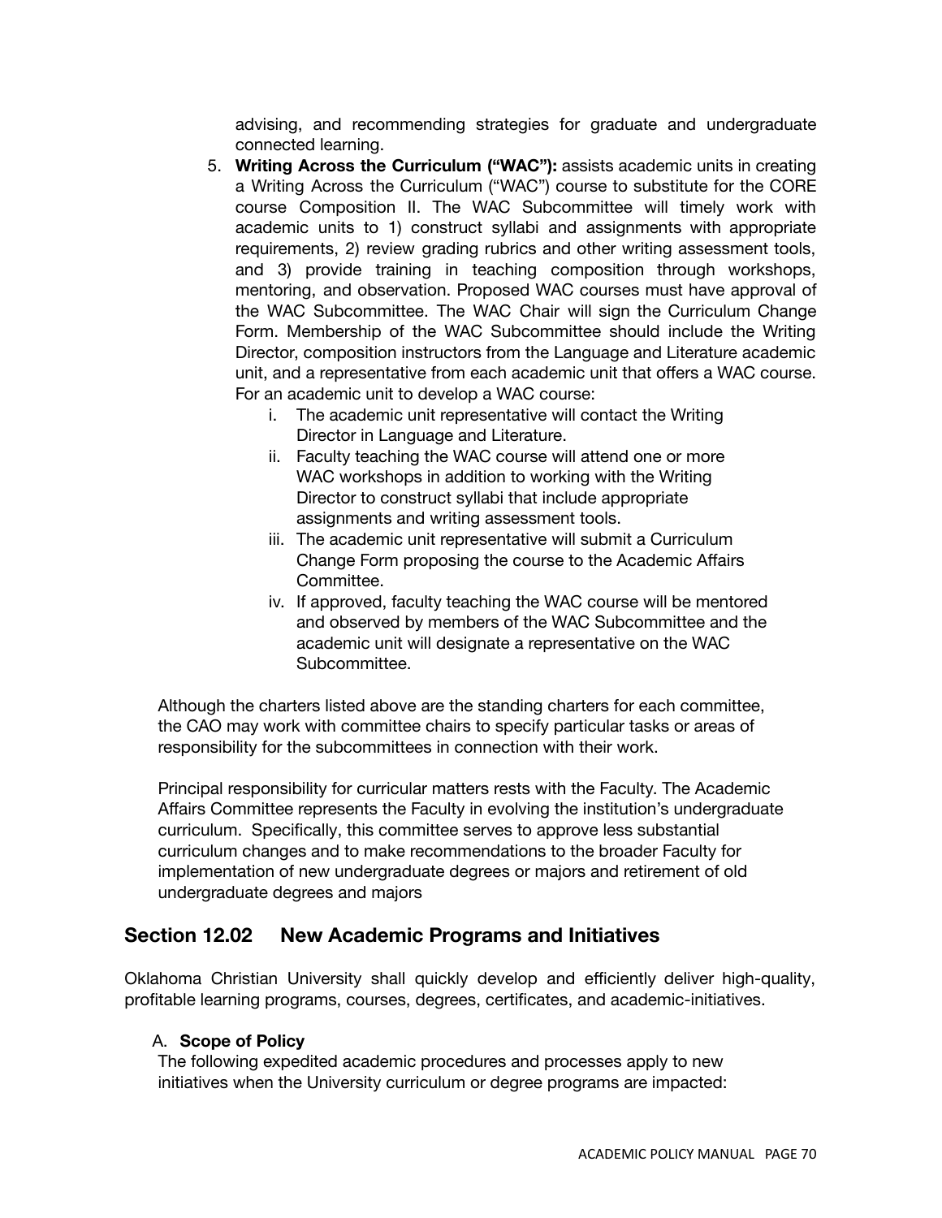advising, and recommending strategies for graduate and undergraduate connected learning.

5. **Writing Across the Curriculum ("WAC"):** assists academic units in creating a Writing Across the Curriculum ("WAC") course to substitute for the CORE course Composition II. The WAC Subcommittee will timely work with academic units to 1) construct syllabi and assignments with appropriate requirements, 2) review grading rubrics and other writing assessment tools, and 3) provide training in teaching composition through workshops, mentoring, and observation. Proposed WAC courses must have approval of the WAC Subcommittee. The WAC Chair will sign the Curriculum Change Form. Membership of the WAC Subcommittee should include the Writing Director, composition instructors from the Language and Literature academic unit, and a representative from each academic unit that offers a WAC course. For an academic unit to develop a WAC course:
    i. The academic unit representative will contact the Writing Director in Language and Literature.
    ii. Faculty teaching the WAC course will attend one or more WAC workshops in addition to working with the Writing Director to construct syllabi that include appropriate assignments and writing assessment tools.
    iii. The academic unit representative will submit a Curriculum Change Form proposing the course to the Academic Affairs Committee.
    iv. If approved, faculty teaching the WAC course will be mentored and observed by members of the WAC Subcommittee and the academic unit will designate a representative on the WAC Subcommittee.

Although the charters listed above are the standing charters for each committee, the CAO may work with committee chairs to specify particular tasks or areas of responsibility for the subcommittees in connection with their work.

Principal responsibility for curricular matters rests with the Faculty. The Academic Affairs Committee represents the Faculty in evolving the institution's undergraduate curriculum. Specifically, this committee serves to approve less substantial curriculum changes and to make recommendations to the broader Faculty for implementation of new undergraduate degrees or majors and retirement of old undergraduate degrees and majors

## Section 12.02 New Academic Programs and Initiatives

Oklahoma Christian University shall quickly develop and efficiently deliver high-quality, profitable learning programs, courses, degrees, certificates, and academic-initiatives.

A. **Scope of Policy**

The following expedited academic procedures and processes apply to new initiatives when the University curriculum or degree programs are impacted: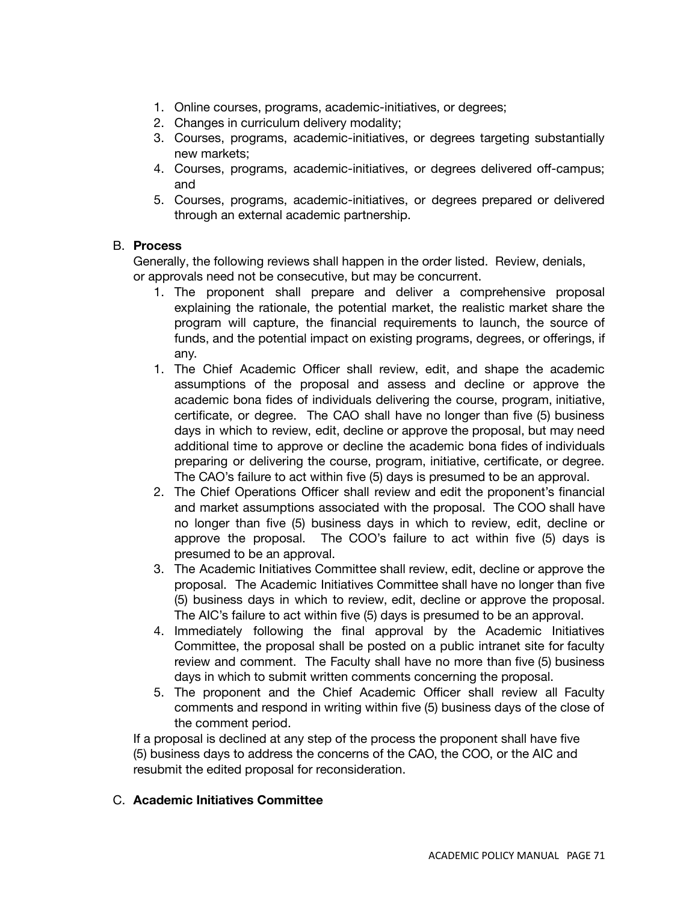1. Online courses, programs, academic-initiatives, or degrees;
2. Changes in curriculum delivery modality;
3. Courses, programs, academic-initiatives, or degrees targeting substantially new markets;
4. Courses, programs, academic-initiatives, or degrees delivered off-campus; and
5. Courses, programs, academic-initiatives, or degrees prepared or delivered through an external academic partnership.

B. **Process**

Generally, the following reviews shall happen in the order listed. Review, denials, or approvals need not be consecutive, but may be concurrent.

1. The proponent shall prepare and deliver a comprehensive proposal explaining the rationale, the potential market, the realistic market share the program will capture, the financial requirements to launch, the source of funds, and the potential impact on existing programs, degrees, or offerings, if any.
1. The Chief Academic Officer shall review, edit, and shape the academic assumptions of the proposal and assess and decline or approve the academic bona fides of individuals delivering the course, program, initiative, certificate, or degree. The CAO shall have no longer than five (5) business days in which to review, edit, decline or approve the proposal, but may need additional time to approve or decline the academic bona fides of individuals preparing or delivering the course, program, initiative, certificate, or degree. The CAO's failure to act within five (5) days is presumed to be an approval.
2. The Chief Operations Officer shall review and edit the proponent's financial and market assumptions associated with the proposal. The COO shall have no longer than five (5) business days in which to review, edit, decline or approve the proposal. The COO's failure to act within five (5) days is presumed to be an approval.
3. The Academic Initiatives Committee shall review, edit, decline or approve the proposal. The Academic Initiatives Committee shall have no longer than five (5) business days in which to review, edit, decline or approve the proposal. The AIC's failure to act within five (5) days is presumed to be an approval.
4. Immediately following the final approval by the Academic Initiatives Committee, the proposal shall be posted on a public intranet site for faculty review and comment. The Faculty shall have no more than five (5) business days in which to submit written comments concerning the proposal.
5. The proponent and the Chief Academic Officer shall review all Faculty comments and respond in writing within five (5) business days of the close of the comment period.

If a proposal is declined at any step of the process the proponent shall have five (5) business days to address the concerns of the CAO, the COO, or the AIC and resubmit the edited proposal for reconsideration.

C. **Academic Initiatives Committee**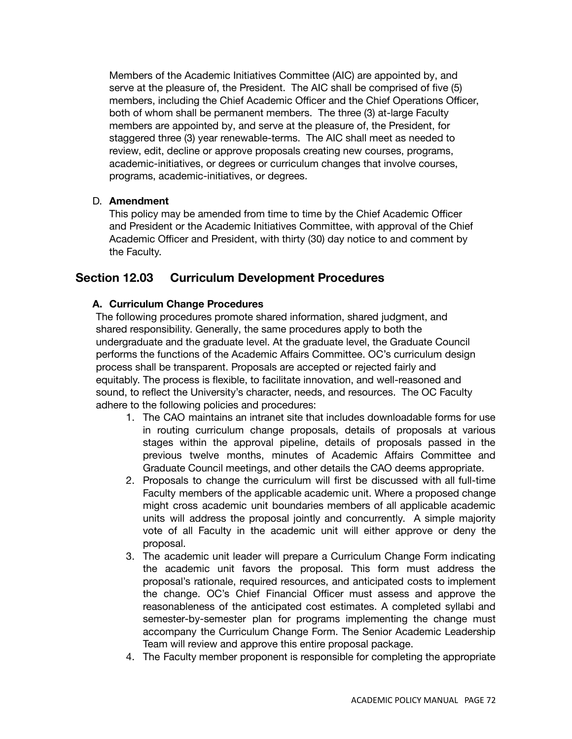Members of the Academic Initiatives Committee (AIC) are appointed by, and serve at the pleasure of, the President. The AIC shall be comprised of five (5) members, including the Chief Academic Officer and the Chief Operations Officer, both of whom shall be permanent members. The three (3) at-large Faculty members are appointed by, and serve at the pleasure of, the President, for staggered three (3) year renewable-terms. The AIC shall meet as needed to review, edit, decline or approve proposals creating new courses, programs, academic-initiatives, or degrees or curriculum changes that involve courses, programs, academic-initiatives, or degrees.

D. **Amendment**

This policy may be amended from time to time by the Chief Academic Officer and President or the Academic Initiatives Committee, with approval of the Chief Academic Officer and President, with thirty (30) day notice to and comment by the Faculty.

## Section 12.03 Curriculum Development Procedures

### A. Curriculum Change Procedures

The following procedures promote shared information, shared judgment, and shared responsibility. Generally, the same procedures apply to both the undergraduate and the graduate level. At the graduate level, the Graduate Council performs the functions of the Academic Affairs Committee. OC's curriculum design process shall be transparent. Proposals are accepted or rejected fairly and equitably. The process is flexible, to facilitate innovation, and well-reasoned and sound, to reflect the University's character, needs, and resources. The OC Faculty adhere to the following policies and procedures:

1. The CAO maintains an intranet site that includes downloadable forms for use in routing curriculum change proposals, details of proposals at various stages within the approval pipeline, details of proposals passed in the previous twelve months, minutes of Academic Affairs Committee and Graduate Council meetings, and other details the CAO deems appropriate.
2. Proposals to change the curriculum will first be discussed with all full-time Faculty members of the applicable academic unit. Where a proposed change might cross academic unit boundaries members of all applicable academic units will address the proposal jointly and concurrently. A simple majority vote of all Faculty in the academic unit will either approve or deny the proposal.
3. The academic unit leader will prepare a Curriculum Change Form indicating the academic unit favors the proposal. This form must address the proposal's rationale, required resources, and anticipated costs to implement the change. OC's Chief Financial Officer must assess and approve the reasonableness of the anticipated cost estimates. A completed syllabi and semester-by-semester plan for programs implementing the change must accompany the Curriculum Change Form. The Senior Academic Leadership Team will review and approve this entire proposal package.
4. The Faculty member proponent is responsible for completing the appropriate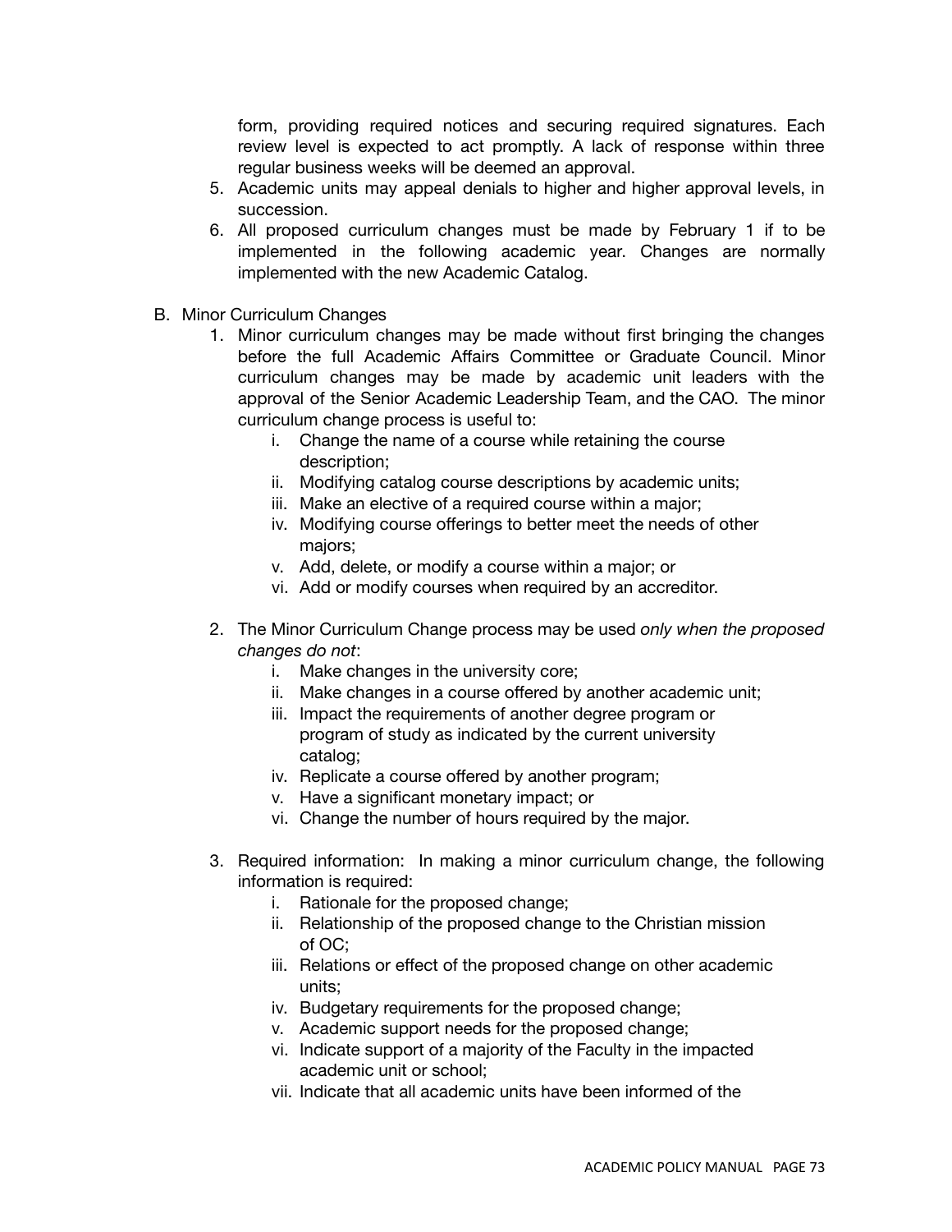form, providing required notices and securing required signatures. Each review level is expected to act promptly. A lack of response within three regular business weeks will be deemed an approval.

5. Academic units may appeal denials to higher and higher approval levels, in succession.
6. All proposed curriculum changes must be made by February 1 if to be implemented in the following academic year. Changes are normally implemented with the new Academic Catalog.

B. Minor Curriculum Changes

1. Minor curriculum changes may be made without first bringing the changes before the full Academic Affairs Committee or Graduate Council. Minor curriculum changes may be made by academic unit leaders with the approval of the Senior Academic Leadership Team, and the CAO. The minor curriculum change process is useful to:
    - i. Change the name of a course while retaining the course description;
    - ii. Modifying catalog course descriptions by academic units;
    - iii. Make an elective of a required course within a major;
    - iv. Modifying course offerings to better meet the needs of other majors;
    - v. Add, delete, or modify a course within a major; or
    - vi. Add or modify courses when required by an accreditor.

2. The Minor Curriculum Change process may be used *only when the proposed changes do not*:
    - i. Make changes in the university core;
    - ii. Make changes in a course offered by another academic unit;
    - iii. Impact the requirements of another degree program or program of study as indicated by the current university catalog;
    - iv. Replicate a course offered by another program;
    - v. Have a significant monetary impact; or
    - vi. Change the number of hours required by the major.

3. Required information: In making a minor curriculum change, the following information is required:
    - i. Rationale for the proposed change;
    - ii. Relationship of the proposed change to the Christian mission of OC;
    - iii. Relations or effect of the proposed change on other academic units;
    - iv. Budgetary requirements for the proposed change;
    - v. Academic support needs for the proposed change;
    - vi. Indicate support of a majority of the Faculty in the impacted academic unit or school;
    - vii. Indicate that all academic units have been informed of the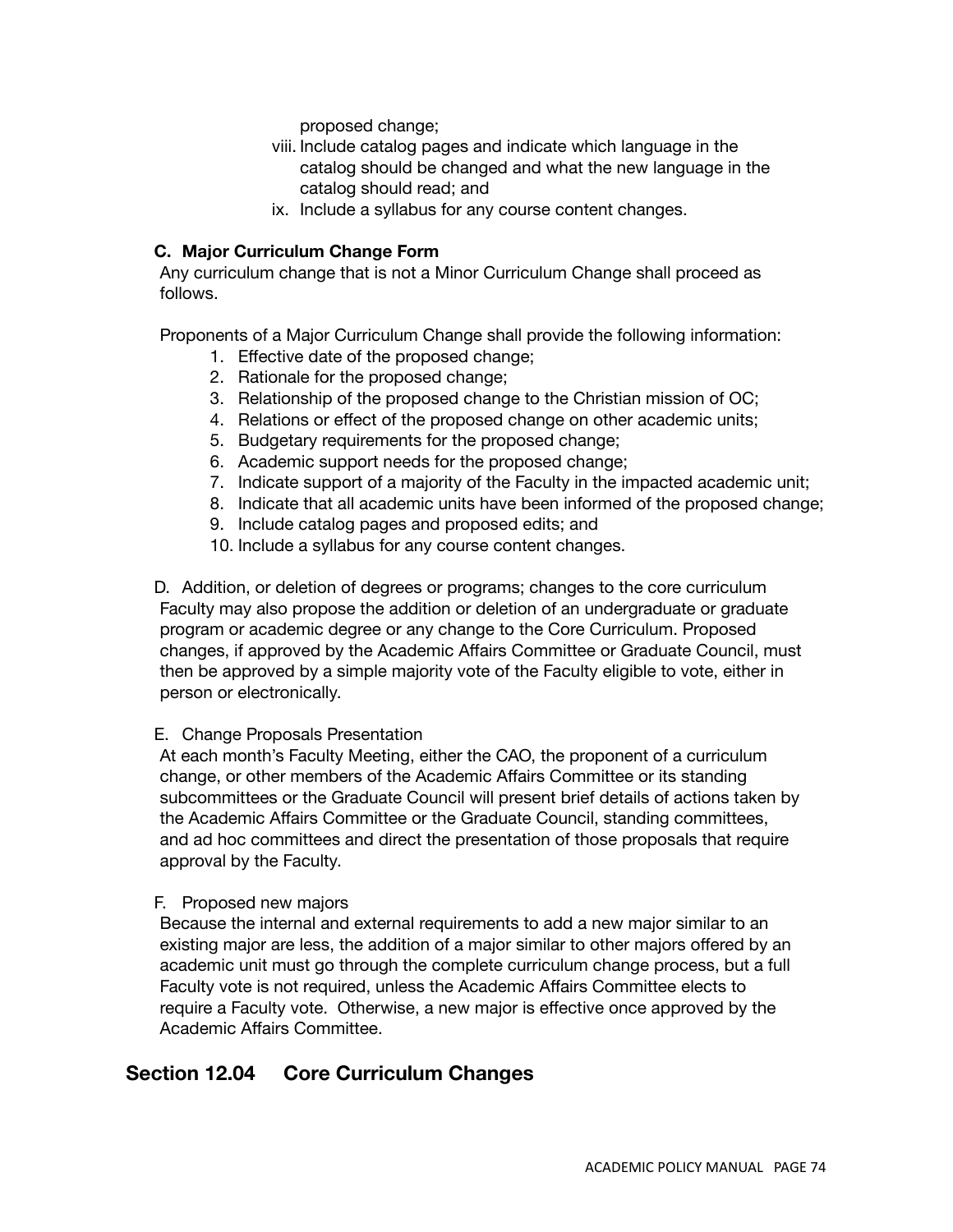proposed change;

viii. Include catalog pages and indicate which language in the catalog should be changed and what the new language in the catalog should read; and

ix. Include a syllabus for any course content changes.

**C. Major Curriculum Change Form**

Any curriculum change that is not a Minor Curriculum Change shall proceed as follows.

Proponents of a Major Curriculum Change shall provide the following information:

1. Effective date of the proposed change;
2. Rationale for the proposed change;
3. Relationship of the proposed change to the Christian mission of OC;
4. Relations or effect of the proposed change on other academic units;
5. Budgetary requirements for the proposed change;
6. Academic support needs for the proposed change;
7. Indicate support of a majority of the Faculty in the impacted academic unit;
8. Indicate that all academic units have been informed of the proposed change;
9. Include catalog pages and proposed edits; and
10. Include a syllabus for any course content changes.

D. Addition, or deletion of degrees or programs; changes to the core curriculum

Faculty may also propose the addition or deletion of an undergraduate or graduate program or academic degree or any change to the Core Curriculum. Proposed changes, if approved by the Academic Affairs Committee or Graduate Council, must then be approved by a simple majority vote of the Faculty eligible to vote, either in person or electronically.

E. Change Proposals Presentation

At each month's Faculty Meeting, either the CAO, the proponent of a curriculum change, or other members of the Academic Affairs Committee or its standing subcommittees or the Graduate Council will present brief details of actions taken by the Academic Affairs Committee or the Graduate Council, standing committees, and ad hoc committees and direct the presentation of those proposals that require approval by the Faculty.

F. Proposed new majors

Because the internal and external requirements to add a new major similar to an existing major are less, the addition of a major similar to other majors offered by an academic unit must go through the complete curriculum change process, but a full Faculty vote is not required, unless the Academic Affairs Committee elects to require a Faculty vote. Otherwise, a new major is effective once approved by the Academic Affairs Committee.

## Section 12.04 Core Curriculum Changes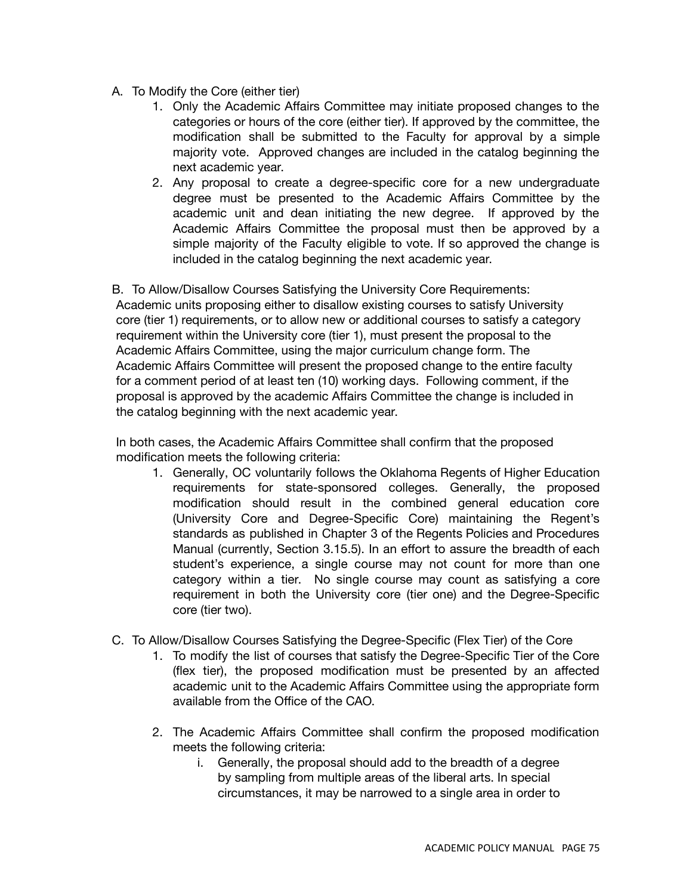A. To Modify the Core (either tier)

   1. Only the Academic Affairs Committee may initiate proposed changes to the categories or hours of the core (either tier). If approved by the committee, the modification shall be submitted to the Faculty for approval by a simple majority vote. Approved changes are included in the catalog beginning the next academic year.
   2. Any proposal to create a degree-specific core for a new undergraduate degree must be presented to the Academic Affairs Committee by the academic unit and dean initiating the new degree. If approved by the Academic Affairs Committee the proposal must then be approved by a simple majority of the Faculty eligible to vote. If so approved the change is included in the catalog beginning the next academic year.

B. To Allow/Disallow Courses Satisfying the University Core Requirements:
Academic units proposing either to disallow existing courses to satisfy University core (tier 1) requirements, or to allow new or additional courses to satisfy a category requirement within the University core (tier 1), must present the proposal to the Academic Affairs Committee, using the major curriculum change form. The Academic Affairs Committee will present the proposed change to the entire faculty for a comment period of at least ten (10) working days. Following comment, if the proposal is approved by the academic Affairs Committee the change is included in the catalog beginning with the next academic year.

In both cases, the Academic Affairs Committee shall confirm that the proposed modification meets the following criteria:

   1. Generally, OC voluntarily follows the Oklahoma Regents of Higher Education requirements for state-sponsored colleges. Generally, the proposed modification should result in the combined general education core (University Core and Degree-Specific Core) maintaining the Regent's standards as published in Chapter 3 of the Regents Policies and Procedures Manual (currently, Section 3.15.5). In an effort to assure the breadth of each student's experience, a single course may not count for more than one category within a tier. No single course may count as satisfying a core requirement in both the University core (tier one) and the Degree-Specific core (tier two).

C. To Allow/Disallow Courses Satisfying the Degree-Specific (Flex Tier) of the Core

   1. To modify the list of courses that satisfy the Degree-Specific Tier of the Core (flex tier), the proposed modification must be presented by an affected academic unit to the Academic Affairs Committee using the appropriate form available from the Office of the CAO.

   2. The Academic Affairs Committee shall confirm the proposed modification meets the following criteria:

      i. Generally, the proposal should add to the breadth of a degree by sampling from multiple areas of the liberal arts. In special circumstances, it may be narrowed to a single area in order to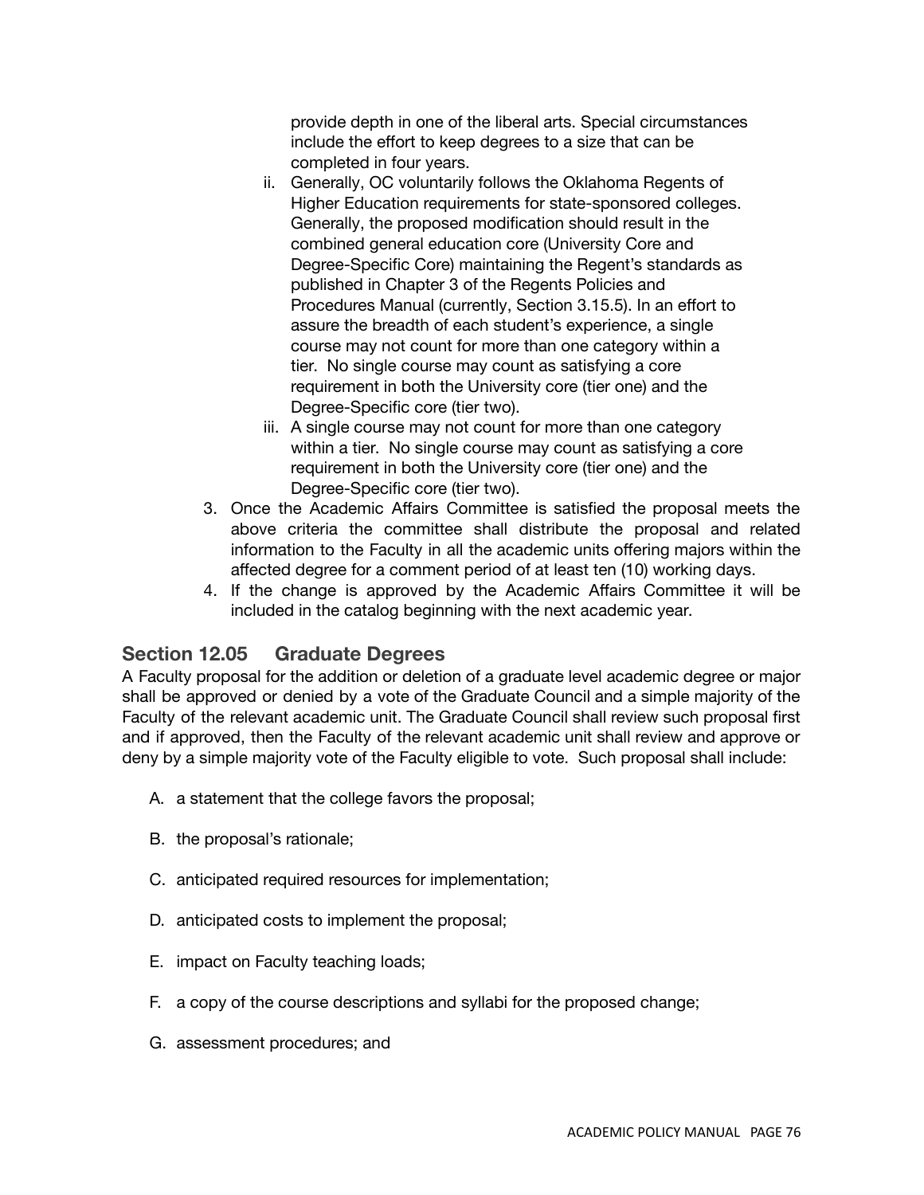provide depth in one of the liberal arts. Special circumstances include the effort to keep degrees to a size that can be completed in four years.

   ii. Generally, OC voluntarily follows the Oklahoma Regents of Higher Education requirements for state-sponsored colleges. Generally, the proposed modification should result in the combined general education core (University Core and Degree-Specific Core) maintaining the Regent's standards as published in Chapter 3 of the Regents Policies and Procedures Manual (currently, Section 3.15.5). In an effort to assure the breadth of each student's experience, a single course may not count for more than one category within a tier. No single course may count as satisfying a core requirement in both the University core (tier one) and the Degree-Specific core (tier two).
   iii. A single course may not count for more than one category within a tier. No single course may count as satisfying a core requirement in both the University core (tier one) and the Degree-Specific core (tier two).

3. Once the Academic Affairs Committee is satisfied the proposal meets the above criteria the committee shall distribute the proposal and related information to the Faculty in all the academic units offering majors within the affected degree for a comment period of at least ten (10) working days.
4. If the change is approved by the Academic Affairs Committee it will be included in the catalog beginning with the next academic year.

## Section 12.05 Graduate Degrees

A Faculty proposal for the addition or deletion of a graduate level academic degree or major shall be approved or denied by a vote of the Graduate Council and a simple majority of the Faculty of the relevant academic unit. The Graduate Council shall review such proposal first and if approved, then the Faculty of the relevant academic unit shall review and approve or deny by a simple majority vote of the Faculty eligible to vote. Such proposal shall include:

A. a statement that the college favors the proposal;

B. the proposal's rationale;

C. anticipated required resources for implementation;

D. anticipated costs to implement the proposal;

E. impact on Faculty teaching loads;

F. a copy of the course descriptions and syllabi for the proposed change;

G. assessment procedures; and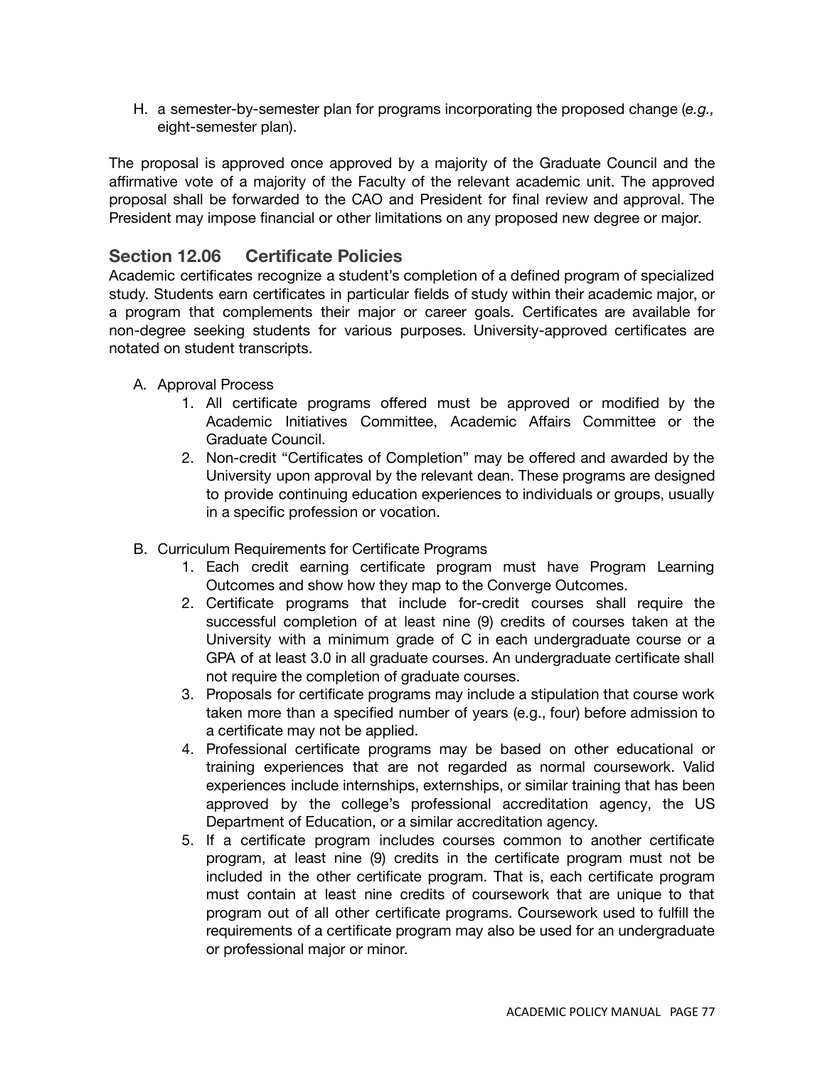H. a semester-by-semester plan for programs incorporating the proposed change (*e.g.,* eight-semester plan).

The proposal is approved once approved by a majority of the Graduate Council and the affirmative vote of a majority of the Faculty of the relevant academic unit. The approved proposal shall be forwarded to the CAO and President for final review and approval. The President may impose financial or other limitations on any proposed new degree or major.

## Section 12.06 Certificate Policies

Academic certificates recognize a student's completion of a defined program of specialized study. Students earn certificates in particular fields of study within their academic major, or a program that complements their major or career goals. Certificates are available for non-degree seeking students for various purposes. University-approved certificates are notated on student transcripts.

A. Approval Process
   1. All certificate programs offered must be approved or modified by the Academic Initiatives Committee, Academic Affairs Committee or the Graduate Council.
   2. Non-credit "Certificates of Completion" may be offered and awarded by the University upon approval by the relevant dean. These programs are designed to provide continuing education experiences to individuals or groups, usually in a specific profession or vocation.

B. Curriculum Requirements for Certificate Programs
   1. Each credit earning certificate program must have Program Learning Outcomes and show how they map to the Converge Outcomes.
   2. Certificate programs that include for-credit courses shall require the successful completion of at least nine (9) credits of courses taken at the University with a minimum grade of C in each undergraduate course or a GPA of at least 3.0 in all graduate courses. An undergraduate certificate shall not require the completion of graduate courses.
   3. Proposals for certificate programs may include a stipulation that course work taken more than a specified number of years (e.g., four) before admission to a certificate may not be applied.
   4. Professional certificate programs may be based on other educational or training experiences that are not regarded as normal coursework. Valid experiences include internships, externships, or similar training that has been approved by the college's professional accreditation agency, the US Department of Education, or a similar accreditation agency.
   5. If a certificate program includes courses common to another certificate program, at least nine (9) credits in the certificate program must not be included in the other certificate program. That is, each certificate program must contain at least nine credits of coursework that are unique to that program out of all other certificate programs. Coursework used to fulfill the requirements of a certificate program may also be used for an undergraduate or professional major or minor.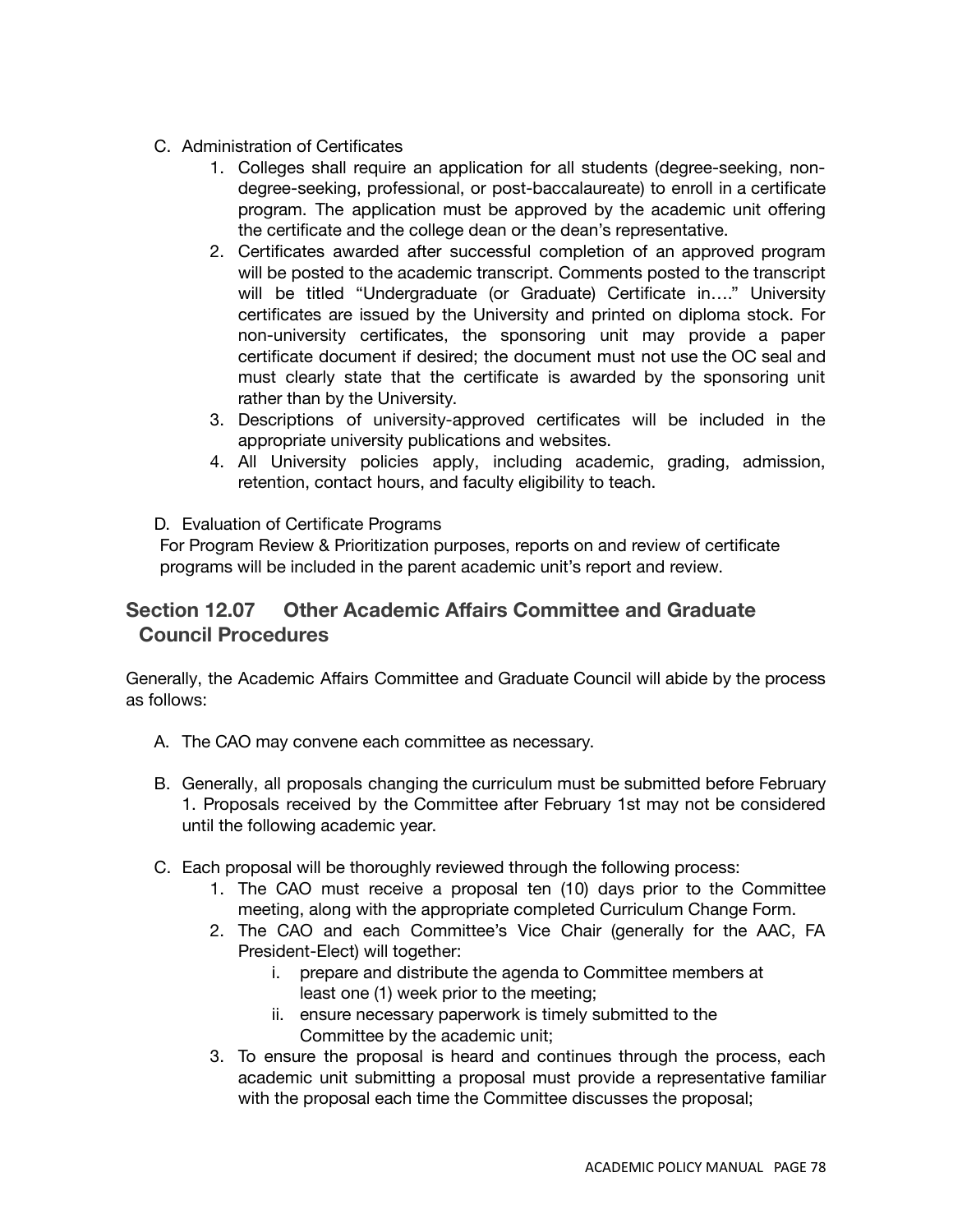C. Administration of Certificates

1. Colleges shall require an application for all students (degree-seeking, non-degree-seeking, professional, or post-baccalaureate) to enroll in a certificate program. The application must be approved by the academic unit offering the certificate and the college dean or the dean's representative.
2. Certificates awarded after successful completion of an approved program will be posted to the academic transcript. Comments posted to the transcript will be titled "Undergraduate (or Graduate) Certificate in…." University certificates are issued by the University and printed on diploma stock. For non-university certificates, the sponsoring unit may provide a paper certificate document if desired; the document must not use the OC seal and must clearly state that the certificate is awarded by the sponsoring unit rather than by the University.
3. Descriptions of university-approved certificates will be included in the appropriate university publications and websites.
4. All University policies apply, including academic, grading, admission, retention, contact hours, and faculty eligibility to teach.

D. Evaluation of Certificate Programs

For Program Review & Prioritization purposes, reports on and review of certificate programs will be included in the parent academic unit's report and review.

## Section 12.07 Other Academic Affairs Committee and Graduate Council Procedures

Generally, the Academic Affairs Committee and Graduate Council will abide by the process as follows:

A. The CAO may convene each committee as necessary.

B. Generally, all proposals changing the curriculum must be submitted before February 1. Proposals received by the Committee after February 1st may not be considered until the following academic year.

C. Each proposal will be thoroughly reviewed through the following process:

1. The CAO must receive a proposal ten (10) days prior to the Committee meeting, along with the appropriate completed Curriculum Change Form.
2. The CAO and each Committee's Vice Chair (generally for the AAC, FA President-Elect) will together:
   i. prepare and distribute the agenda to Committee members at least one (1) week prior to the meeting;
   ii. ensure necessary paperwork is timely submitted to the Committee by the academic unit;
3. To ensure the proposal is heard and continues through the process, each academic unit submitting a proposal must provide a representative familiar with the proposal each time the Committee discusses the proposal;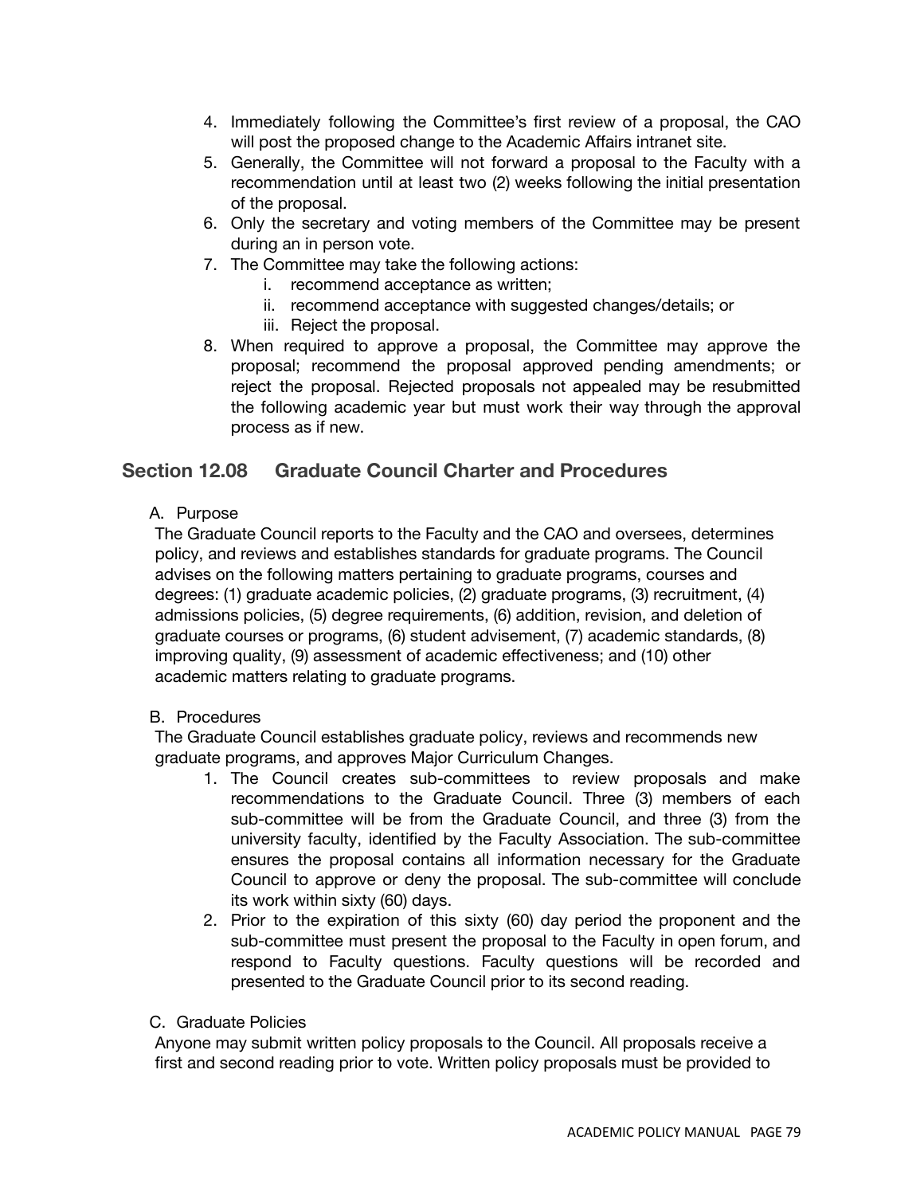4. Immediately following the Committee's first review of a proposal, the CAO will post the proposed change to the Academic Affairs intranet site.
5. Generally, the Committee will not forward a proposal to the Faculty with a recommendation until at least two (2) weeks following the initial presentation of the proposal.
6. Only the secretary and voting members of the Committee may be present during an in person vote.
7. The Committee may take the following actions:
    i. recommend acceptance as written;
    ii. recommend acceptance with suggested changes/details; or
    iii. Reject the proposal.
8. When required to approve a proposal, the Committee may approve the proposal; recommend the proposal approved pending amendments; or reject the proposal. Rejected proposals not appealed may be resubmitted the following academic year but must work their way through the approval process as if new.

## Section 12.08 Graduate Council Charter and Procedures

A. Purpose

The Graduate Council reports to the Faculty and the CAO and oversees, determines policy, and reviews and establishes standards for graduate programs. The Council advises on the following matters pertaining to graduate programs, courses and degrees: (1) graduate academic policies, (2) graduate programs, (3) recruitment, (4) admissions policies, (5) degree requirements, (6) addition, revision, and deletion of graduate courses or programs, (6) student advisement, (7) academic standards, (8) improving quality, (9) assessment of academic effectiveness; and (10) other academic matters relating to graduate programs.

B. Procedures

The Graduate Council establishes graduate policy, reviews and recommends new graduate programs, and approves Major Curriculum Changes.

1. The Council creates sub-committees to review proposals and make recommendations to the Graduate Council. Three (3) members of each sub-committee will be from the Graduate Council, and three (3) from the university faculty, identified by the Faculty Association. The sub-committee ensures the proposal contains all information necessary for the Graduate Council to approve or deny the proposal. The sub-committee will conclude its work within sixty (60) days.
2. Prior to the expiration of this sixty (60) day period the proponent and the sub-committee must present the proposal to the Faculty in open forum, and respond to Faculty questions. Faculty questions will be recorded and presented to the Graduate Council prior to its second reading.

C. Graduate Policies

Anyone may submit written policy proposals to the Council. All proposals receive a first and second reading prior to vote. Written policy proposals must be provided to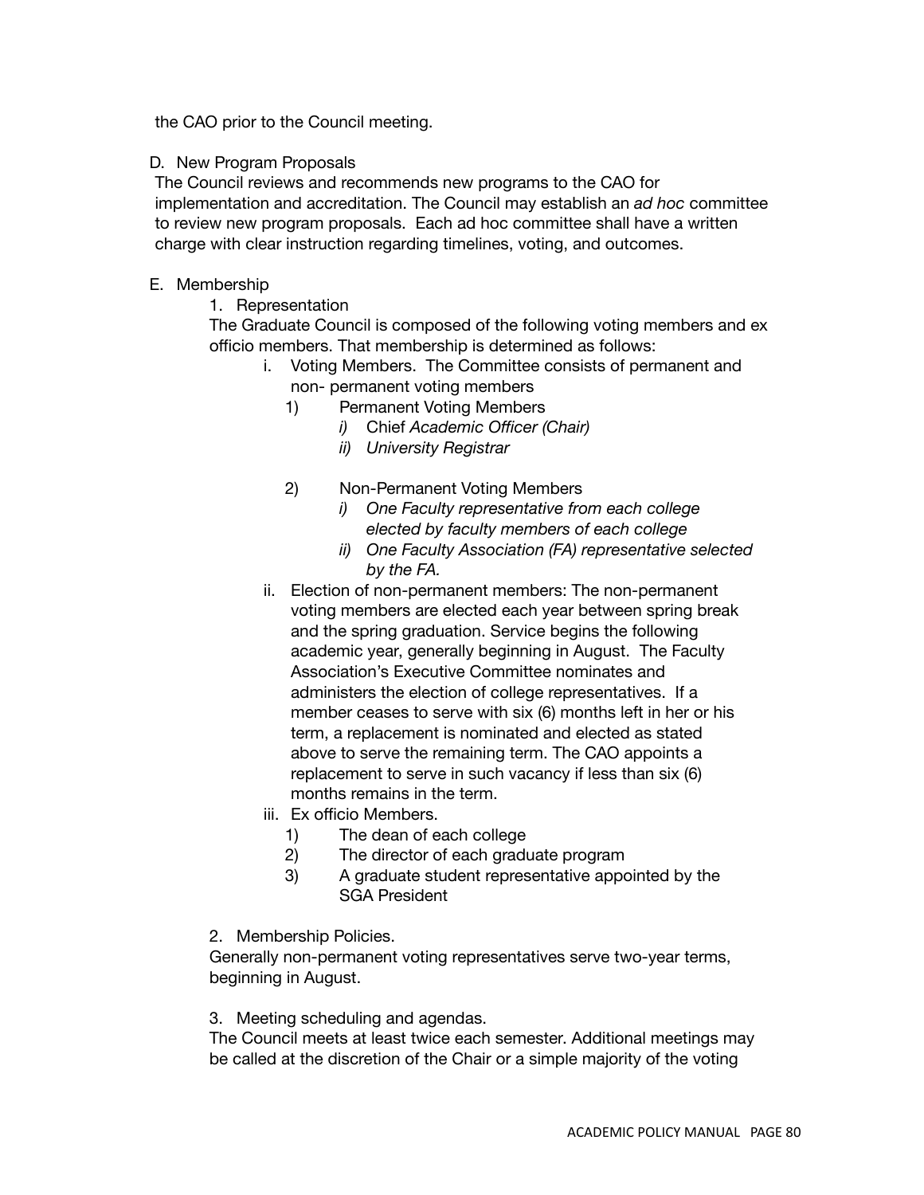the CAO prior to the Council meeting.

D. New Program Proposals

The Council reviews and recommends new programs to the CAO for implementation and accreditation. The Council may establish an *ad hoc* committee to review new program proposals. Each ad hoc committee shall have a written charge with clear instruction regarding timelines, voting, and outcomes.

E. Membership

1. Representation

The Graduate Council is composed of the following voting members and ex officio members. That membership is determined as follows:

i. Voting Members. The Committee consists of permanent and non- permanent voting members

1) Permanent Voting Members

*i)* Chief *Academic Officer (Chair)*

*ii) University Registrar*

2) Non-Permanent Voting Members

*i) One Faculty representative from each college elected by faculty members of each college*

*ii) One Faculty Association (FA) representative selected by the FA.*

ii. Election of non-permanent members: The non-permanent voting members are elected each year between spring break and the spring graduation. Service begins the following academic year, generally beginning in August. The Faculty Association's Executive Committee nominates and administers the election of college representatives. If a member ceases to serve with six (6) months left in her or his term, a replacement is nominated and elected as stated above to serve the remaining term. The CAO appoints a replacement to serve in such vacancy if less than six (6) months remains in the term.

iii. Ex officio Members.

1) The dean of each college

2) The director of each graduate program

3) A graduate student representative appointed by the SGA President

2. Membership Policies.

Generally non-permanent voting representatives serve two-year terms, beginning in August.

3. Meeting scheduling and agendas.

The Council meets at least twice each semester. Additional meetings may be called at the discretion of the Chair or a simple majority of the voting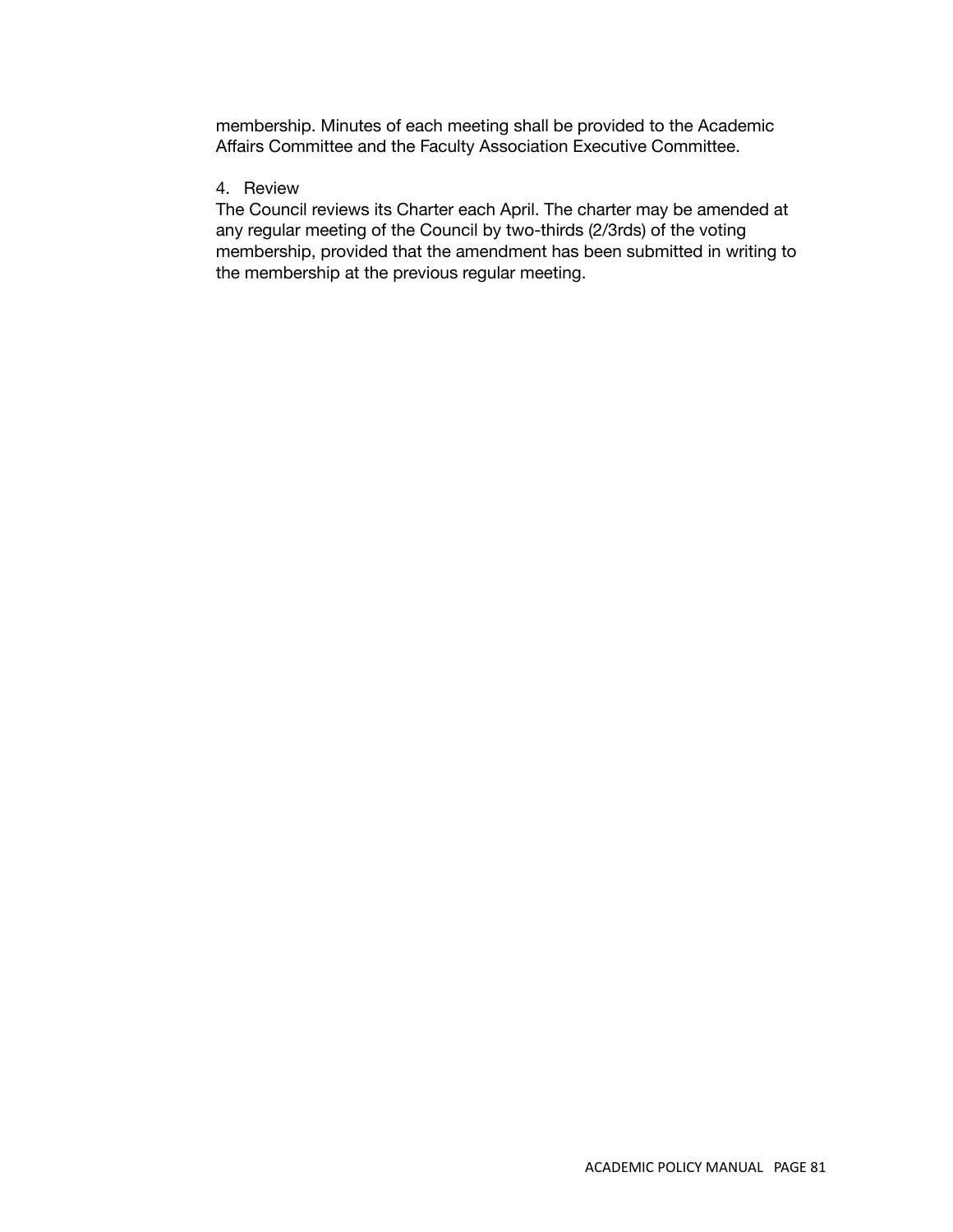membership. Minutes of each meeting shall be provided to the Academic Affairs Committee and the Faculty Association Executive Committee.

4. Review

The Council reviews its Charter each April. The charter may be amended at any regular meeting of the Council by two-thirds (2/3rds) of the voting membership, provided that the amendment has been submitted in writing to the membership at the previous regular meeting.